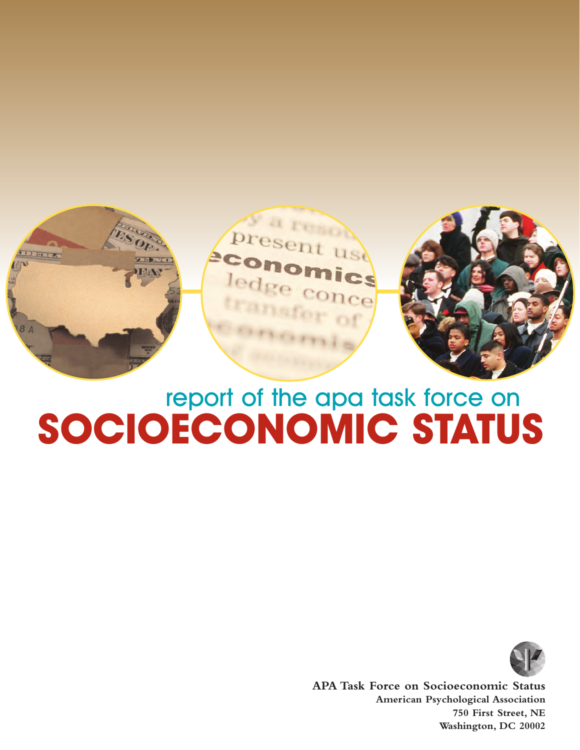# report of the apa task force on SOCIOECONOMIC STATUS

**APA Task Force on Socioeconomic Status**
**American Psychological Association**
**750 First Street, NE**
**Washington, DC 20002**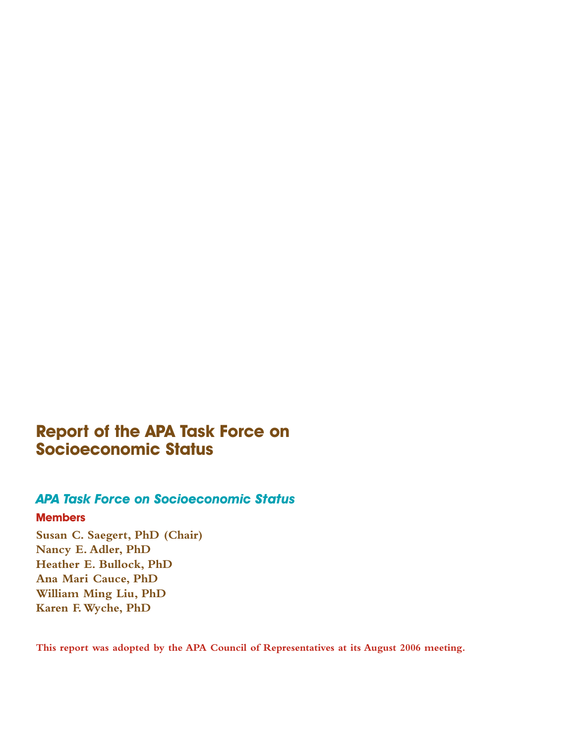# Report of the APA Task Force on Socioeconomic Status

## *APA Task Force on Socioeconomic Status*

### Members

**Susan C. Saegert, PhD (Chair)**
**Nancy E. Adler, PhD**
**Heather E. Bullock, PhD**
**Ana Mari Cauce, PhD**
**William Ming Liu, PhD**
**Karen F. Wyche, PhD**

**This report was adopted by the APA Council of Representatives at its August 2006 meeting.**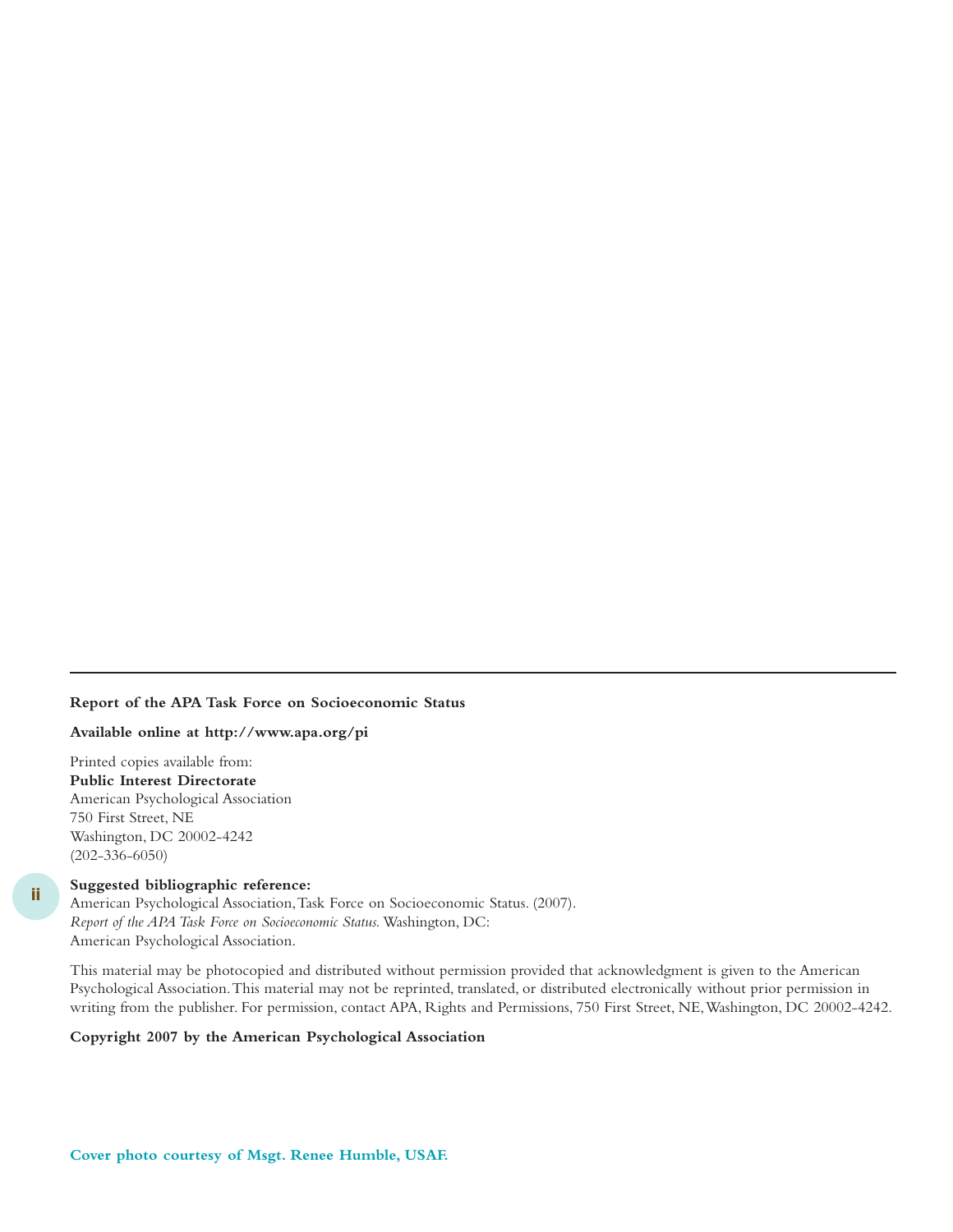---

**Report of the APA Task Force on Socioeconomic Status**

**Available online at http://www.apa.org/pi**

Printed copies available from:
**Public Interest Directorate**
American Psychological Association
750 First Street, NE
Washington, DC 20002-4242
(202-336-6050)

**Suggested bibliographic reference:**
American Psychological Association, Task Force on Socioeconomic Status. (2007).
*Report of the APA Task Force on Socioeconomic Status.* Washington, DC:
American Psychological Association.

This material may be photocopied and distributed without permission provided that acknowledgment is given to the American Psychological Association. This material may not be reprinted, translated, or distributed electronically without prior permission in writing from the publisher. For permission, contact APA, Rights and Permissions, 750 First Street, NE, Washington, DC 20002-4242.

**Copyright 2007 by the American Psychological Association**

**Cover photo courtesy of Msgt. Renee Humble, USAF.**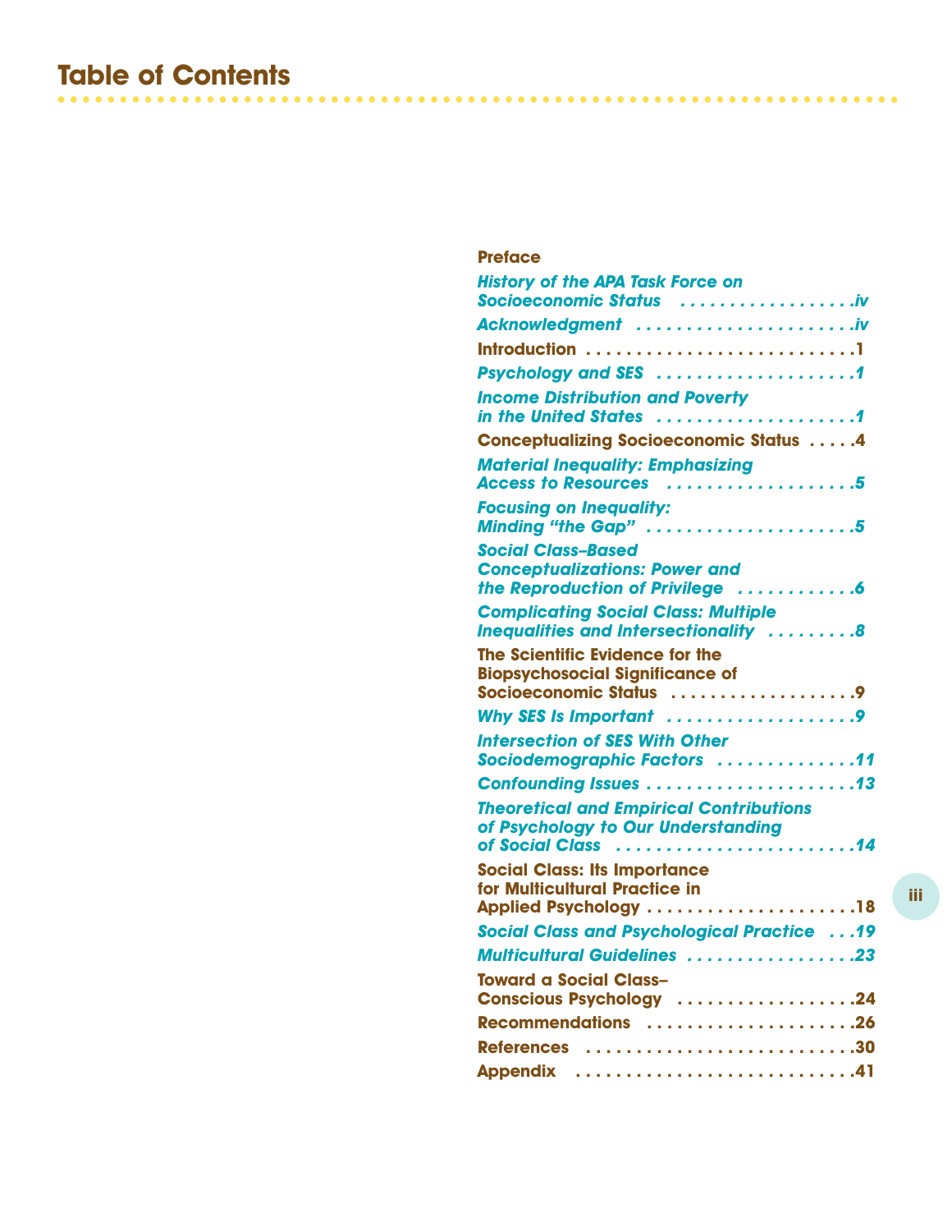# Table of Contents

**Preface**

*History of the APA Task Force on Socioeconomic Status* . . . . . . . . . . . . . . . . . .iv

*Acknowledgment* . . . . . . . . . . . . . . . . . . . . . .iv

**Introduction** . . . . . . . . . . . . . . . . . . . . . . . . . . .1

*Psychology and SES* . . . . . . . . . . . . . . . . . . . .1

*Income Distribution and Poverty in the United States* . . . . . . . . . . . . . . . . . . . .1

**Conceptualizing Socioeconomic Status** . . . . .4

*Material Inequality: Emphasizing Access to Resources* . . . . . . . . . . . . . . . . . . .5

*Focusing on Inequality: Minding "the Gap"* . . . . . . . . . . . . . . . . . . . . .5

*Social Class–Based Conceptualizations: Power and the Reproduction of Privilege* . . . . . . . . . . . .6

*Complicating Social Class: Multiple Inequalities and Intersectionality* . . . . . . . . .8

**The Scientific Evidence for the Biopsychosocial Significance of Socioeconomic Status** . . . . . . . . . . . . . . . . . .9

*Why SES Is Important* . . . . . . . . . . . . . . . . . . .9

*Intersection of SES With Other Sociodemographic Factors* . . . . . . . . . . . . . .11

*Confounding Issues* . . . . . . . . . . . . . . . . . . . .13

*Theoretical and Empirical Contributions of Psychology to Our Understanding of Social Class* . . . . . . . . . . . . . . . . . . . . . . . .14

**Social Class: Its Importance for Multicultural Practice in Applied Psychology** . . . . . . . . . . . . . . . . . . . . .18

*Social Class and Psychological Practice* . . .19

*Multicultural Guidelines* . . . . . . . . . . . . . . . . .23

**Toward a Social Class–Conscious Psychology** . . . . . . . . . . . . . . . . . .24

**Recommendations** . . . . . . . . . . . . . . . . . . . . .26

**References** . . . . . . . . . . . . . . . . . . . . . . . . . . .30

**Appendix** . . . . . . . . . . . . . . . . . . . . . . . . . . . .41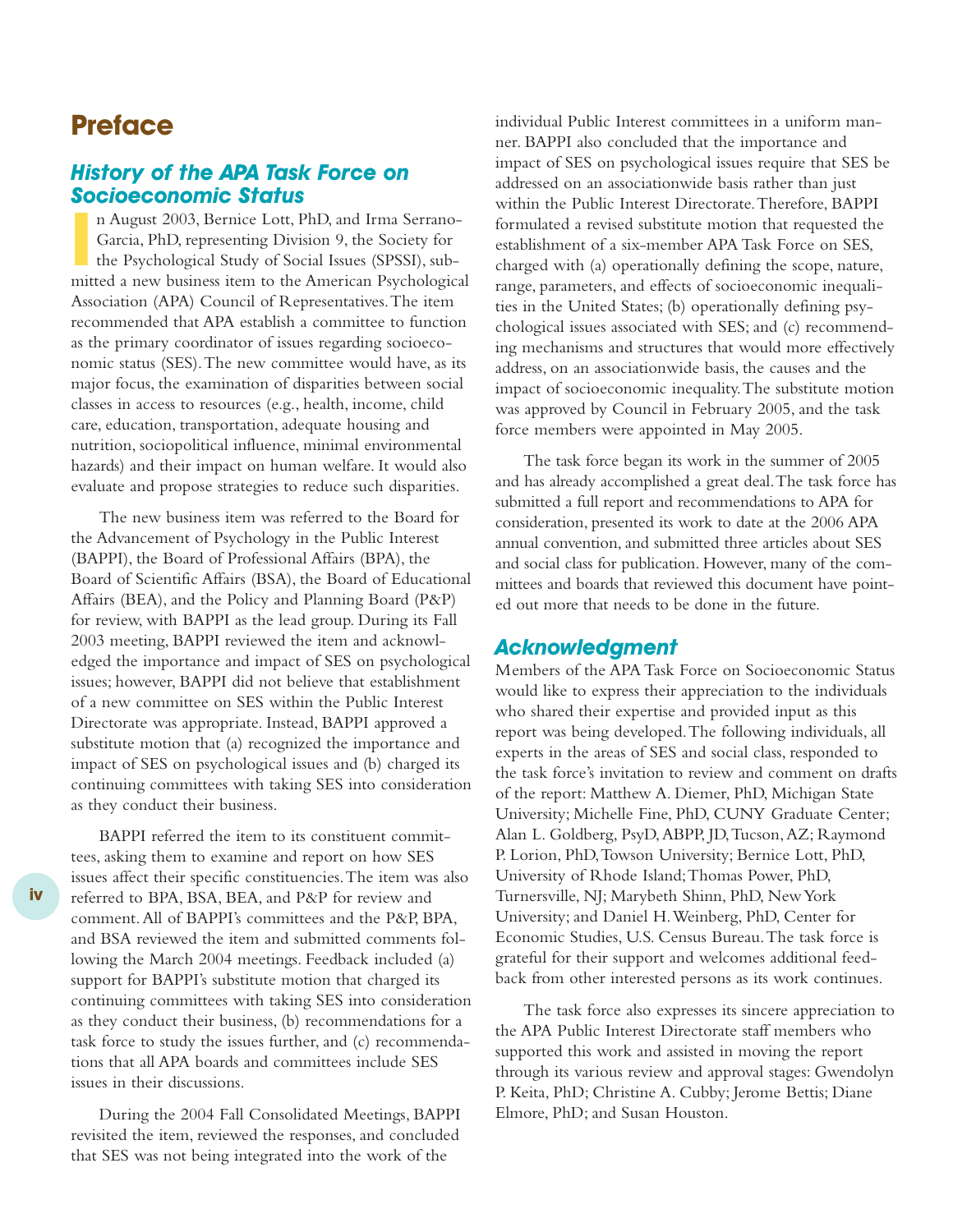# Preface

## *History of the APA Task Force on Socioeconomic Status*

In August 2003, Bernice Lott, PhD, and Irma Serrano-Garcia, PhD, representing Division 9, the Society for the Psychological Study of Social Issues (SPSSI), submitted a new business item to the American Psychological Association (APA) Council of Representatives. The item recommended that APA establish a committee to function as the primary coordinator of issues regarding socioeconomic status (SES). The new committee would have, as its major focus, the examination of disparities between social classes in access to resources (e.g., health, income, child care, education, transportation, adequate housing and nutrition, sociopolitical influence, minimal environmental hazards) and their impact on human welfare. It would also evaluate and propose strategies to reduce such disparities.

The new business item was referred to the Board for the Advancement of Psychology in the Public Interest (BAPPI), the Board of Professional Affairs (BPA), the Board of Scientific Affairs (BSA), the Board of Educational Affairs (BEA), and the Policy and Planning Board (P&P) for review, with BAPPI as the lead group. During its Fall 2003 meeting, BAPPI reviewed the item and acknowledged the importance and impact of SES on psychological issues; however, BAPPI did not believe that establishment of a new committee on SES within the Public Interest Directorate was appropriate. Instead, BAPPI approved a substitute motion that (a) recognized the importance and impact of SES on psychological issues and (b) charged its continuing committees with taking SES into consideration as they conduct their business.

BAPPI referred the item to its constituent committees, asking them to examine and report on how SES issues affect their specific constituencies. The item was also referred to BPA, BSA, BEA, and P&P for review and comment. All of BAPPI's committees and the P&P, BPA, and BSA reviewed the item and submitted comments following the March 2004 meetings. Feedback included (a) support for BAPPI's substitute motion that charged its continuing committees with taking SES into consideration as they conduct their business, (b) recommendations for a task force to study the issues further, and (c) recommendations that all APA boards and committees include SES issues in their discussions.

During the 2004 Fall Consolidated Meetings, BAPPI revisited the item, reviewed the responses, and concluded that SES was not being integrated into the work of the individual Public Interest committees in a uniform manner. BAPPI also concluded that the importance and impact of SES on psychological issues require that SES be addressed on an associationwide basis rather than just within the Public Interest Directorate. Therefore, BAPPI formulated a revised substitute motion that requested the establishment of a six-member APA Task Force on SES, charged with (a) operationally defining the scope, nature, range, parameters, and effects of socioeconomic inequalities in the United States; (b) operationally defining psychological issues associated with SES; and (c) recommending mechanisms and structures that would more effectively address, on an associationwide basis, the causes and the impact of socioeconomic inequality. The substitute motion was approved by Council in February 2005, and the task force members were appointed in May 2005.

The task force began its work in the summer of 2005 and has already accomplished a great deal. The task force has submitted a full report and recommendations to APA for consideration, presented its work to date at the 2006 APA annual convention, and submitted three articles about SES and social class for publication. However, many of the committees and boards that reviewed this document have pointed out more that needs to be done in the future.

## *Acknowledgment*

Members of the APA Task Force on Socioeconomic Status would like to express their appreciation to the individuals who shared their expertise and provided input as this report was being developed. The following individuals, all experts in the areas of SES and social class, responded to the task force's invitation to review and comment on drafts of the report: Matthew A. Diemer, PhD, Michigan State University; Michelle Fine, PhD, CUNY Graduate Center; Alan L. Goldberg, PsyD, ABPP, JD, Tucson, AZ; Raymond P. Lorion, PhD, Towson University; Bernice Lott, PhD, University of Rhode Island; Thomas Power, PhD, Turnersville, NJ; Marybeth Shinn, PhD, New York University; and Daniel H. Weinberg, PhD, Center for Economic Studies, U.S. Census Bureau. The task force is grateful for their support and welcomes additional feedback from other interested persons as its work continues.

The task force also expresses its sincere appreciation to the APA Public Interest Directorate staff members who supported this work and assisted in moving the report through its various review and approval stages: Gwendolyn P. Keita, PhD; Christine A. Cubby; Jerome Bettis; Diane Elmore, PhD; and Susan Houston.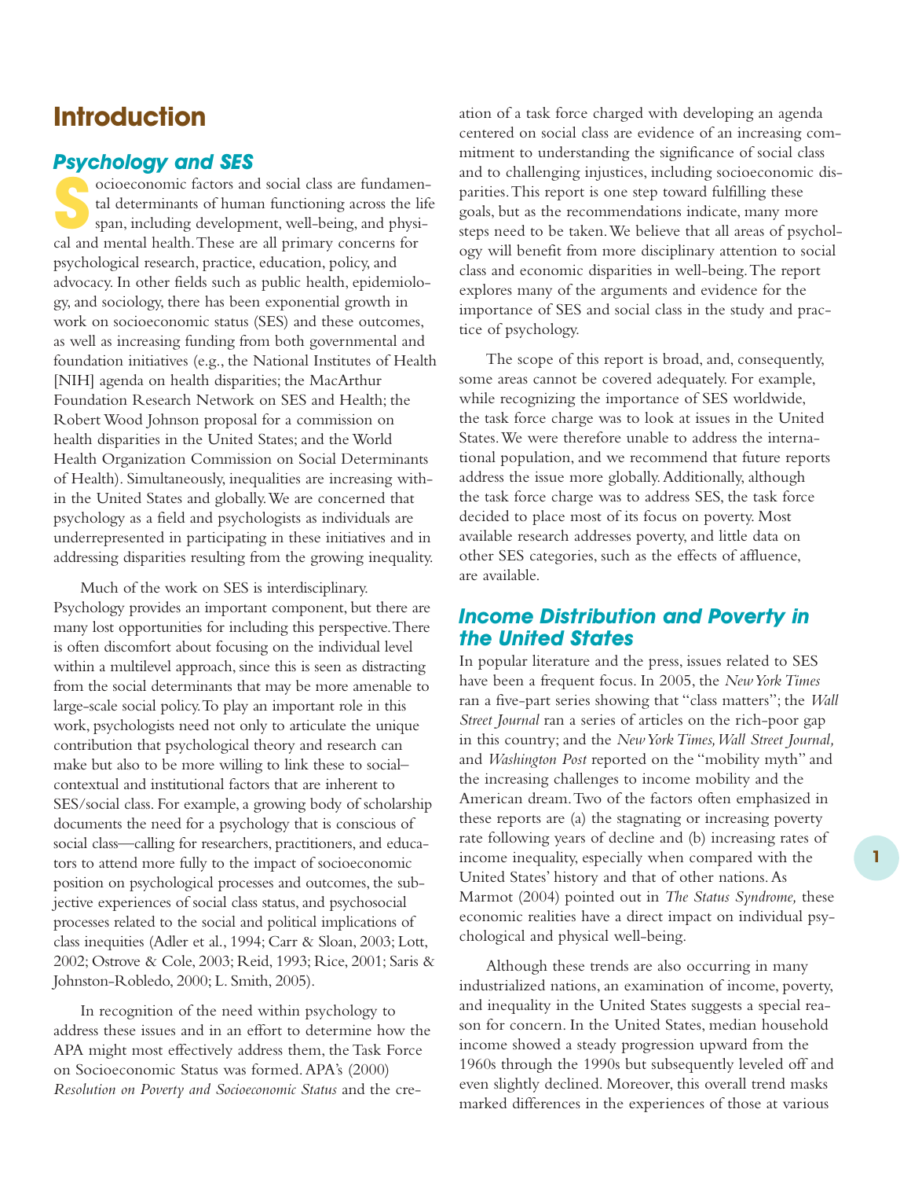# Introduction

## Psychology and SES

Socioeconomic factors and social class are fundamental determinants of human functioning across the life span, including development, well-being, and physical and mental health. These are all primary concerns for psychological research, practice, education, policy, and advocacy. In other fields such as public health, epidemiology, and sociology, there has been exponential growth in work on socioeconomic status (SES) and these outcomes, as well as increasing funding from both governmental and foundation initiatives (e.g., the National Institutes of Health [NIH] agenda on health disparities; the MacArthur Foundation Research Network on SES and Health; the Robert Wood Johnson proposal for a commission on health disparities in the United States; and the World Health Organization Commission on Social Determinants of Health). Simultaneously, inequalities are increasing within the United States and globally. We are concerned that psychology as a field and psychologists as individuals are underrepresented in participating in these initiatives and in addressing disparities resulting from the growing inequality.

Much of the work on SES is interdisciplinary. Psychology provides an important component, but there are many lost opportunities for including this perspective. There is often discomfort about focusing on the individual level within a multilevel approach, since this is seen as distracting from the social determinants that may be more amenable to large-scale social policy. To play an important role in this work, psychologists need not only to articulate the unique contribution that psychological theory and research can make but also to be more willing to link these to social–contextual and institutional factors that are inherent to SES/social class. For example, a growing body of scholarship documents the need for a psychology that is conscious of social class—calling for researchers, practitioners, and educators to attend more fully to the impact of socioeconomic position on psychological processes and outcomes, the subjective experiences of social class status, and psychosocial processes related to the social and political implications of class inequities (Adler et al., 1994; Carr & Sloan, 2003; Lott, 2002; Ostrove & Cole, 2003; Reid, 1993; Rice, 2001; Saris & Johnston-Robledo, 2000; L. Smith, 2005).

In recognition of the need within psychology to address these issues and in an effort to determine how the APA might most effectively address them, the Task Force on Socioeconomic Status was formed. APA's (2000) *Resolution on Poverty and Socioeconomic Status* and the creation of a task force charged with developing an agenda centered on social class are evidence of an increasing commitment to understanding the significance of social class and to challenging injustices, including socioeconomic disparities. This report is one step toward fulfilling these goals, but as the recommendations indicate, many more steps need to be taken. We believe that all areas of psychology will benefit from more disciplinary attention to social class and economic disparities in well-being. The report explores many of the arguments and evidence for the importance of SES and social class in the study and practice of psychology.

The scope of this report is broad, and, consequently, some areas cannot be covered adequately. For example, while recognizing the importance of SES worldwide, the task force charge was to look at issues in the United States. We were therefore unable to address the international population, and we recommend that future reports address the issue more globally. Additionally, although the task force charge was to address SES, the task force decided to place most of its focus on poverty. Most available research addresses poverty, and little data on other SES categories, such as the effects of affluence, are available.

## Income Distribution and Poverty in the United States

In popular literature and the press, issues related to SES have been a frequent focus. In 2005, the *New York Times* ran a five-part series showing that "class matters"; the *Wall Street Journal* ran a series of articles on the rich-poor gap in this country; and the *New York Times, Wall Street Journal,* and *Washington Post* reported on the "mobility myth" and the increasing challenges to income mobility and the American dream. Two of the factors often emphasized in these reports are (a) the stagnating or increasing poverty rate following years of decline and (b) increasing rates of income inequality, especially when compared with the United States' history and that of other nations. As Marmot (2004) pointed out in *The Status Syndrome,* these economic realities have a direct impact on individual psychological and physical well-being.

Although these trends are also occurring in many industrialized nations, an examination of income, poverty, and inequality in the United States suggests a special reason for concern. In the United States, median household income showed a steady progression upward from the 1960s through the 1990s but subsequently leveled off and even slightly declined. Moreover, this overall trend masks marked differences in the experiences of those at various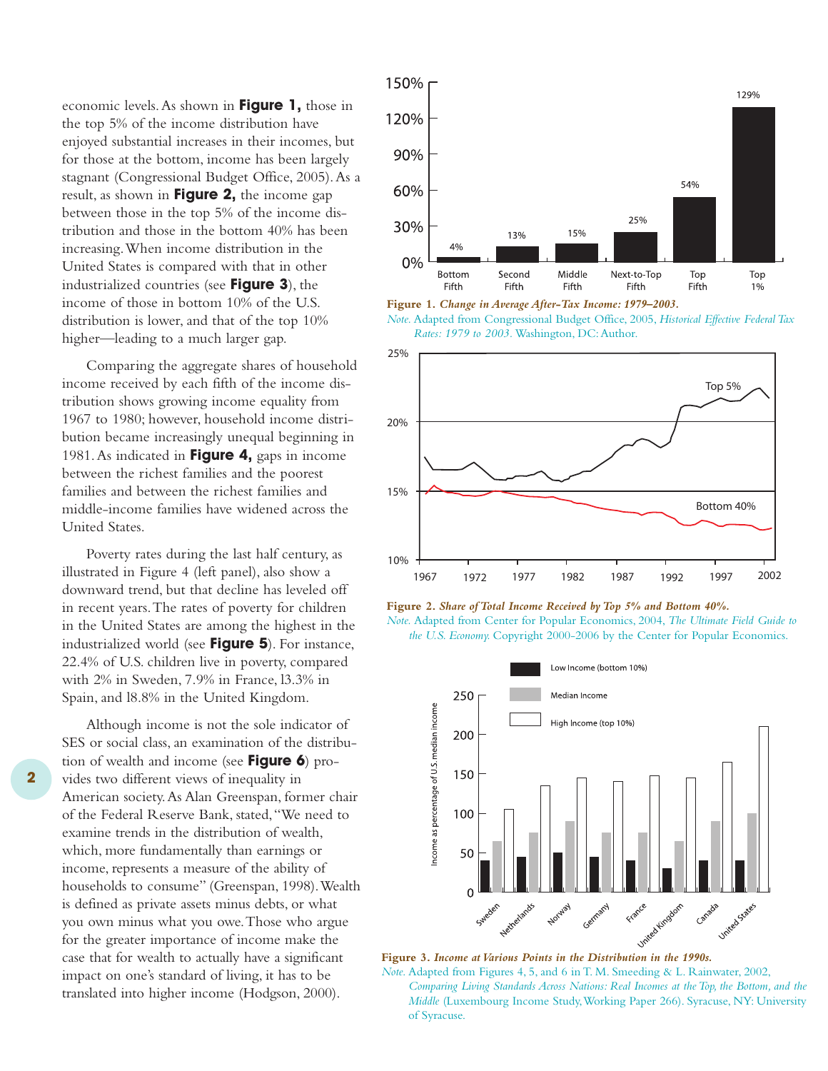economic levels. As shown in **Figure 1,** those in the top 5% of the income distribution have enjoyed substantial increases in their incomes, but for those at the bottom, income has been largely stagnant (Congressional Budget Office, 2005). As a result, as shown in **Figure 2,** the income gap between those in the top 5% of the income distribution and those in the bottom 40% has been increasing. When income distribution in the United States is compared with that in other industrialized countries (see **Figure 3**), the income of those in bottom 10% of the U.S. distribution is lower, and that of the top 10% higher—leading to a much larger gap.

Comparing the aggregate shares of household income received by each fifth of the income distribution shows growing income equality from 1967 to 1980; however, household income distribution became increasingly unequal beginning in 1981. As indicated in **Figure 4,** gaps in income between the richest families and the poorest families and between the richest families and middle-income families have widened across the United States.

Poverty rates during the last half century, as illustrated in Figure 4 (left panel), also show a downward trend, but that decline has leveled off in recent years. The rates of poverty for children in the United States are among the highest in the industrialized world (see **Figure 5**). For instance, 22.4% of U.S. children live in poverty, compared with 2% in Sweden, 7.9% in France, 13.3% in Spain, and 18.8% in the United Kingdom.

Although income is not the sole indicator of SES or social class, an examination of the distribution of wealth and income (see **Figure 6**) provides two different views of inequality in American society. As Alan Greenspan, former chair of the Federal Reserve Bank, stated, "We need to examine trends in the distribution of wealth, which, more fundamentally than earnings or income, represents a measure of the ability of households to consume" (Greenspan, 1998). Wealth is defined as private assets minus debts, or what you own minus what you owe. Those who argue for the greater importance of income make the case that for wealth to actually have a significant impact on one's standard of living, it has to be translated into higher income (Hodgson, 2000).

| | Bottom Fifth | Second Fifth | Middle Fifth | Next-to-Top Fifth | Top Fifth | Top 1% |
|---|---|---|---|---|---|---|
| Change | 4% | 13% | 15% | 25% | 54% | 129% |

**Figure 1.** ***Change in Average After-Tax Income: 1979–2003.***
*Note.* Adapted from Congressional Budget Office, 2005, *Historical Effective Federal Tax Rates: 1979 to 2003.* Washington, DC: Author.

**Figure 2.** ***Share of Total Income Received by Top 5% and Bottom 40%.***
*Note.* Adapted from Center for Popular Economics, 2004, *The Ultimate Field Guide to the U.S. Economy.* Copyright 2000-2006 by the Center for Popular Economics.

**Figure 3.** ***Income at Various Points in the Distribution in the 1990s.***
*Note.* Adapted from Figures 4, 5, and 6 in T. M. Smeeding & L. Rainwater, 2002, *Comparing Living Standards Across Nations: Real Incomes at the Top, the Bottom, and the Middle* (Luxembourg Income Study, Working Paper 266). Syracuse, NY: University of Syracuse.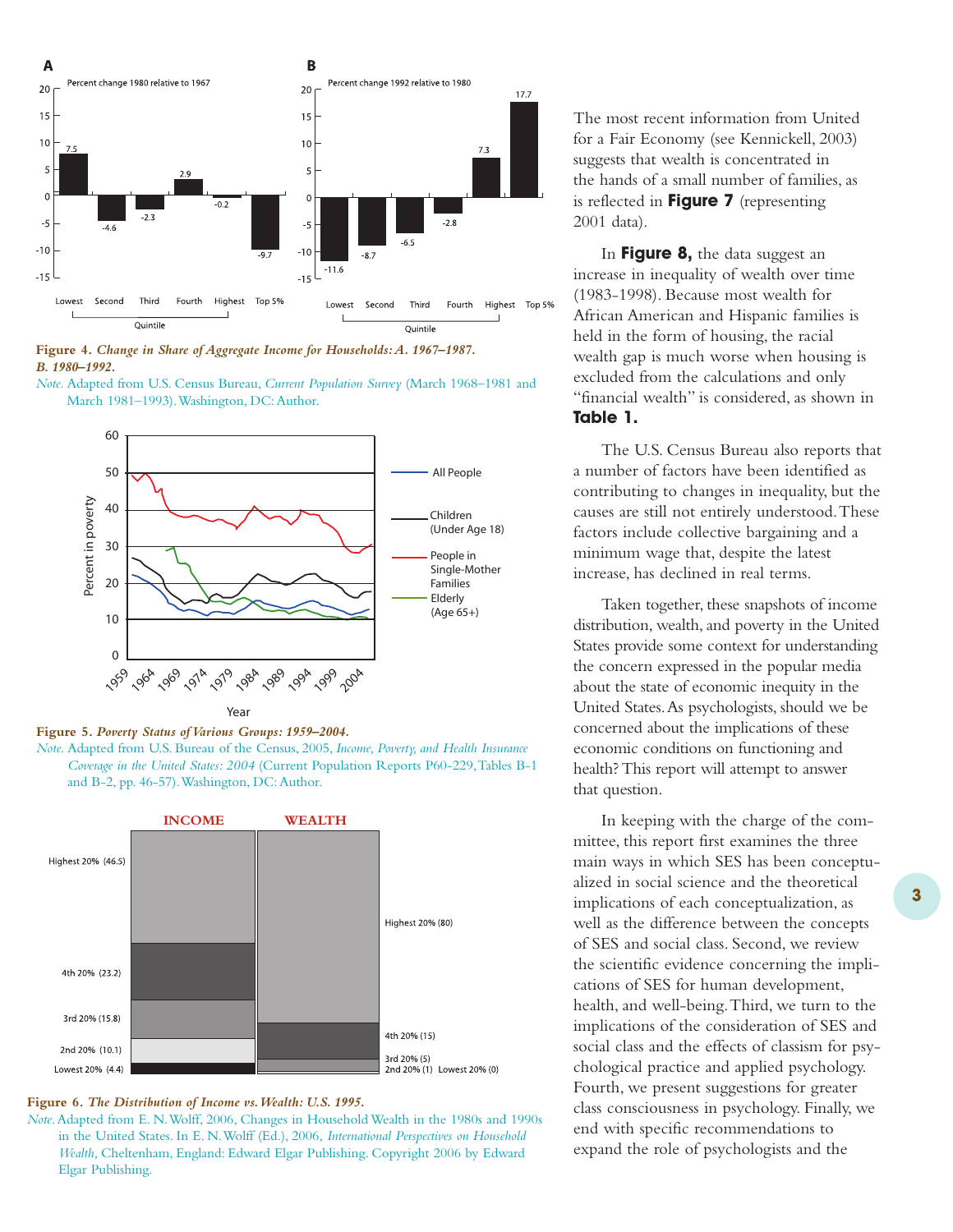Figure 4. *Change in Share of Aggregate Income for Households: A. 1967–1987. B. 1980–1992.*

*Note.* Adapted from U.S. Census Bureau, *Current Population Survey* (March 1968–1981 and March 1981–1993). Washington, DC: Author.

Figure 5. *Poverty Status of Various Groups: 1959–2004.*

*Note.* Adapted from U.S. Bureau of the Census, 2005, *Income, Poverty, and Health Insurance Coverage in the United States: 2004* (Current Population Reports P60-229, Tables B-1 and B-2, pp. 46-57). Washington, DC: Author.

Figure 6. *The Distribution of Income vs. Wealth: U.S. 1995.*

*Note.* Adapted from E. N. Wolff, 2006, Changes in Household Wealth in the 1980s and 1990s in the United States. In E. N. Wolff (Ed.), 2006, *International Perspectives on Household Wealth,* Cheltenham, England: Edward Elgar Publishing. Copyright 2006 by Edward Elgar Publishing.

The most recent information from United for a Fair Economy (see Kennickell, 2003) suggests that wealth is concentrated in the hands of a small number of families, as is reflected in **Figure 7** (representing 2001 data).

In **Figure 8,** the data suggest an increase in inequality of wealth over time (1983-1998). Because most wealth for African American and Hispanic families is held in the form of housing, the racial wealth gap is much worse when housing is excluded from the calculations and only "financial wealth" is considered, as shown in **Table 1.**

The U.S. Census Bureau also reports that a number of factors have been identified as contributing to changes in inequality, but the causes are still not entirely understood. These factors include collective bargaining and a minimum wage that, despite the latest increase, has declined in real terms.

Taken together, these snapshots of income distribution, wealth, and poverty in the United States provide some context for understanding the concern expressed in the popular media about the state of economic inequity in the United States. As psychologists, should we be concerned about the implications of these economic conditions on functioning and health? This report will attempt to answer that question.

In keeping with the charge of the committee, this report first examines the three main ways in which SES has been conceptualized in social science and the theoretical implications of each conceptualization, as well as the difference between the concepts of SES and social class. Second, we review the scientific evidence concerning the implications of SES for human development, health, and well-being. Third, we turn to the implications of the consideration of SES and social class and the effects of classism for psychological practice and applied psychology. Fourth, we present suggestions for greater class consciousness in psychology. Finally, we end with specific recommendations to expand the role of psychologists and the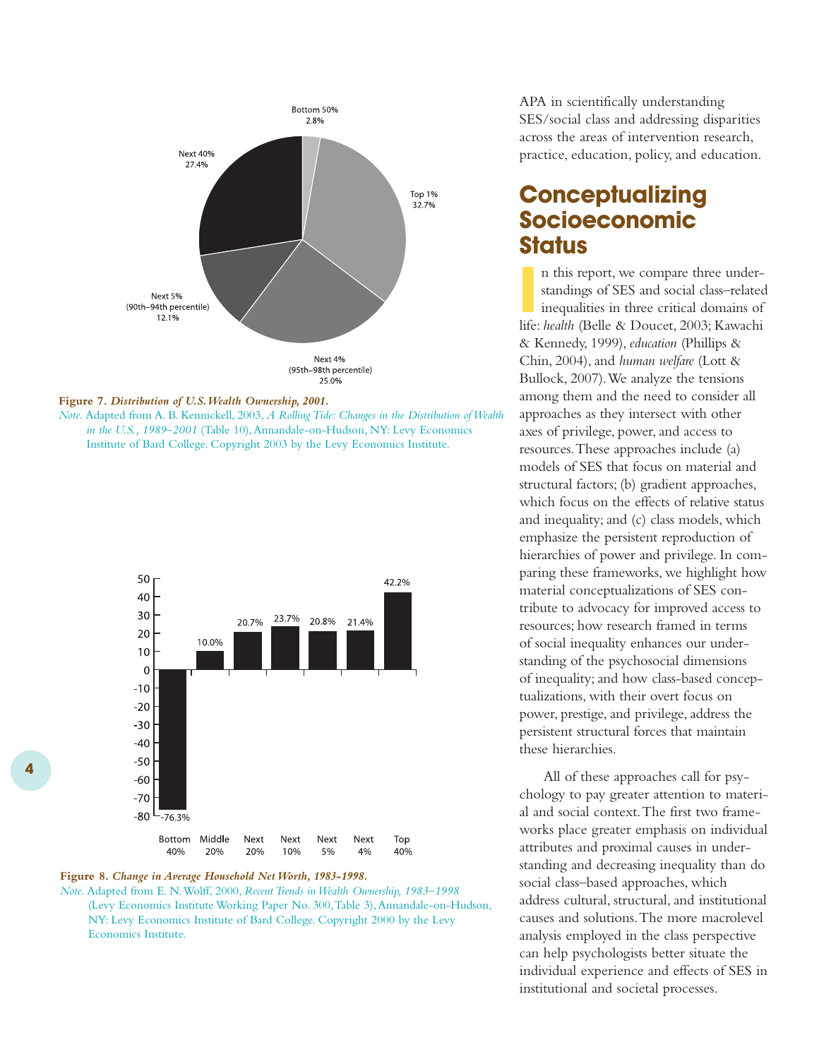Bottom 50%
2.8%

Next 40%
27.4%

Top 1%
32.7%

Next 5%
(90th–94th percentile)
12.1%

Next 4%
(95th–98th percentile)
25.0%

**Figure 7.** ***Distribution of U.S. Wealth Ownership, 2001.***
*Note.* Adapted from A. B. Kennickell, 2003, *A Rolling Tide: Changes in the Distribution of Wealth in the U.S., 1989–2001* (Table 10), Annandale-on-Hudson, NY: Levy Economics Institute of Bard College. Copyright 2003 by the Levy Economics Institute.

| Bottom 40% | Middle 20% | Next 20% | Next 10% | Next 5% | Next 4% | Top 40% |
|---|---|---|---|---|---|---|
| -76.3% | 10.0% | 20.7% | 23.7% | 20.8% | 21.4% | 42.2% |

**Figure 8.** ***Change in Average Household Net Worth, 1983-1998.***
*Note.* Adapted from E. N. Wolff, 2000, *Recent Trends in Wealth Ownership, 1983–1998* (Levy Economics Institute Working Paper No. 300, Table 3), Annandale-on-Hudson, NY: Levy Economics Institute of Bard College. Copyright 2000 by the Levy Economics Institute.

APA in scientifically understanding SES/social class and addressing disparities across the areas of intervention research, practice, education, policy, and education.

## Conceptualizing Socioeconomic Status

In this report, we compare three understandings of SES and social class–related inequalities in three critical domains of life: *health* (Belle & Doucet, 2003; Kawachi & Kennedy, 1999), *education* (Phillips & Chin, 2004), and *human welfare* (Lott & Bullock, 2007). We analyze the tensions among them and the need to consider all approaches as they intersect with other axes of privilege, power, and access to resources. These approaches include (a) models of SES that focus on material and structural factors; (b) gradient approaches, which focus on the effects of relative status and inequality; and (c) class models, which emphasize the persistent reproduction of hierarchies of power and privilege. In comparing these frameworks, we highlight how material conceptualizations of SES contribute to advocacy for improved access to resources; how research framed in terms of social inequality enhances our understanding of the psychosocial dimensions of inequality; and how class-based conceptualizations, with their overt focus on power, prestige, and privilege, address the persistent structural forces that maintain these hierarchies.

All of these approaches call for psychology to pay greater attention to material and social context. The first two frameworks place greater emphasis on individual attributes and proximal causes in understanding and decreasing inequality than do social class–based approaches, which address cultural, structural, and institutional causes and solutions. The more macrolevel analysis employed in the class perspective can help psychologists better situate the individual experience and effects of SES in institutional and societal processes.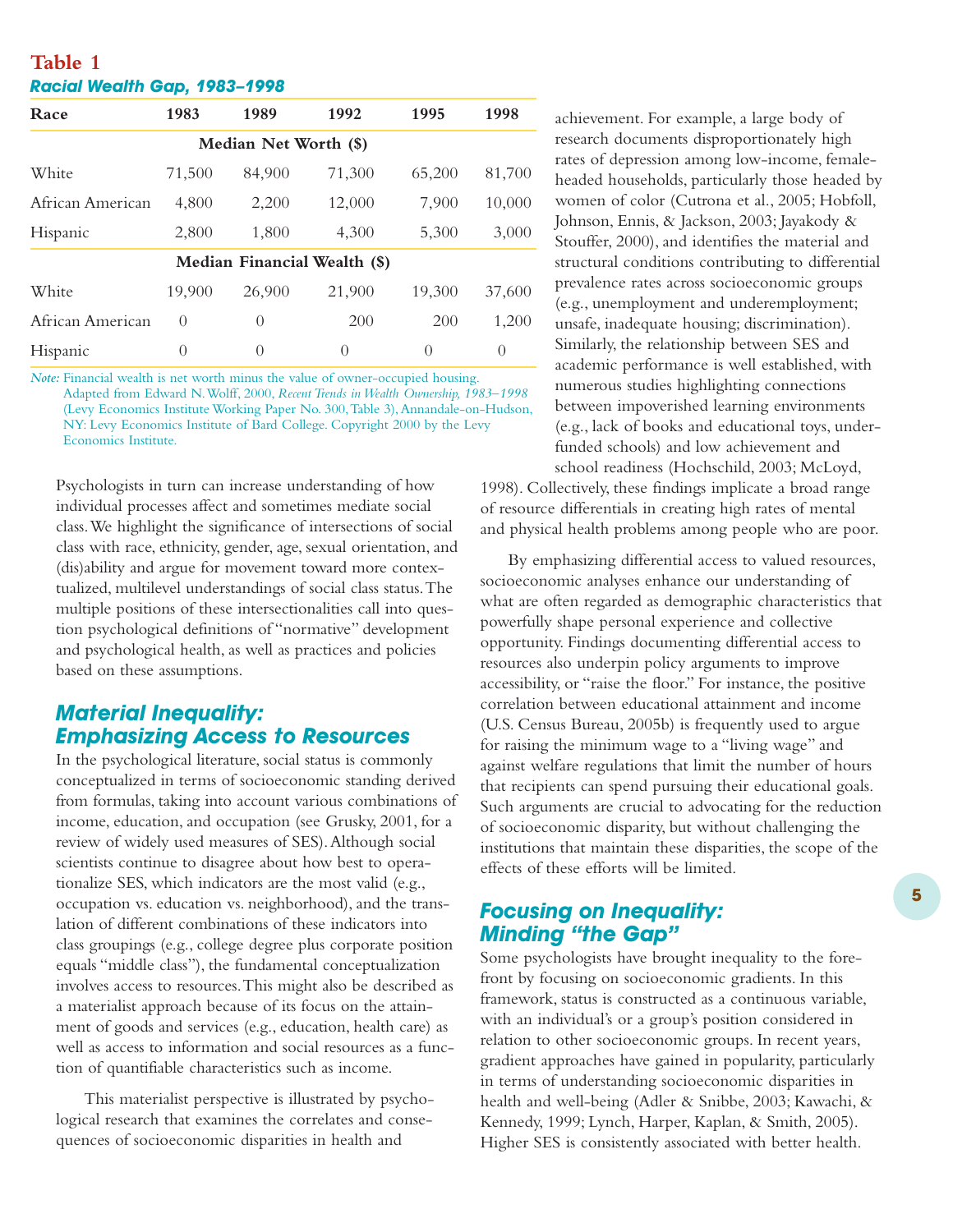**Table 1**

***Racial Wealth Gap, 1983–1998***

| Race | 1983 | 1989 | 1992 | 1995 | 1998 |
|---|---|---|---|---|---|
| **Median Net Worth ($)** | | | | | |
| White | 71,500 | 84,900 | 71,300 | 65,200 | 81,700 |
| African American | 4,800 | 2,200 | 12,000 | 7,900 | 10,000 |
| Hispanic | 2,800 | 1,800 | 4,300 | 5,300 | 3,000 |
| **Median Financial Wealth ($)** | | | | | |
| White | 19,900 | 26,900 | 21,900 | 19,300 | 37,600 |
| African American | 0 | 0 | 200 | 200 | 1,200 |
| Hispanic | 0 | 0 | 0 | 0 | 0 |

*Note:* Financial wealth is net worth minus the value of owner-occupied housing. Adapted from Edward N. Wolff, 2000, *Recent Trends in Wealth Ownership, 1983–1998* (Levy Economics Institute Working Paper No. 300, Table 3), Annandale-on-Hudson, NY: Levy Economics Institute of Bard College. Copyright 2000 by the Levy Economics Institute.

Psychologists in turn can increase understanding of how individual processes affect and sometimes mediate social class. We highlight the significance of intersections of social class with race, ethnicity, gender, age, sexual orientation, and (dis)ability and argue for movement toward more contextualized, multilevel understandings of social class status. The multiple positions of these intersectionalities call into question psychological definitions of "normative" development and psychological health, as well as practices and policies based on these assumptions.

## Material Inequality: Emphasizing Access to Resources

In the psychological literature, social status is commonly conceptualized in terms of socioeconomic standing derived from formulas, taking into account various combinations of income, education, and occupation (see Grusky, 2001, for a review of widely used measures of SES). Although social scientists continue to disagree about how best to operationalize SES, which indicators are the most valid (e.g., occupation vs. education vs. neighborhood), and the translation of different combinations of these indicators into class groupings (e.g., college degree plus corporate position equals "middle class"), the fundamental conceptualization involves access to resources. This might also be described as a materialist approach because of its focus on the attainment of goods and services (e.g., education, health care) as well as access to information and social resources as a function of quantifiable characteristics such as income.

This materialist perspective is illustrated by psychological research that examines the correlates and consequences of socioeconomic disparities in health and achievement. For example, a large body of research documents disproportionately high rates of depression among low-income, female-headed households, particularly those headed by women of color (Cutrona et al., 2005; Hobfoll, Johnson, Ennis, & Jackson, 2003; Jayakody & Stouffer, 2000), and identifies the material and structural conditions contributing to differential prevalence rates across socioeconomic groups (e.g., unemployment and underemployment; unsafe, inadequate housing; discrimination). Similarly, the relationship between SES and academic performance is well established, with numerous studies highlighting connections between impoverished learning environments (e.g., lack of books and educational toys, underfunded schools) and low achievement and school readiness (Hochschild, 2003; McLoyd, 1998). Collectively, these findings implicate a broad range of resource differentials in creating high rates of mental and physical health problems among people who are poor.

By emphasizing differential access to valued resources, socioeconomic analyses enhance our understanding of what are often regarded as demographic characteristics that powerfully shape personal experience and collective opportunity. Findings documenting differential access to resources also underpin policy arguments to improve accessibility, or "raise the floor." For instance, the positive correlation between educational attainment and income (U.S. Census Bureau, 2005b) is frequently used to argue for raising the minimum wage to a "living wage" and against welfare regulations that limit the number of hours that recipients can spend pursuing their educational goals. Such arguments are crucial to advocating for the reduction of socioeconomic disparity, but without challenging the institutions that maintain these disparities, the scope of the effects of these efforts will be limited.

## Focusing on Inequality: Minding "the Gap"

Some psychologists have brought inequality to the forefront by focusing on socioeconomic gradients. In this framework, status is constructed as a continuous variable, with an individual's or a group's position considered in relation to other socioeconomic groups. In recent years, gradient approaches have gained in popularity, particularly in terms of understanding socioeconomic disparities in health and well-being (Adler & Snibbe, 2003; Kawachi, & Kennedy, 1999; Lynch, Harper, Kaplan, & Smith, 2005). Higher SES is consistently associated with better health.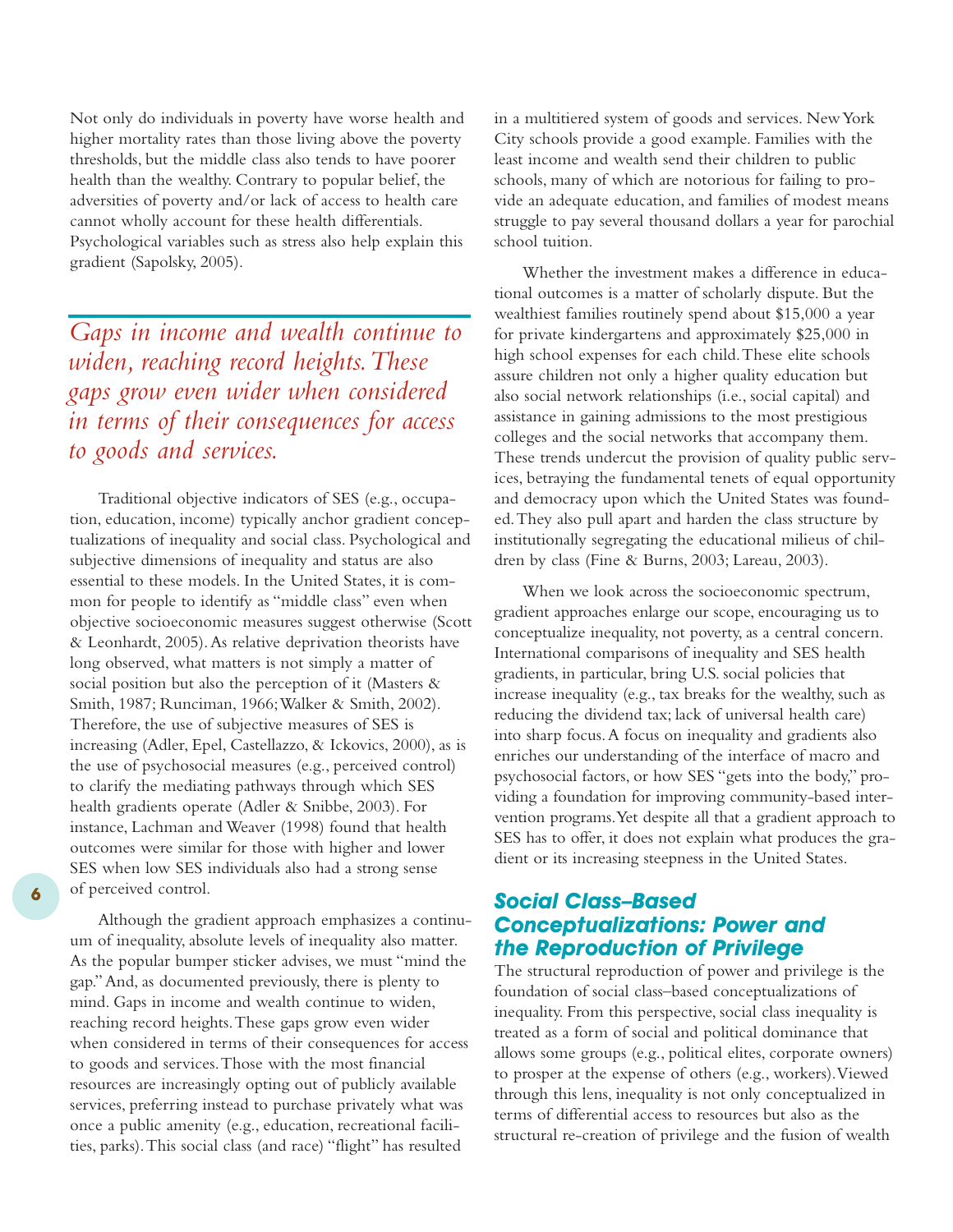Not only do individuals in poverty have worse health and higher mortality rates than those living above the poverty thresholds, but the middle class also tends to have poorer health than the wealthy. Contrary to popular belief, the adversities of poverty and/or lack of access to health care cannot wholly account for these health differentials. Psychological variables such as stress also help explain this gradient (Sapolsky, 2005).

*Gaps in income and wealth continue to widen, reaching record heights. These gaps grow even wider when considered in terms of their consequences for access to goods and services.*

Traditional objective indicators of SES (e.g., occupation, education, income) typically anchor gradient conceptualizations of inequality and social class. Psychological and subjective dimensions of inequality and status are also essential to these models. In the United States, it is common for people to identify as "middle class" even when objective socioeconomic measures suggest otherwise (Scott & Leonhardt, 2005). As relative deprivation theorists have long observed, what matters is not simply a matter of social position but also the perception of it (Masters & Smith, 1987; Runciman, 1966; Walker & Smith, 2002). Therefore, the use of subjective measures of SES is increasing (Adler, Epel, Castellazzo, & Ickovics, 2000), as is the use of psychosocial measures (e.g., perceived control) to clarify the mediating pathways through which SES health gradients operate (Adler & Snibbe, 2003). For instance, Lachman and Weaver (1998) found that health outcomes were similar for those with higher and lower SES when low SES individuals also had a strong sense of perceived control.

Although the gradient approach emphasizes a continuum of inequality, absolute levels of inequality also matter. As the popular bumper sticker advises, we must "mind the gap." And, as documented previously, there is plenty to mind. Gaps in income and wealth continue to widen, reaching record heights. These gaps grow even wider when considered in terms of their consequences for access to goods and services. Those with the most financial resources are increasingly opting out of publicly available services, preferring instead to purchase privately what was once a public amenity (e.g., education, recreational facilities, parks). This social class (and race) "flight" has resulted in a multitiered system of goods and services. New York City schools provide a good example. Families with the least income and wealth send their children to public schools, many of which are notorious for failing to provide an adequate education, and families of modest means struggle to pay several thousand dollars a year for parochial school tuition.

Whether the investment makes a difference in educational outcomes is a matter of scholarly dispute. But the wealthiest families routinely spend about $15,000 a year for private kindergartens and approximately $25,000 in high school expenses for each child. These elite schools assure children not only a higher quality education but also social network relationships (i.e., social capital) and assistance in gaining admissions to the most prestigious colleges and the social networks that accompany them. These trends undercut the provision of quality public services, betraying the fundamental tenets of equal opportunity and democracy upon which the United States was founded. They also pull apart and harden the class structure by institutionally segregating the educational milieus of children by class (Fine & Burns, 2003; Lareau, 2003).

When we look across the socioeconomic spectrum, gradient approaches enlarge our scope, encouraging us to conceptualize inequality, not poverty, as a central concern. International comparisons of inequality and SES health gradients, in particular, bring U.S. social policies that increase inequality (e.g., tax breaks for the wealthy, such as reducing the dividend tax; lack of universal health care) into sharp focus. A focus on inequality and gradients also enriches our understanding of the interface of macro and psychosocial factors, or how SES "gets into the body," providing a foundation for improving community-based intervention programs. Yet despite all that a gradient approach to SES has to offer, it does not explain what produces the gradient or its increasing steepness in the United States.

## Social Class–Based Conceptualizations: Power and the Reproduction of Privilege

The structural reproduction of power and privilege is the foundation of social class–based conceptualizations of inequality. From this perspective, social class inequality is treated as a form of social and political dominance that allows some groups (e.g., political elites, corporate owners) to prosper at the expense of others (e.g., workers). Viewed through this lens, inequality is not only conceptualized in terms of differential access to resources but also as the structural re-creation of privilege and the fusion of wealth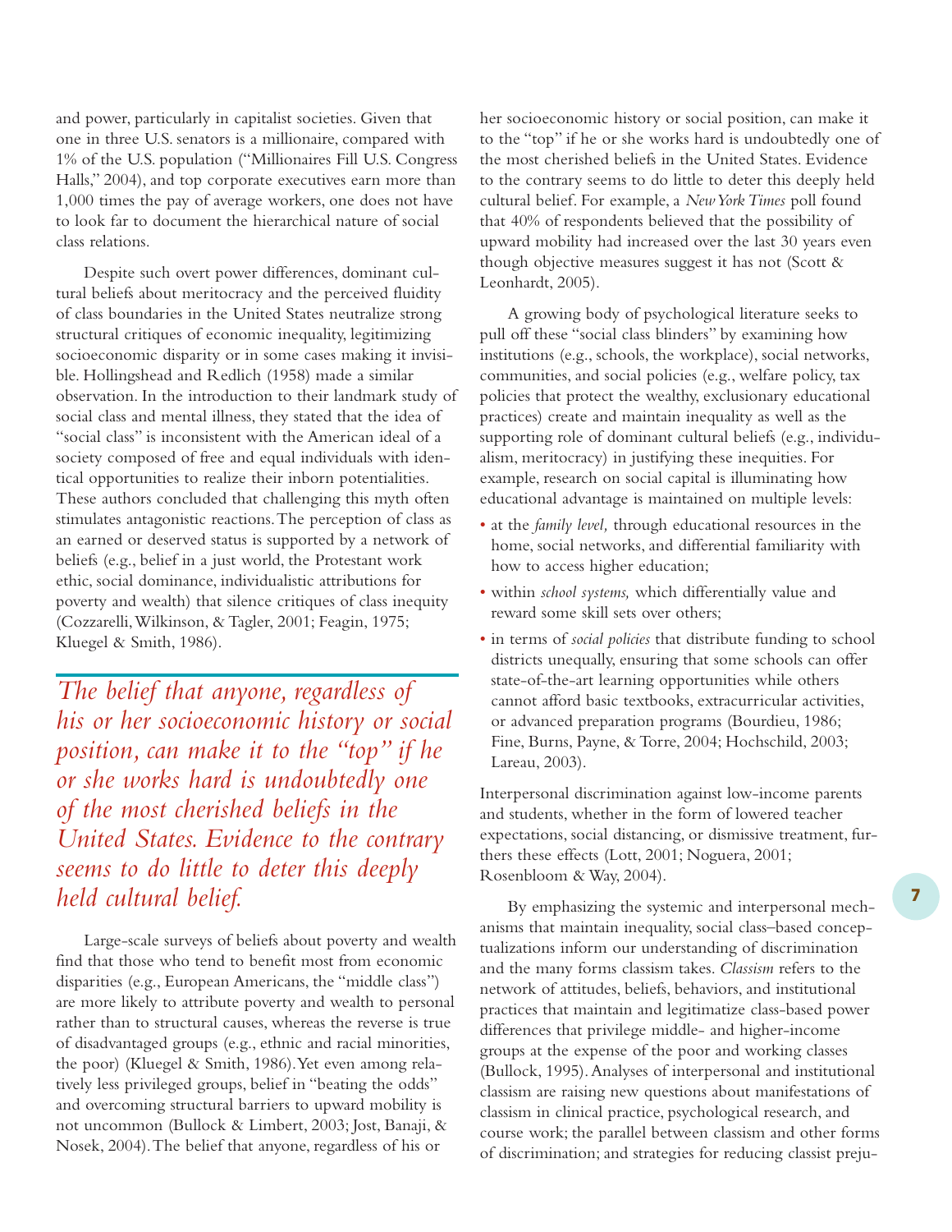and power, particularly in capitalist societies. Given that one in three U.S. senators is a millionaire, compared with 1% of the U.S. population ("Millionaires Fill U.S. Congress Halls," 2004), and top corporate executives earn more than 1,000 times the pay of average workers, one does not have to look far to document the hierarchical nature of social class relations.

Despite such overt power differences, dominant cultural beliefs about meritocracy and the perceived fluidity of class boundaries in the United States neutralize strong structural critiques of economic inequality, legitimizing socioeconomic disparity or in some cases making it invisible. Hollingshead and Redlich (1958) made a similar observation. In the introduction to their landmark study of social class and mental illness, they stated that the idea of "social class" is inconsistent with the American ideal of a society composed of free and equal individuals with identical opportunities to realize their inborn potentialities. These authors concluded that challenging this myth often stimulates antagonistic reactions. The perception of class as an earned or deserved status is supported by a network of beliefs (e.g., belief in a just world, the Protestant work ethic, social dominance, individualistic attributions for poverty and wealth) that silence critiques of class inequity (Cozzarelli, Wilkinson, & Tagler, 2001; Feagin, 1975; Kluegel & Smith, 1986).

*The belief that anyone, regardless of his or her socioeconomic history or social position, can make it to the "top" if he or she works hard is undoubtedly one of the most cherished beliefs in the United States. Evidence to the contrary seems to do little to deter this deeply held cultural belief.*

Large-scale surveys of beliefs about poverty and wealth find that those who tend to benefit most from economic disparities (e.g., European Americans, the "middle class") are more likely to attribute poverty and wealth to personal rather than to structural causes, whereas the reverse is true of disadvantaged groups (e.g., ethnic and racial minorities, the poor) (Kluegel & Smith, 1986). Yet even among relatively less privileged groups, belief in "beating the odds" and overcoming structural barriers to upward mobility is not uncommon (Bullock & Limbert, 2003; Jost, Banaji, & Nosek, 2004). The belief that anyone, regardless of his or her socioeconomic history or social position, can make it to the "top" if he or she works hard is undoubtedly one of the most cherished beliefs in the United States. Evidence to the contrary seems to do little to deter this deeply held cultural belief. For example, a *New York Times* poll found that 40% of respondents believed that the possibility of upward mobility had increased over the last 30 years even though objective measures suggest it has not (Scott & Leonhardt, 2005).

A growing body of psychological literature seeks to pull off these "social class blinders" by examining how institutions (e.g., schools, the workplace), social networks, communities, and social policies (e.g., welfare policy, tax policies that protect the wealthy, exclusionary educational practices) create and maintain inequality as well as the supporting role of dominant cultural beliefs (e.g., individualism, meritocracy) in justifying these inequities. For example, research on social capital is illuminating how educational advantage is maintained on multiple levels:

- at the *family level,* through educational resources in the home, social networks, and differential familiarity with how to access higher education;
- within *school systems,* which differentially value and reward some skill sets over others;
- in terms of *social policies* that distribute funding to school districts unequally, ensuring that some schools can offer state-of-the-art learning opportunities while others cannot afford basic textbooks, extracurricular activities, or advanced preparation programs (Bourdieu, 1986; Fine, Burns, Payne, & Torre, 2004; Hochschild, 2003; Lareau, 2003).

Interpersonal discrimination against low-income parents and students, whether in the form of lowered teacher expectations, social distancing, or dismissive treatment, furthers these effects (Lott, 2001; Noguera, 2001; Rosenbloom & Way, 2004).

By emphasizing the systemic and interpersonal mechanisms that maintain inequality, social class–based conceptualizations inform our understanding of discrimination and the many forms classism takes. *Classism* refers to the network of attitudes, beliefs, behaviors, and institutional practices that maintain and legitimatize class-based power differences that privilege middle- and higher-income groups at the expense of the poor and working classes (Bullock, 1995). Analyses of interpersonal and institutional classism are raising new questions about manifestations of classism in clinical practice, psychological research, and course work; the parallel between classism and other forms of discrimination; and strategies for reducing classist preju-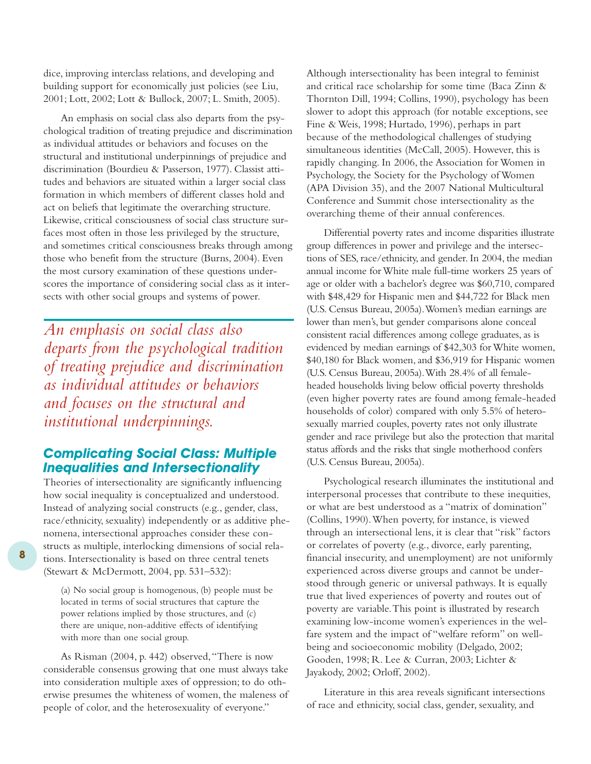dice, improving interclass relations, and developing and building support for economically just policies (see Liu, 2001; Lott, 2002; Lott & Bullock, 2007; L. Smith, 2005).

An emphasis on social class also departs from the psychological tradition of treating prejudice and discrimination as individual attitudes or behaviors and focuses on the structural and institutional underpinnings of prejudice and discrimination (Bourdieu & Passerson, 1977). Classist attitudes and behaviors are situated within a larger social class formation in which members of different classes hold and act on beliefs that legitimate the overarching structure. Likewise, critical consciousness of social class structure surfaces most often in those less privileged by the structure, and sometimes critical consciousness breaks through among those who benefit from the structure (Burns, 2004). Even the most cursory examination of these questions underscores the importance of considering social class as it intersects with other social groups and systems of power.

*An emphasis on social class also departs from the psychological tradition of treating prejudice and discrimination as individual attitudes or behaviors and focuses on the structural and institutional underpinnings.*

## Complicating Social Class: Multiple Inequalities and Intersectionality

Theories of intersectionality are significantly influencing how social inequality is conceptualized and understood. Instead of analyzing social constructs (e.g., gender, class, race/ethnicity, sexuality) independently or as additive phenomena, intersectional approaches consider these constructs as multiple, interlocking dimensions of social relations. Intersectionality is based on three central tenets (Stewart & McDermott, 2004, pp. 531–532):

> (a) No social group is homogenous, (b) people must be located in terms of social structures that capture the power relations implied by those structures, and (c) there are unique, non-additive effects of identifying with more than one social group.

As Risman (2004, p. 442) observed, "There is now considerable consensus growing that one must always take into consideration multiple axes of oppression; to do otherwise presumes the whiteness of women, the maleness of people of color, and the heterosexuality of everyone." Although intersectionality has been integral to feminist and critical race scholarship for some time (Baca Zinn & Thornton Dill, 1994; Collins, 1990), psychology has been slower to adopt this approach (for notable exceptions, see Fine & Weis, 1998; Hurtado, 1996), perhaps in part because of the methodological challenges of studying simultaneous identities (McCall, 2005). However, this is rapidly changing. In 2006, the Association for Women in Psychology, the Society for the Psychology of Women (APA Division 35), and the 2007 National Multicultural Conference and Summit chose intersectionality as the overarching theme of their annual conferences.

Differential poverty rates and income disparities illustrate group differences in power and privilege and the intersections of SES, race/ethnicity, and gender. In 2004, the median annual income for White male full-time workers 25 years of age or older with a bachelor's degree was $60,710, compared with $48,429 for Hispanic men and $44,722 for Black men (U.S. Census Bureau, 2005a). Women's median earnings are lower than men's, but gender comparisons alone conceal consistent racial differences among college graduates, as is evidenced by median earnings of $42,303 for White women, $40,180 for Black women, and $36,919 for Hispanic women (U.S. Census Bureau, 2005a). With 28.4% of all female-headed households living below official poverty thresholds (even higher poverty rates are found among female-headed households of color) compared with only 5.5% of heterosexually married couples, poverty rates not only illustrate gender and race privilege but also the protection that marital status affords and the risks that single motherhood confers (U.S. Census Bureau, 2005a).

Psychological research illuminates the institutional and interpersonal processes that contribute to these inequities, or what are best understood as a "matrix of domination" (Collins, 1990). When poverty, for instance, is viewed through an intersectional lens, it is clear that "risk" factors or correlates of poverty (e.g., divorce, early parenting, financial insecurity, and unemployment) are not uniformly experienced across diverse groups and cannot be understood through generic or universal pathways. It is equally true that lived experiences of poverty and routes out of poverty are variable. This point is illustrated by research examining low-income women's experiences in the welfare system and the impact of "welfare reform" on well-being and socioeconomic mobility (Delgado, 2002; Gooden, 1998; R. Lee & Curran, 2003; Lichter & Jayakody, 2002; Orloff, 2002).

Literature in this area reveals significant intersections of race and ethnicity, social class, gender, sexuality, and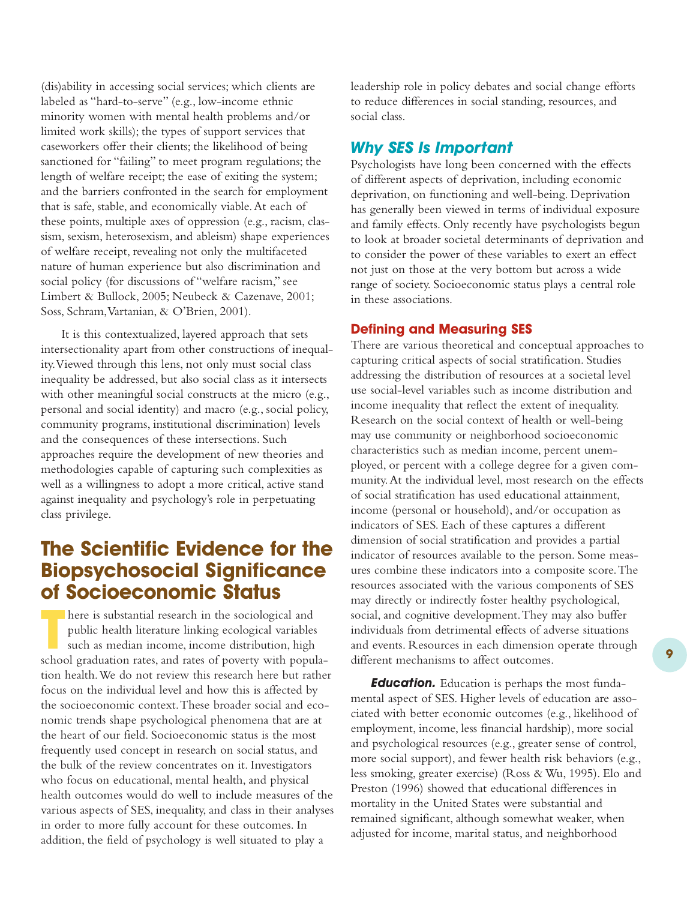(dis)ability in accessing social services; which clients are labeled as "hard-to-serve" (e.g., low-income ethnic minority women with mental health problems and/or limited work skills); the types of support services that caseworkers offer their clients; the likelihood of being sanctioned for "failing" to meet program regulations; the length of welfare receipt; the ease of exiting the system; and the barriers confronted in the search for employment that is safe, stable, and economically viable. At each of these points, multiple axes of oppression (e.g., racism, classism, sexism, heterosexism, and ableism) shape experiences of welfare receipt, revealing not only the multifaceted nature of human experience but also discrimination and social policy (for discussions of "welfare racism," see Limbert & Bullock, 2005; Neubeck & Cazenave, 2001; Soss, Schram, Vartanian, & O'Brien, 2001).

It is this contextualized, layered approach that sets intersectionality apart from other constructions of inequality. Viewed through this lens, not only must social class inequality be addressed, but also social class as it intersects with other meaningful social constructs at the micro (e.g., personal and social identity) and macro (e.g., social policy, community programs, institutional discrimination) levels and the consequences of these intersections. Such approaches require the development of new theories and methodologies capable of capturing such complexities as well as a willingness to adopt a more critical, active stand against inequality and psychology's role in perpetuating class privilege.

# The Scientific Evidence for the Biopsychosocial Significance of Socioeconomic Status

There is substantial research in the sociological and public health literature linking ecological variables such as median income, income distribution, high school graduation rates, and rates of poverty with population health. We do not review this research here but rather focus on the individual level and how this is affected by the socioeconomic context. These broader social and economic trends shape psychological phenomena that are at the heart of our field. Socioeconomic status is the most frequently used concept in research on social status, and the bulk of the review concentrates on it. Investigators who focus on educational, mental health, and physical health outcomes would do well to include measures of the various aspects of SES, inequality, and class in their analyses in order to more fully account for these outcomes. In addition, the field of psychology is well situated to play a leadership role in policy debates and social change efforts to reduce differences in social standing, resources, and social class.

## Why SES Is Important

Psychologists have long been concerned with the effects of different aspects of deprivation, including economic deprivation, on functioning and well-being. Deprivation has generally been viewed in terms of individual exposure and family effects. Only recently have psychologists begun to look at broader societal determinants of deprivation and to consider the power of these variables to exert an effect not just on those at the very bottom but across a wide range of society. Socioeconomic status plays a central role in these associations.

### Defining and Measuring SES

There are various theoretical and conceptual approaches to capturing critical aspects of social stratification. Studies addressing the distribution of resources at a societal level use social-level variables such as income distribution and income inequality that reflect the extent of inequality. Research on the social context of health or well-being may use community or neighborhood socioeconomic characteristics such as median income, percent unemployed, or percent with a college degree for a given community. At the individual level, most research on the effects of social stratification has used educational attainment, income (personal or household), and/or occupation as indicators of SES. Each of these captures a different dimension of social stratification and provides a partial indicator of resources available to the person. Some measures combine these indicators into a composite score. The resources associated with the various components of SES may directly or indirectly foster healthy psychological, social, and cognitive development. They may also buffer individuals from detrimental effects of adverse situations and events. Resources in each dimension operate through different mechanisms to affect outcomes.

***Education.*** Education is perhaps the most fundamental aspect of SES. Higher levels of education are associated with better economic outcomes (e.g., likelihood of employment, income, less financial hardship), more social and psychological resources (e.g., greater sense of control, more social support), and fewer health risk behaviors (e.g., less smoking, greater exercise) (Ross & Wu, 1995). Elo and Preston (1996) showed that educational differences in mortality in the United States were substantial and remained significant, although somewhat weaker, when adjusted for income, marital status, and neighborhood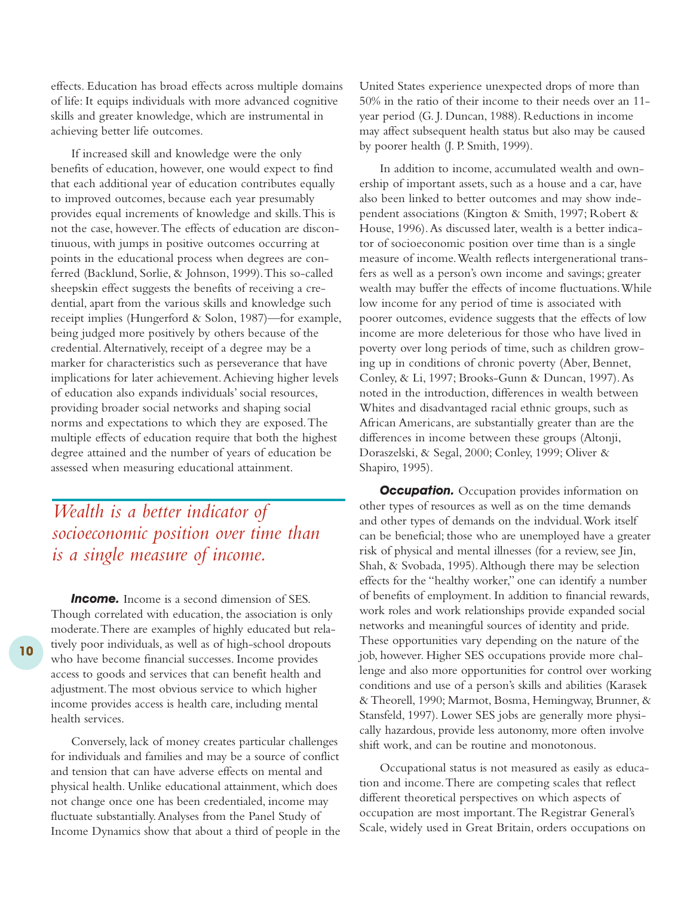effects. Education has broad effects across multiple domains of life: It equips individuals with more advanced cognitive skills and greater knowledge, which are instrumental in achieving better life outcomes.

If increased skill and knowledge were the only benefits of education, however, one would expect to find that each additional year of education contributes equally to improved outcomes, because each year presumably provides equal increments of knowledge and skills. This is not the case, however. The effects of education are discontinuous, with jumps in positive outcomes occurring at points in the educational process when degrees are conferred (Backlund, Sorlie, & Johnson, 1999). This so-called sheepskin effect suggests the benefits of receiving a credential, apart from the various skills and knowledge such receipt implies (Hungerford & Solon, 1987)—for example, being judged more positively by others because of the credential. Alternatively, receipt of a degree may be a marker for characteristics such as perseverance that have implications for later achievement. Achieving higher levels of education also expands individuals' social resources, providing broader social networks and shaping social norms and expectations to which they are exposed. The multiple effects of education require that both the highest degree attained and the number of years of education be assessed when measuring educational attainment.

*Wealth is a better indicator of socioeconomic position over time than is a single measure of income.*

***Income.*** Income is a second dimension of SES. Though correlated with education, the association is only moderate. There are examples of highly educated but relatively poor individuals, as well as of high-school dropouts who have become financial successes. Income provides access to goods and services that can benefit health and adjustment. The most obvious service to which higher income provides access is health care, including mental health services.

Conversely, lack of money creates particular challenges for individuals and families and may be a source of conflict and tension that can have adverse effects on mental and physical health. Unlike educational attainment, which does not change once one has been credentialed, income may fluctuate substantially. Analyses from the Panel Study of Income Dynamics show that about a third of people in the United States experience unexpected drops of more than 50% in the ratio of their income to their needs over an 11-year period (G. J. Duncan, 1988). Reductions in income may affect subsequent health status but also may be caused by poorer health (J. P. Smith, 1999).

In addition to income, accumulated wealth and ownership of important assets, such as a house and a car, have also been linked to better outcomes and may show independent associations (Kington & Smith, 1997; Robert & House, 1996). As discussed later, wealth is a better indicator of socioeconomic position over time than is a single measure of income. Wealth reflects intergenerational transfers as well as a person's own income and savings; greater wealth may buffer the effects of income fluctuations. While low income for any period of time is associated with poorer outcomes, evidence suggests that the effects of low income are more deleterious for those who have lived in poverty over long periods of time, such as children growing up in conditions of chronic poverty (Aber, Bennet, Conley, & Li, 1997; Brooks-Gunn & Duncan, 1997). As noted in the introduction, differences in wealth between Whites and disadvantaged racial ethnic groups, such as African Americans, are substantially greater than are the differences in income between these groups (Altonji, Doraszelski, & Segal, 2000; Conley, 1999; Oliver & Shapiro, 1995).

***Occupation.*** Occupation provides information on other types of resources as well as on the time demands and other types of demands on the indvidual. Work itself can be beneficial; those who are unemployed have a greater risk of physical and mental illnesses (for a review, see Jin, Shah, & Svobada, 1995). Although there may be selection effects for the "healthy worker," one can identify a number of benefits of employment. In addition to financial rewards, work roles and work relationships provide expanded social networks and meaningful sources of identity and pride. These opportunities vary depending on the nature of the job, however. Higher SES occupations provide more challenge and also more opportunities for control over working conditions and use of a person's skills and abilities (Karasek & Theorell, 1990; Marmot, Bosma, Hemingway, Brunner, & Stansfeld, 1997). Lower SES jobs are generally more physically hazardous, provide less autonomy, more often involve shift work, and can be routine and monotonous.

Occupational status is not measured as easily as education and income. There are competing scales that reflect different theoretical perspectives on which aspects of occupation are most important. The Registrar General's Scale, widely used in Great Britain, orders occupations on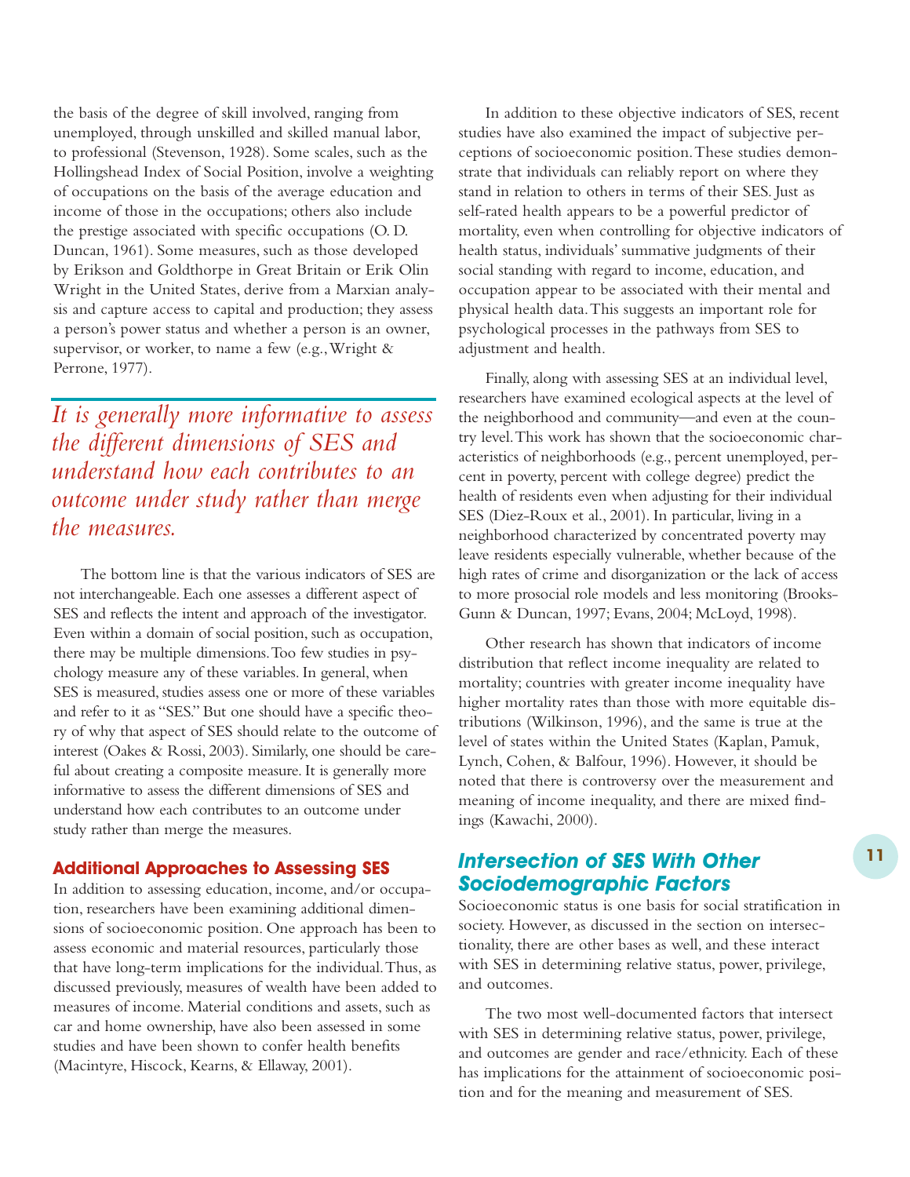the basis of the degree of skill involved, ranging from unemployed, through unskilled and skilled manual labor, to professional (Stevenson, 1928). Some scales, such as the Hollingshead Index of Social Position, involve a weighting of occupations on the basis of the average education and income of those in the occupations; others also include the prestige associated with specific occupations (O. D. Duncan, 1961). Some measures, such as those developed by Erikson and Goldthorpe in Great Britain or Erik Olin Wright in the United States, derive from a Marxian analysis and capture access to capital and production; they assess a person's power status and whether a person is an owner, supervisor, or worker, to name a few (e.g., Wright & Perrone, 1977).

*It is generally more informative to assess the different dimensions of SES and understand how each contributes to an outcome under study rather than merge the measures.*

The bottom line is that the various indicators of SES are not interchangeable. Each one assesses a different aspect of SES and reflects the intent and approach of the investigator. Even within a domain of social position, such as occupation, there may be multiple dimensions. Too few studies in psychology measure any of these variables. In general, when SES is measured, studies assess one or more of these variables and refer to it as "SES." But one should have a specific theory of why that aspect of SES should relate to the outcome of interest (Oakes & Rossi, 2003). Similarly, one should be careful about creating a composite measure. It is generally more informative to assess the different dimensions of SES and understand how each contributes to an outcome under study rather than merge the measures.

### Additional Approaches to Assessing SES

In addition to assessing education, income, and/or occupation, researchers have been examining additional dimensions of socioeconomic position. One approach has been to assess economic and material resources, particularly those that have long-term implications for the individual. Thus, as discussed previously, measures of wealth have been added to measures of income. Material conditions and assets, such as car and home ownership, have also been assessed in some studies and have been shown to confer health benefits (Macintyre, Hiscock, Kearns, & Ellaway, 2001).

In addition to these objective indicators of SES, recent studies have also examined the impact of subjective perceptions of socioeconomic position. These studies demonstrate that individuals can reliably report on where they stand in relation to others in terms of their SES. Just as self-rated health appears to be a powerful predictor of mortality, even when controlling for objective indicators of health status, individuals' summative judgments of their social standing with regard to income, education, and occupation appear to be associated with their mental and physical health data. This suggests an important role for psychological processes in the pathways from SES to adjustment and health.

Finally, along with assessing SES at an individual level, researchers have examined ecological aspects at the level of the neighborhood and community—and even at the country level. This work has shown that the socioeconomic characteristics of neighborhoods (e.g., percent unemployed, percent in poverty, percent with college degree) predict the health of residents even when adjusting for their individual SES (Diez-Roux et al., 2001). In particular, living in a neighborhood characterized by concentrated poverty may leave residents especially vulnerable, whether because of the high rates of crime and disorganization or the lack of access to more prosocial role models and less monitoring (Brooks-Gunn & Duncan, 1997; Evans, 2004; McLoyd, 1998).

Other research has shown that indicators of income distribution that reflect income inequality are related to mortality; countries with greater income inequality have higher mortality rates than those with more equitable distributions (Wilkinson, 1996), and the same is true at the level of states within the United States (Kaplan, Pamuk, Lynch, Cohen, & Balfour, 1996). However, it should be noted that there is controversy over the measurement and meaning of income inequality, and there are mixed findings (Kawachi, 2000).

## Intersection of SES With Other Sociodemographic Factors

Socioeconomic status is one basis for social stratification in society. However, as discussed in the section on intersectionality, there are other bases as well, and these interact with SES in determining relative status, power, privilege, and outcomes.

The two most well-documented factors that intersect with SES in determining relative status, power, privilege, and outcomes are gender and race/ethnicity. Each of these has implications for the attainment of socioeconomic position and for the meaning and measurement of SES.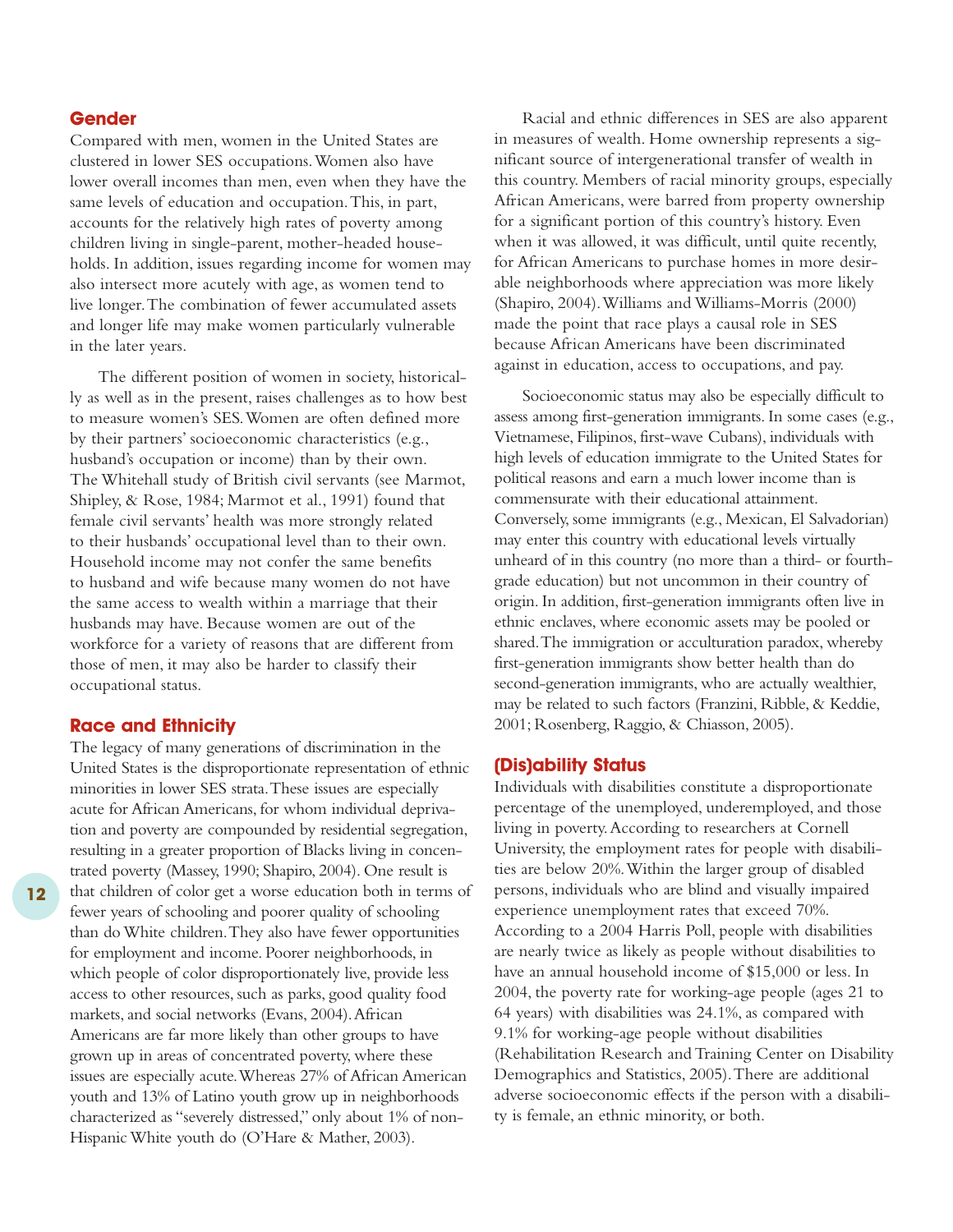## Gender

Compared with men, women in the United States are clustered in lower SES occupations. Women also have lower overall incomes than men, even when they have the same levels of education and occupation. This, in part, accounts for the relatively high rates of poverty among children living in single-parent, mother-headed households. In addition, issues regarding income for women may also intersect more acutely with age, as women tend to live longer. The combination of fewer accumulated assets and longer life may make women particularly vulnerable in the later years.

The different position of women in society, historically as well as in the present, raises challenges as to how best to measure women's SES. Women are often defined more by their partners' socioeconomic characteristics (e.g., husband's occupation or income) than by their own. The Whitehall study of British civil servants (see Marmot, Shipley, & Rose, 1984; Marmot et al., 1991) found that female civil servants' health was more strongly related to their husbands' occupational level than to their own. Household income may not confer the same benefits to husband and wife because many women do not have the same access to wealth within a marriage that their husbands may have. Because women are out of the workforce for a variety of reasons that are different from those of men, it may also be harder to classify their occupational status.

## Race and Ethnicity

The legacy of many generations of discrimination in the United States is the disproportionate representation of ethnic minorities in lower SES strata. These issues are especially acute for African Americans, for whom individual deprivation and poverty are compounded by residential segregation, resulting in a greater proportion of Blacks living in concentrated poverty (Massey, 1990; Shapiro, 2004). One result is that children of color get a worse education both in terms of fewer years of schooling and poorer quality of schooling than do White children. They also have fewer opportunities for employment and income. Poorer neighborhoods, in which people of color disproportionately live, provide less access to other resources, such as parks, good quality food markets, and social networks (Evans, 2004). African Americans are far more likely than other groups to have grown up in areas of concentrated poverty, where these issues are especially acute. Whereas 27% of African American youth and 13% of Latino youth grow up in neighborhoods characterized as "severely distressed," only about 1% of non-Hispanic White youth do (O'Hare & Mather, 2003).

Racial and ethnic differences in SES are also apparent in measures of wealth. Home ownership represents a significant source of intergenerational transfer of wealth in this country. Members of racial minority groups, especially African Americans, were barred from property ownership for a significant portion of this country's history. Even when it was allowed, it was difficult, until quite recently, for African Americans to purchase homes in more desirable neighborhoods where appreciation was more likely (Shapiro, 2004). Williams and Williams-Morris (2000) made the point that race plays a causal role in SES because African Americans have been discriminated against in education, access to occupations, and pay.

Socioeconomic status may also be especially difficult to assess among first-generation immigrants. In some cases (e.g., Vietnamese, Filipinos, first-wave Cubans), individuals with high levels of education immigrate to the United States for political reasons and earn a much lower income than is commensurate with their educational attainment. Conversely, some immigrants (e.g., Mexican, El Salvadorian) may enter this country with educational levels virtually unheard of in this country (no more than a third- or fourth-grade education) but not uncommon in their country of origin. In addition, first-generation immigrants often live in ethnic enclaves, where economic assets may be pooled or shared. The immigration or acculturation paradox, whereby first-generation immigrants show better health than do second-generation immigrants, who are actually wealthier, may be related to such factors (Franzini, Ribble, & Keddie, 2001; Rosenberg, Raggio, & Chiasson, 2005).

## (Dis)ability Status

Individuals with disabilities constitute a disproportionate percentage of the unemployed, underemployed, and those living in poverty. According to researchers at Cornell University, the employment rates for people with disabilities are below 20%. Within the larger group of disabled persons, individuals who are blind and visually impaired experience unemployment rates that exceed 70%. According to a 2004 Harris Poll, people with disabilities are nearly twice as likely as people without disabilities to have an annual household income of $15,000 or less. In 2004, the poverty rate for working-age people (ages 21 to 64 years) with disabilities was 24.1%, as compared with 9.1% for working-age people without disabilities (Rehabilitation Research and Training Center on Disability Demographics and Statistics, 2005). There are additional adverse socioeconomic effects if the person with a disability is female, an ethnic minority, or both.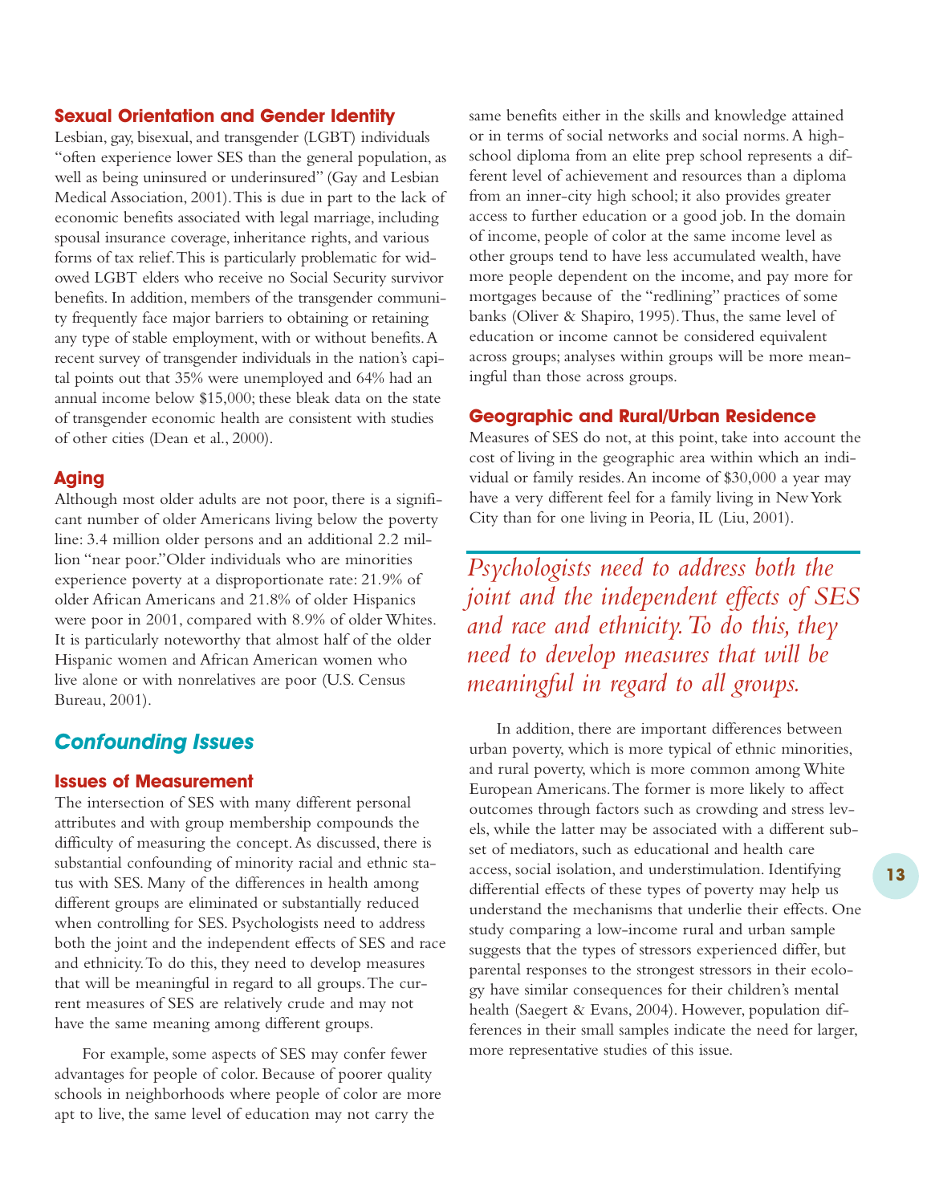### Sexual Orientation and Gender Identity

Lesbian, gay, bisexual, and transgender (LGBT) individuals "often experience lower SES than the general population, as well as being uninsured or underinsured" (Gay and Lesbian Medical Association, 2001). This is due in part to the lack of economic benefits associated with legal marriage, including spousal insurance coverage, inheritance rights, and various forms of tax relief. This is particularly problematic for widowed LGBT elders who receive no Social Security survivor benefits. In addition, members of the transgender community frequently face major barriers to obtaining or retaining any type of stable employment, with or without benefits. A recent survey of transgender individuals in the nation's capital points out that 35% were unemployed and 64% had an annual income below $15,000; these bleak data on the state of transgender economic health are consistent with studies of other cities (Dean et al., 2000).

### Aging

Although most older adults are not poor, there is a significant number of older Americans living below the poverty line: 3.4 million older persons and an additional 2.2 million "near poor." Older individuals who are minorities experience poverty at a disproportionate rate: 21.9% of older African Americans and 21.8% of older Hispanics were poor in 2001, compared with 8.9% of older Whites. It is particularly noteworthy that almost half of the older Hispanic women and African American women who live alone or with nonrelatives are poor (U.S. Census Bureau, 2001).

## Confounding Issues

### Issues of Measurement

The intersection of SES with many different personal attributes and with group membership compounds the difficulty of measuring the concept. As discussed, there is substantial confounding of minority racial and ethnic status with SES. Many of the differences in health among different groups are eliminated or substantially reduced when controlling for SES. Psychologists need to address both the joint and the independent effects of SES and race and ethnicity. To do this, they need to develop measures that will be meaningful in regard to all groups. The current measures of SES are relatively crude and may not have the same meaning among different groups.

For example, some aspects of SES may confer fewer advantages for people of color. Because of poorer quality schools in neighborhoods where people of color are more apt to live, the same level of education may not carry the same benefits either in the skills and knowledge attained or in terms of social networks and social norms. A high-school diploma from an elite prep school represents a different level of achievement and resources than a diploma from an inner-city high school; it also provides greater access to further education or a good job. In the domain of income, people of color at the same income level as other groups tend to have less accumulated wealth, have more people dependent on the income, and pay more for mortgages because of the "redlining" practices of some banks (Oliver & Shapiro, 1995). Thus, the same level of education or income cannot be considered equivalent across groups; analyses within groups will be more meaningful than those across groups.

### Geographic and Rural/Urban Residence

Measures of SES do not, at this point, take into account the cost of living in the geographic area within which an individual or family resides. An income of $30,000 a year may have a very different feel for a family living in New York City than for one living in Peoria, IL (Liu, 2001).

*Psychologists need to address both the joint and the independent effects of SES and race and ethnicity. To do this, they need to develop measures that will be meaningful in regard to all groups.*

In addition, there are important differences between urban poverty, which is more typical of ethnic minorities, and rural poverty, which is more common among White European Americans. The former is more likely to affect outcomes through factors such as crowding and stress levels, while the latter may be associated with a different subset of mediators, such as educational and health care access, social isolation, and understimulation. Identifying differential effects of these types of poverty may help us understand the mechanisms that underlie their effects. One study comparing a low-income rural and urban sample suggests that the types of stressors experienced differ, but parental responses to the strongest stressors in their ecology have similar consequences for their children's mental health (Saegert & Evans, 2004). However, population differences in their small samples indicate the need for larger, more representative studies of this issue.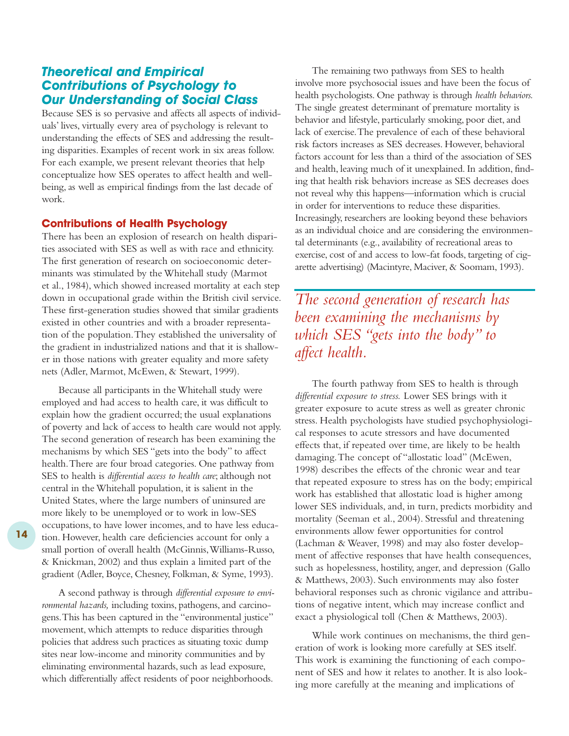## *Theoretical and Empirical Contributions of Psychology to Our Understanding of Social Class*

Because SES is so pervasive and affects all aspects of individuals' lives, virtually every area of psychology is relevant to understanding the effects of SES and addressing the resulting disparities. Examples of recent work in six areas follow. For each example, we present relevant theories that help conceptualize how SES operates to affect health and well-being, as well as empirical findings from the last decade of work.

### Contributions of Health Psychology

There has been an explosion of research on health disparities associated with SES as well as with race and ethnicity. The first generation of research on socioeconomic determinants was stimulated by the Whitehall study (Marmot et al., 1984), which showed increased mortality at each step down in occupational grade within the British civil service. These first-generation studies showed that similar gradients existed in other countries and with a broader representation of the population. They established the universality of the gradient in industrialized nations and that it is shallower in those nations with greater equality and more safety nets (Adler, Marmot, McEwen, & Stewart, 1999).

Because all participants in the Whitehall study were employed and had access to health care, it was difficult to explain how the gradient occurred; the usual explanations of poverty and lack of access to health care would not apply. The second generation of research has been examining the mechanisms by which SES "gets into the body" to affect health. There are four broad categories. One pathway from SES to health is *differential access to health care*; although not central in the Whitehall population, it is salient in the United States, where the large numbers of uninsured are more likely to be unemployed or to work in low-SES occupations, to have lower incomes, and to have less education. However, health care deficiencies account for only a small portion of overall health (McGinnis, Williams-Russo, & Knickman, 2002) and thus explain a limited part of the gradient (Adler, Boyce, Chesney, Folkman, & Syme, 1993).

A second pathway is through *differential exposure to environmental hazards,* including toxins, pathogens, and carcinogens. This has been captured in the "environmental justice" movement, which attempts to reduce disparities through policies that address such practices as situating toxic dump sites near low-income and minority communities and by eliminating environmental hazards, such as lead exposure, which differentially affect residents of poor neighborhoods.

The remaining two pathways from SES to health involve more psychosocial issues and have been the focus of health psychologists. One pathway is through *health behaviors.* The single greatest determinant of premature mortality is behavior and lifestyle, particularly smoking, poor diet, and lack of exercise. The prevalence of each of these behavioral risk factors increases as SES decreases. However, behavioral factors account for less than a third of the association of SES and health, leaving much of it unexplained. In addition, finding that health risk behaviors increase as SES decreases does not reveal why this happens—information which is crucial in order for interventions to reduce these disparities. Increasingly, researchers are looking beyond these behaviors as an individual choice and are considering the environmental determinants (e.g., availability of recreational areas to exercise, cost of and access to low-fat foods, targeting of cigarette advertising) (Macintyre, Maciver, & Soomam, 1993).

*The second generation of research has been examining the mechanisms by which SES "gets into the body" to affect health.*

The fourth pathway from SES to health is through *differential exposure to stress.* Lower SES brings with it greater exposure to acute stress as well as greater chronic stress. Health psychologists have studied psychophysiological responses to acute stressors and have documented effects that, if repeated over time, are likely to be health damaging. The concept of "allostatic load" (McEwen, 1998) describes the effects of the chronic wear and tear that repeated exposure to stress has on the body; empirical work has established that allostatic load is higher among lower SES individuals, and, in turn, predicts morbidity and mortality (Seeman et al., 2004). Stressful and threatening environments allow fewer opportunities for control (Lachman & Weaver, 1998) and may also foster development of affective responses that have health consequences, such as hopelessness, hostility, anger, and depression (Gallo & Matthews, 2003). Such environments may also foster behavioral responses such as chronic vigilance and attributions of negative intent, which may increase conflict and exact a physiological toll (Chen & Matthews, 2003).

While work continues on mechanisms, the third generation of work is looking more carefully at SES itself. This work is examining the functioning of each component of SES and how it relates to another. It is also looking more carefully at the meaning and implications of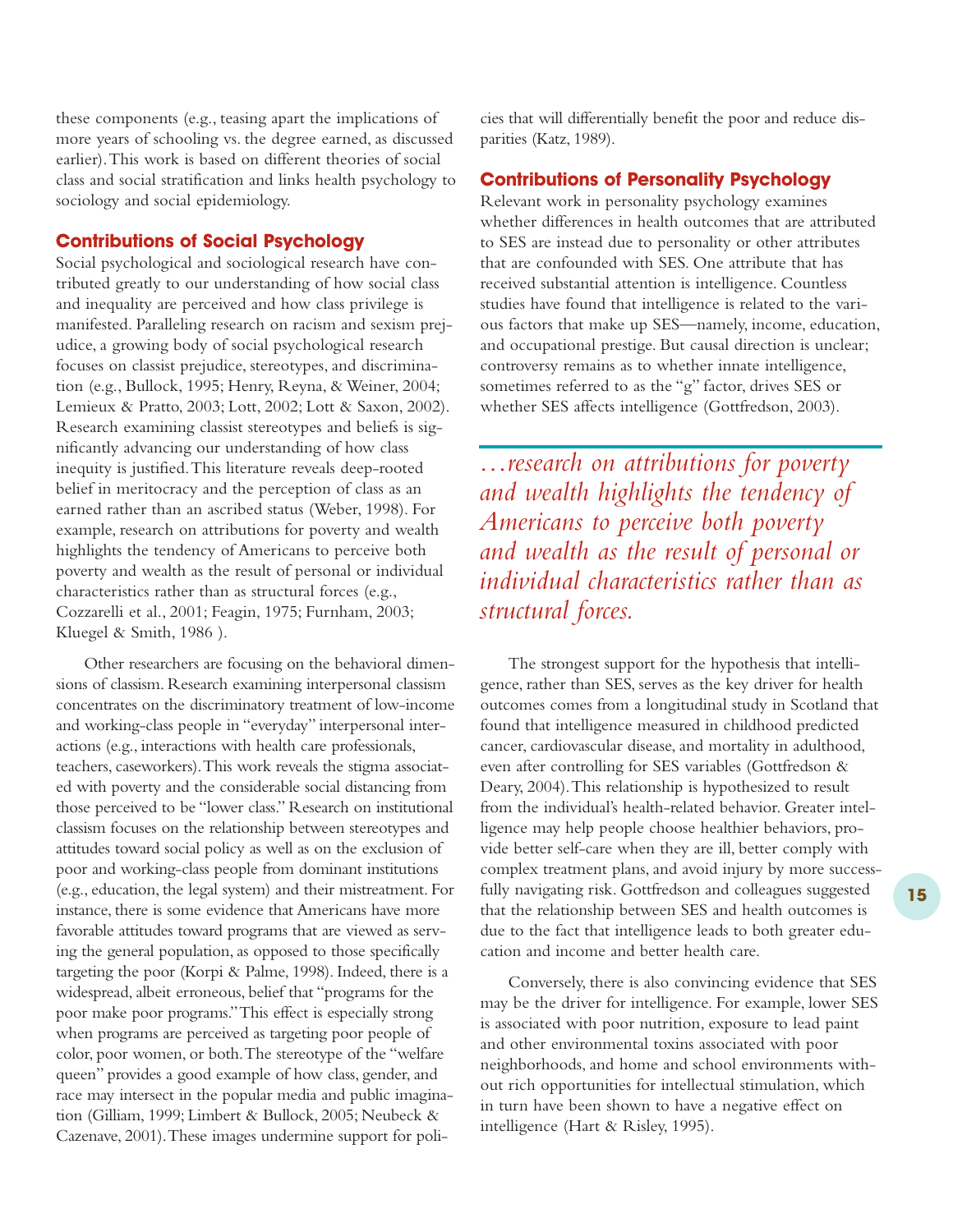these components (e.g., teasing apart the implications of more years of schooling vs. the degree earned, as discussed earlier). This work is based on different theories of social class and social stratification and links health psychology to sociology and social epidemiology.

### Contributions of Social Psychology

Social psychological and sociological research have contributed greatly to our understanding of how social class and inequality are perceived and how class privilege is manifested. Paralleling research on racism and sexism prejudice, a growing body of social psychological research focuses on classist prejudice, stereotypes, and discrimination (e.g., Bullock, 1995; Henry, Reyna, & Weiner, 2004; Lemieux & Pratto, 2003; Lott, 2002; Lott & Saxon, 2002). Research examining classist stereotypes and beliefs is significantly advancing our understanding of how class inequity is justified. This literature reveals deep-rooted belief in meritocracy and the perception of class as an earned rather than an ascribed status (Weber, 1998). For example, research on attributions for poverty and wealth highlights the tendency of Americans to perceive both poverty and wealth as the result of personal or individual characteristics rather than as structural forces (e.g., Cozzarelli et al., 2001; Feagin, 1975; Furnham, 2003; Kluegel & Smith, 1986 ).

Other researchers are focusing on the behavioral dimensions of classism. Research examining interpersonal classism concentrates on the discriminatory treatment of low-income and working-class people in "everyday" interpersonal interactions (e.g., interactions with health care professionals, teachers, caseworkers). This work reveals the stigma associated with poverty and the considerable social distancing from those perceived to be "lower class." Research on institutional classism focuses on the relationship between stereotypes and attitudes toward social policy as well as on the exclusion of poor and working-class people from dominant institutions (e.g., education, the legal system) and their mistreatment. For instance, there is some evidence that Americans have more favorable attitudes toward programs that are viewed as serving the general population, as opposed to those specifically targeting the poor (Korpi & Palme, 1998). Indeed, there is a widespread, albeit erroneous, belief that "programs for the poor make poor programs." This effect is especially strong when programs are perceived as targeting poor people of color, poor women, or both. The stereotype of the "welfare queen" provides a good example of how class, gender, and race may intersect in the popular media and public imagination (Gilliam, 1999; Limbert & Bullock, 2005; Neubeck & Cazenave, 2001). These images undermine support for policies that will differentially benefit the poor and reduce disparities (Katz, 1989).

### Contributions of Personality Psychology

Relevant work in personality psychology examines whether differences in health outcomes that are attributed to SES are instead due to personality or other attributes that are confounded with SES. One attribute that has received substantial attention is intelligence. Countless studies have found that intelligence is related to the various factors that make up SES—namely, income, education, and occupational prestige. But causal direction is unclear; controversy remains as to whether innate intelligence, sometimes referred to as the "g" factor, drives SES or whether SES affects intelligence (Gottfredson, 2003).

*…research on attributions for poverty and wealth highlights the tendency of Americans to perceive both poverty and wealth as the result of personal or individual characteristics rather than as structural forces.*

The strongest support for the hypothesis that intelligence, rather than SES, serves as the key driver for health outcomes comes from a longitudinal study in Scotland that found that intelligence measured in childhood predicted cancer, cardiovascular disease, and mortality in adulthood, even after controlling for SES variables (Gottfredson & Deary, 2004). This relationship is hypothesized to result from the individual's health-related behavior. Greater intelligence may help people choose healthier behaviors, provide better self-care when they are ill, better comply with complex treatment plans, and avoid injury by more successfully navigating risk. Gottfredson and colleagues suggested that the relationship between SES and health outcomes is due to the fact that intelligence leads to both greater education and income and better health care.

Conversely, there is also convincing evidence that SES may be the driver for intelligence. For example, lower SES is associated with poor nutrition, exposure to lead paint and other environmental toxins associated with poor neighborhoods, and home and school environments without rich opportunities for intellectual stimulation, which in turn have been shown to have a negative effect on intelligence (Hart & Risley, 1995).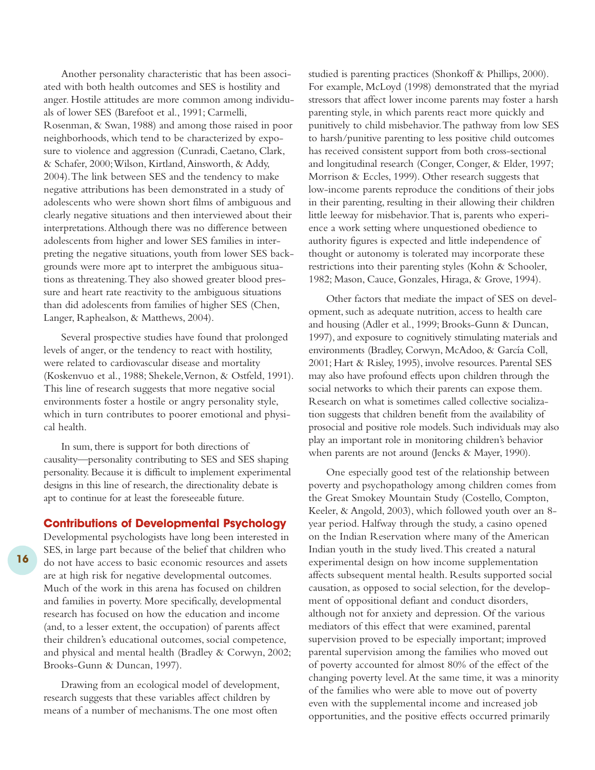Another personality characteristic that has been associated with both health outcomes and SES is hostility and anger. Hostile attitudes are more common among individuals of lower SES (Barefoot et al., 1991; Carmelli, Rosenman, & Swan, 1988) and among those raised in poor neighborhoods, which tend to be characterized by exposure to violence and aggression (Cunradi, Caetano, Clark, & Schafer, 2000; Wilson, Kirtland, Ainsworth, & Addy, 2004). The link between SES and the tendency to make negative attributions has been demonstrated in a study of adolescents who were shown short films of ambiguous and clearly negative situations and then interviewed about their interpretations. Although there was no difference between adolescents from higher and lower SES families in interpreting the negative situations, youth from lower SES backgrounds were more apt to interpret the ambiguous situations as threatening. They also showed greater blood pressure and heart rate reactivity to the ambiguous situations than did adolescents from families of higher SES (Chen, Langer, Raphealson, & Matthews, 2004).

Several prospective studies have found that prolonged levels of anger, or the tendency to react with hostility, were related to cardiovascular disease and mortality (Koskenvuo et al., 1988; Shekele, Vernon, & Ostfeld, 1991). This line of research suggests that more negative social environments foster a hostile or angry personality style, which in turn contributes to poorer emotional and physical health.

In sum, there is support for both directions of causality—personality contributing to SES and SES shaping personality. Because it is difficult to implement experimental designs in this line of research, the directionality debate is apt to continue for at least the foreseeable future.

## Contributions of Developmental Psychology

Developmental psychologists have long been interested in SES, in large part because of the belief that children who do not have access to basic economic resources and assets are at high risk for negative developmental outcomes. Much of the work in this arena has focused on children and families in poverty. More specifically, developmental research has focused on how the education and income (and, to a lesser extent, the occupation) of parents affect their children's educational outcomes, social competence, and physical and mental health (Bradley & Corwyn, 2002; Brooks-Gunn & Duncan, 1997).

Drawing from an ecological model of development, research suggests that these variables affect children by means of a number of mechanisms. The one most often studied is parenting practices (Shonkoff & Phillips, 2000). For example, McLoyd (1998) demonstrated that the myriad stressors that affect lower income parents may foster a harsh parenting style, in which parents react more quickly and punitively to child misbehavior. The pathway from low SES to harsh/punitive parenting to less positive child outcomes has received consistent support from both cross-sectional and longitudinal research (Conger, Conger, & Elder, 1997; Morrison & Eccles, 1999). Other research suggests that low-income parents reproduce the conditions of their jobs in their parenting, resulting in their allowing their children little leeway for misbehavior. That is, parents who experience a work setting where unquestioned obedience to authority figures is expected and little independence of thought or autonomy is tolerated may incorporate these restrictions into their parenting styles (Kohn & Schooler, 1982; Mason, Cauce, Gonzales, Hiraga, & Grove, 1994).

Other factors that mediate the impact of SES on development, such as adequate nutrition, access to health care and housing (Adler et al., 1999; Brooks-Gunn & Duncan, 1997), and exposure to cognitively stimulating materials and environments (Bradley, Corwyn, McAdoo, & García Coll, 2001; Hart & Risley, 1995), involve resources. Parental SES may also have profound effects upon children through the social networks to which their parents can expose them. Research on what is sometimes called collective socialization suggests that children benefit from the availability of prosocial and positive role models. Such individuals may also play an important role in monitoring children's behavior when parents are not around (Jencks & Mayer, 1990).

One especially good test of the relationship between poverty and psychopathology among children comes from the Great Smokey Mountain Study (Costello, Compton, Keeler, & Angold, 2003), which followed youth over an 8-year period. Halfway through the study, a casino opened on the Indian Reservation where many of the American Indian youth in the study lived. This created a natural experimental design on how income supplementation affects subsequent mental health. Results supported social causation, as opposed to social selection, for the development of oppositional defiant and conduct disorders, although not for anxiety and depression. Of the various mediators of this effect that were examined, parental supervision proved to be especially important; improved parental supervision among the families who moved out of poverty accounted for almost 80% of the effect of the changing poverty level. At the same time, it was a minority of the families who were able to move out of poverty even with the supplemental income and increased job opportunities, and the positive effects occurred primarily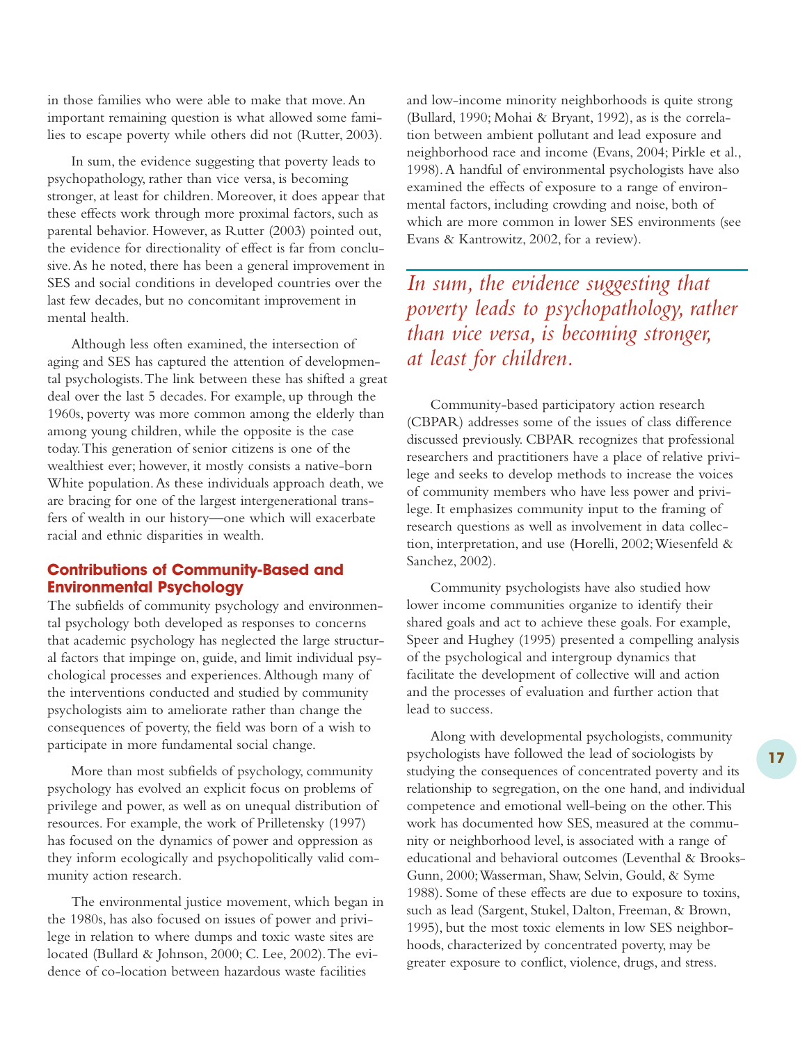in those families who were able to make that move. An important remaining question is what allowed some families to escape poverty while others did not (Rutter, 2003).

In sum, the evidence suggesting that poverty leads to psychopathology, rather than vice versa, is becoming stronger, at least for children. Moreover, it does appear that these effects work through more proximal factors, such as parental behavior. However, as Rutter (2003) pointed out, the evidence for directionality of effect is far from conclusive. As he noted, there has been a general improvement in SES and social conditions in developed countries over the last few decades, but no concomitant improvement in mental health.

Although less often examined, the intersection of aging and SES has captured the attention of developmental psychologists. The link between these has shifted a great deal over the last 5 decades. For example, up through the 1960s, poverty was more common among the elderly than among young children, while the opposite is the case today. This generation of senior citizens is one of the wealthiest ever; however, it mostly consists a native-born White population. As these individuals approach death, we are bracing for one of the largest intergenerational transfers of wealth in our history—one which will exacerbate racial and ethnic disparities in wealth.

## Contributions of Community-Based and Environmental Psychology

The subfields of community psychology and environmental psychology both developed as responses to concerns that academic psychology has neglected the large structural factors that impinge on, guide, and limit individual psychological processes and experiences. Although many of the interventions conducted and studied by community psychologists aim to ameliorate rather than change the consequences of poverty, the field was born of a wish to participate in more fundamental social change.

More than most subfields of psychology, community psychology has evolved an explicit focus on problems of privilege and power, as well as on unequal distribution of resources. For example, the work of Prilletensky (1997) has focused on the dynamics of power and oppression as they inform ecologically and psychopolitically valid community action research.

The environmental justice movement, which began in the 1980s, has also focused on issues of power and privilege in relation to where dumps and toxic waste sites are located (Bullard & Johnson, 2000; C. Lee, 2002). The evidence of co-location between hazardous waste facilities and low-income minority neighborhoods is quite strong (Bullard, 1990; Mohai & Bryant, 1992), as is the correlation between ambient pollutant and lead exposure and neighborhood race and income (Evans, 2004; Pirkle et al., 1998). A handful of environmental psychologists have also examined the effects of exposure to a range of environmental factors, including crowding and noise, both of which are more common in lower SES environments (see Evans & Kantrowitz, 2002, for a review).

*In sum, the evidence suggesting that poverty leads to psychopathology, rather than vice versa, is becoming stronger, at least for children.*

Community-based participatory action research (CBPAR) addresses some of the issues of class difference discussed previously. CBPAR recognizes that professional researchers and practitioners have a place of relative privilege and seeks to develop methods to increase the voices of community members who have less power and privilege. It emphasizes community input to the framing of research questions as well as involvement in data collection, interpretation, and use (Horelli, 2002; Wiesenfeld & Sanchez, 2002).

Community psychologists have also studied how lower income communities organize to identify their shared goals and act to achieve these goals. For example, Speer and Hughey (1995) presented a compelling analysis of the psychological and intergroup dynamics that facilitate the development of collective will and action and the processes of evaluation and further action that lead to success.

Along with developmental psychologists, community psychologists have followed the lead of sociologists by studying the consequences of concentrated poverty and its relationship to segregation, on the one hand, and individual competence and emotional well-being on the other. This work has documented how SES, measured at the community or neighborhood level, is associated with a range of educational and behavioral outcomes (Leventhal & Brooks-Gunn, 2000; Wasserman, Shaw, Selvin, Gould, & Syme 1988). Some of these effects are due to exposure to toxins, such as lead (Sargent, Stukel, Dalton, Freeman, & Brown, 1995), but the most toxic elements in low SES neighborhoods, characterized by concentrated poverty, may be greater exposure to conflict, violence, drugs, and stress.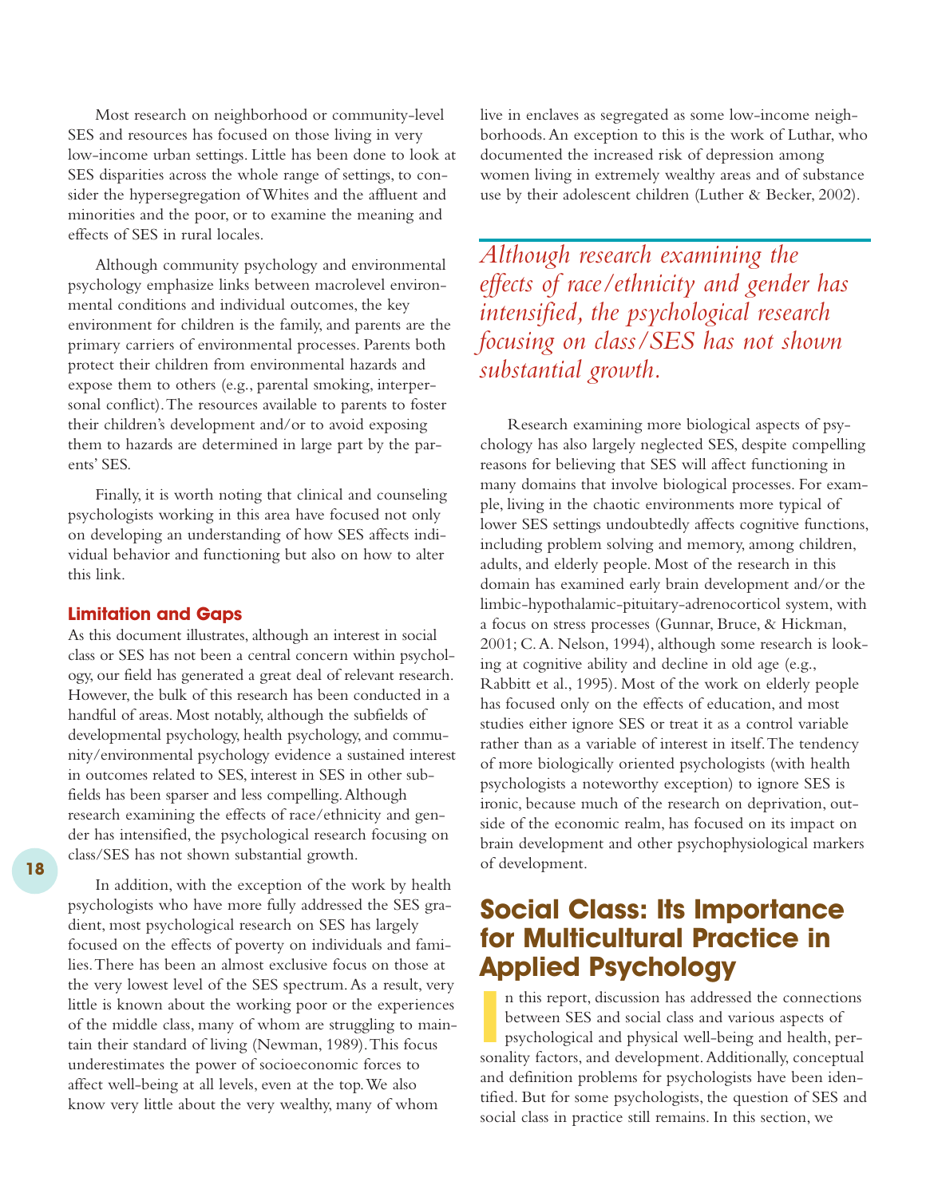Most research on neighborhood or community-level SES and resources has focused on those living in very low-income urban settings. Little has been done to look at SES disparities across the whole range of settings, to consider the hypersegregation of Whites and the affluent and minorities and the poor, or to examine the meaning and effects of SES in rural locales.

Although community psychology and environmental psychology emphasize links between macrolevel environmental conditions and individual outcomes, the key environment for children is the family, and parents are the primary carriers of environmental processes. Parents both protect their children from environmental hazards and expose them to others (e.g., parental smoking, interpersonal conflict). The resources available to parents to foster their children's development and/or to avoid exposing them to hazards are determined in large part by the parents' SES.

Finally, it is worth noting that clinical and counseling psychologists working in this area have focused not only on developing an understanding of how SES affects individual behavior and functioning but also on how to alter this link.

### Limitation and Gaps

As this document illustrates, although an interest in social class or SES has not been a central concern within psychology, our field has generated a great deal of relevant research. However, the bulk of this research has been conducted in a handful of areas. Most notably, although the subfields of developmental psychology, health psychology, and community/environmental psychology evidence a sustained interest in outcomes related to SES, interest in SES in other subfields has been sparser and less compelling. Although research examining the effects of race/ethnicity and gender has intensified, the psychological research focusing on class/SES has not shown substantial growth.

In addition, with the exception of the work by health psychologists who have more fully addressed the SES gradient, most psychological research on SES has largely focused on the effects of poverty on individuals and families. There has been an almost exclusive focus on those at the very lowest level of the SES spectrum. As a result, very little is known about the working poor or the experiences of the middle class, many of whom are struggling to maintain their standard of living (Newman, 1989). This focus underestimates the power of socioeconomic forces to affect well-being at all levels, even at the top. We also know very little about the very wealthy, many of whom live in enclaves as segregated as some low-income neighborhoods. An exception to this is the work of Luthar, who documented the increased risk of depression among women living in extremely wealthy areas and of substance use by their adolescent children (Luther & Becker, 2002).

*Although research examining the effects of race/ethnicity and gender has intensified, the psychological research focusing on class/SES has not shown substantial growth.*

Research examining more biological aspects of psychology has also largely neglected SES, despite compelling reasons for believing that SES will affect functioning in many domains that involve biological processes. For example, living in the chaotic environments more typical of lower SES settings undoubtedly affects cognitive functions, including problem solving and memory, among children, adults, and elderly people. Most of the research in this domain has examined early brain development and/or the limbic-hypothalamic-pituitary-adrenocorticol system, with a focus on stress processes (Gunnar, Bruce, & Hickman, 2001; C. A. Nelson, 1994), although some research is looking at cognitive ability and decline in old age (e.g., Rabbitt et al., 1995). Most of the work on elderly people has focused only on the effects of education, and most studies either ignore SES or treat it as a control variable rather than as a variable of interest in itself. The tendency of more biologically oriented psychologists (with health psychologists a noteworthy exception) to ignore SES is ironic, because much of the research on deprivation, outside of the economic realm, has focused on its impact on brain development and other psychophysiological markers of development.

## Social Class: Its Importance for Multicultural Practice in Applied Psychology

In this report, discussion has addressed the connections between SES and social class and various aspects of psychological and physical well-being and health, personality factors, and development. Additionally, conceptual and definition problems for psychologists have been identified. But for some psychologists, the question of SES and social class in practice still remains. In this section, we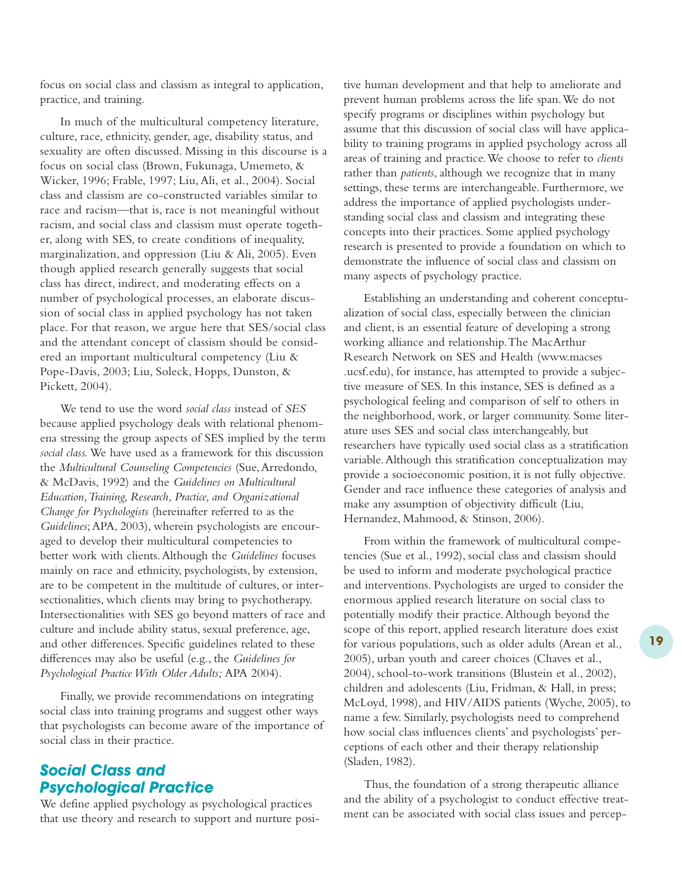focus on social class and classism as integral to application, practice, and training.

In much of the multicultural competency literature, culture, race, ethnicity, gender, age, disability status, and sexuality are often discussed. Missing in this discourse is a focus on social class (Brown, Fukunaga, Umemeto, & Wicker, 1996; Frable, 1997; Liu, Ali, et al., 2004). Social class and classism are co-constructed variables similar to race and racism—that is, race is not meaningful without racism, and social class and classism must operate together, along with SES, to create conditions of inequality, marginalization, and oppression (Liu & Ali, 2005). Even though applied research generally suggests that social class has direct, indirect, and moderating effects on a number of psychological processes, an elaborate discussion of social class in applied psychology has not taken place. For that reason, we argue here that SES/social class and the attendant concept of classism should be considered an important multicultural competency (Liu & Pope-Davis, 2003; Liu, Soleck, Hopps, Dunston, & Pickett, 2004).

We tend to use the word *social class* instead of *SES* because applied psychology deals with relational phenomena stressing the group aspects of SES implied by the term *social class*. We have used as a framework for this discussion the *Multicultural Counseling Competencies* (Sue, Arredondo, & McDavis, 1992) and the *Guidelines on Multicultural Education, Training, Research, Practice, and Organizational Change for Psychologists* (hereinafter referred to as the *Guidelines*; APA, 2003), wherein psychologists are encouraged to develop their multicultural competencies to better work with clients. Although the *Guidelines* focuses mainly on race and ethnicity, psychologists, by extension, are to be competent in the multitude of cultures, or intersectionalities, which clients may bring to psychotherapy. Intersectionalities with SES go beyond matters of race and culture and include ability status, sexual preference, age, and other differences. Specific guidelines related to these differences may also be useful (e.g., the *Guidelines for Psychological Practice With Older Adults;* APA 2004).

Finally, we provide recommendations on integrating social class into training programs and suggest other ways that psychologists can become aware of the importance of social class in their practice.

## Social Class and Psychological Practice

We define applied psychology as psychological practices that use theory and research to support and nurture positive human development and that help to ameliorate and prevent human problems across the life span. We do not specify programs or disciplines within psychology but assume that this discussion of social class will have applicability to training programs in applied psychology across all areas of training and practice. We choose to refer to *clients* rather than *patients*, although we recognize that in many settings, these terms are interchangeable. Furthermore, we address the importance of applied psychologists understanding social class and classism and integrating these concepts into their practices. Some applied psychology research is presented to provide a foundation on which to demonstrate the influence of social class and classism on many aspects of psychology practice.

Establishing an understanding and coherent conceptualization of social class, especially between the clinician and client, is an essential feature of developing a strong working alliance and relationship. The MacArthur Research Network on SES and Health (www.macses.ucsf.edu), for instance, has attempted to provide a subjective measure of SES. In this instance, SES is defined as a psychological feeling and comparison of self to others in the neighborhood, work, or larger community. Some literature uses SES and social class interchangeably, but researchers have typically used social class as a stratification variable. Although this stratification conceptualization may provide a socioeconomic position, it is not fully objective. Gender and race influence these categories of analysis and make any assumption of objectivity difficult (Liu, Hernandez, Mahmood, & Stinson, 2006).

From within the framework of multicultural competencies (Sue et al., 1992), social class and classism should be used to inform and moderate psychological practice and interventions. Psychologists are urged to consider the enormous applied research literature on social class to potentially modify their practice. Although beyond the scope of this report, applied research literature does exist for various populations, such as older adults (Arean et al., 2005), urban youth and career choices (Chaves et al., 2004), school-to-work transitions (Blustein et al., 2002), children and adolescents (Liu, Fridman, & Hall, in press; McLoyd, 1998), and HIV/AIDS patients (Wyche, 2005), to name a few. Similarly, psychologists need to comprehend how social class influences clients' and psychologists' perceptions of each other and their therapy relationship (Sladen, 1982).

Thus, the foundation of a strong therapeutic alliance and the ability of a psychologist to conduct effective treatment can be associated with social class issues and percep-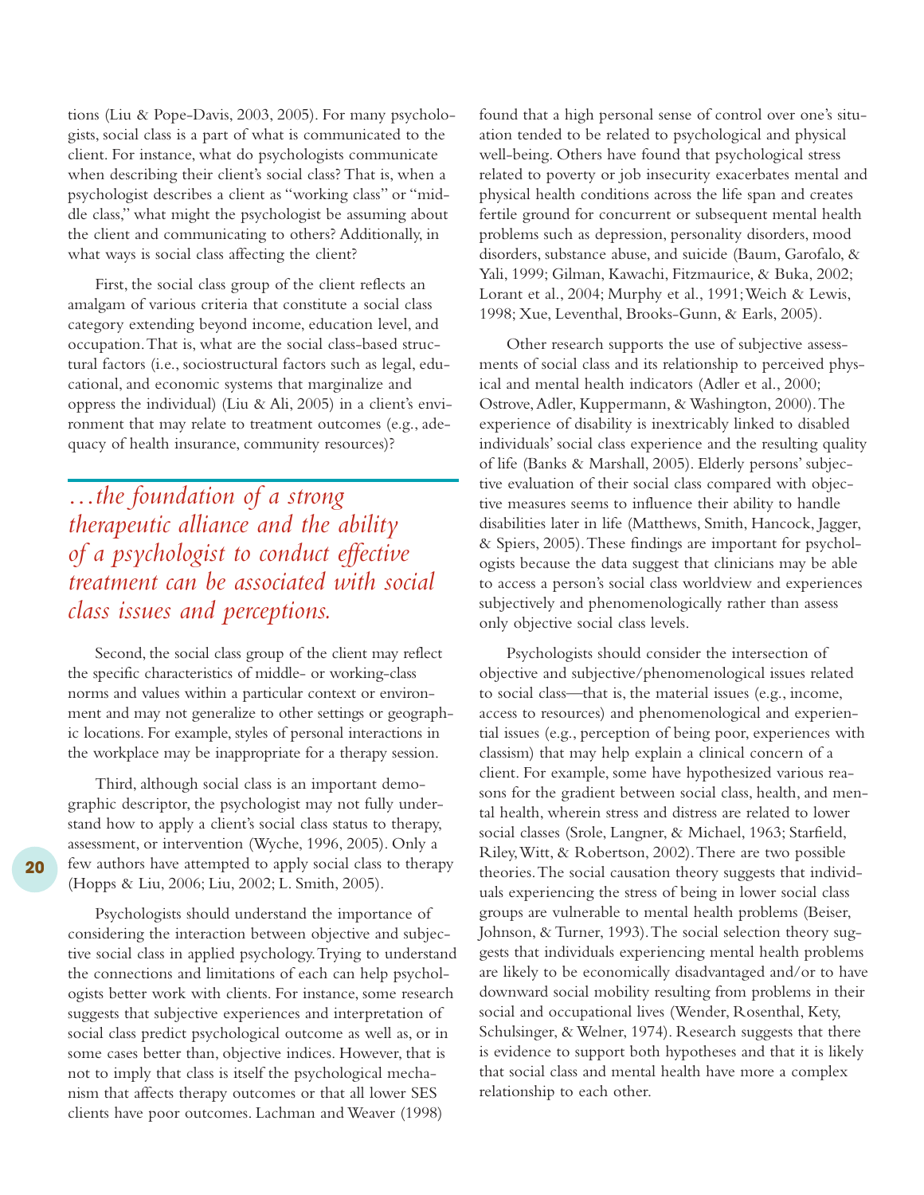tions (Liu & Pope-Davis, 2003, 2005). For many psychologists, social class is a part of what is communicated to the client. For instance, what do psychologists communicate when describing their client's social class? That is, when a psychologist describes a client as "working class" or "middle class," what might the psychologist be assuming about the client and communicating to others? Additionally, in what ways is social class affecting the client?

First, the social class group of the client reflects an amalgam of various criteria that constitute a social class category extending beyond income, education level, and occupation. That is, what are the social class-based structural factors (i.e., sociostructural factors such as legal, educational, and economic systems that marginalize and oppress the individual) (Liu & Ali, 2005) in a client's environment that may relate to treatment outcomes (e.g., adequacy of health insurance, community resources)?

*…the foundation of a strong therapeutic alliance and the ability of a psychologist to conduct effective treatment can be associated with social class issues and perceptions.*

Second, the social class group of the client may reflect the specific characteristics of middle- or working-class norms and values within a particular context or environment and may not generalize to other settings or geographic locations. For example, styles of personal interactions in the workplace may be inappropriate for a therapy session.

Third, although social class is an important demographic descriptor, the psychologist may not fully understand how to apply a client's social class status to therapy, assessment, or intervention (Wyche, 1996, 2005). Only a few authors have attempted to apply social class to therapy (Hopps & Liu, 2006; Liu, 2002; L. Smith, 2005).

Psychologists should understand the importance of considering the interaction between objective and subjective social class in applied psychology. Trying to understand the connections and limitations of each can help psychologists better work with clients. For instance, some research suggests that subjective experiences and interpretation of social class predict psychological outcome as well as, or in some cases better than, objective indices. However, that is not to imply that class is itself the psychological mechanism that affects therapy outcomes or that all lower SES clients have poor outcomes. Lachman and Weaver (1998) found that a high personal sense of control over one's situation tended to be related to psychological and physical well-being. Others have found that psychological stress related to poverty or job insecurity exacerbates mental and physical health conditions across the life span and creates fertile ground for concurrent or subsequent mental health problems such as depression, personality disorders, mood disorders, substance abuse, and suicide (Baum, Garofalo, & Yali, 1999; Gilman, Kawachi, Fitzmaurice, & Buka, 2002; Lorant et al., 2004; Murphy et al., 1991; Weich & Lewis, 1998; Xue, Leventhal, Brooks-Gunn, & Earls, 2005).

Other research supports the use of subjective assessments of social class and its relationship to perceived physical and mental health indicators (Adler et al., 2000; Ostrove, Adler, Kuppermann, & Washington, 2000). The experience of disability is inextricably linked to disabled individuals' social class experience and the resulting quality of life (Banks & Marshall, 2005). Elderly persons' subjective evaluation of their social class compared with objective measures seems to influence their ability to handle disabilities later in life (Matthews, Smith, Hancock, Jagger, & Spiers, 2005). These findings are important for psychologists because the data suggest that clinicians may be able to access a person's social class worldview and experiences subjectively and phenomenologically rather than assess only objective social class levels.

Psychologists should consider the intersection of objective and subjective/phenomenological issues related to social class—that is, the material issues (e.g., income, access to resources) and phenomenological and experiential issues (e.g., perception of being poor, experiences with classism) that may help explain a clinical concern of a client. For example, some have hypothesized various reasons for the gradient between social class, health, and mental health, wherein stress and distress are related to lower social classes (Srole, Langner, & Michael, 1963; Starfield, Riley, Witt, & Robertson, 2002). There are two possible theories. The social causation theory suggests that individuals experiencing the stress of being in lower social class groups are vulnerable to mental health problems (Beiser, Johnson, & Turner, 1993). The social selection theory suggests that individuals experiencing mental health problems are likely to be economically disadvantaged and/or to have downward social mobility resulting from problems in their social and occupational lives (Wender, Rosenthal, Kety, Schulsinger, & Welner, 1974). Research suggests that there is evidence to support both hypotheses and that it is likely that social class and mental health have more a complex relationship to each other.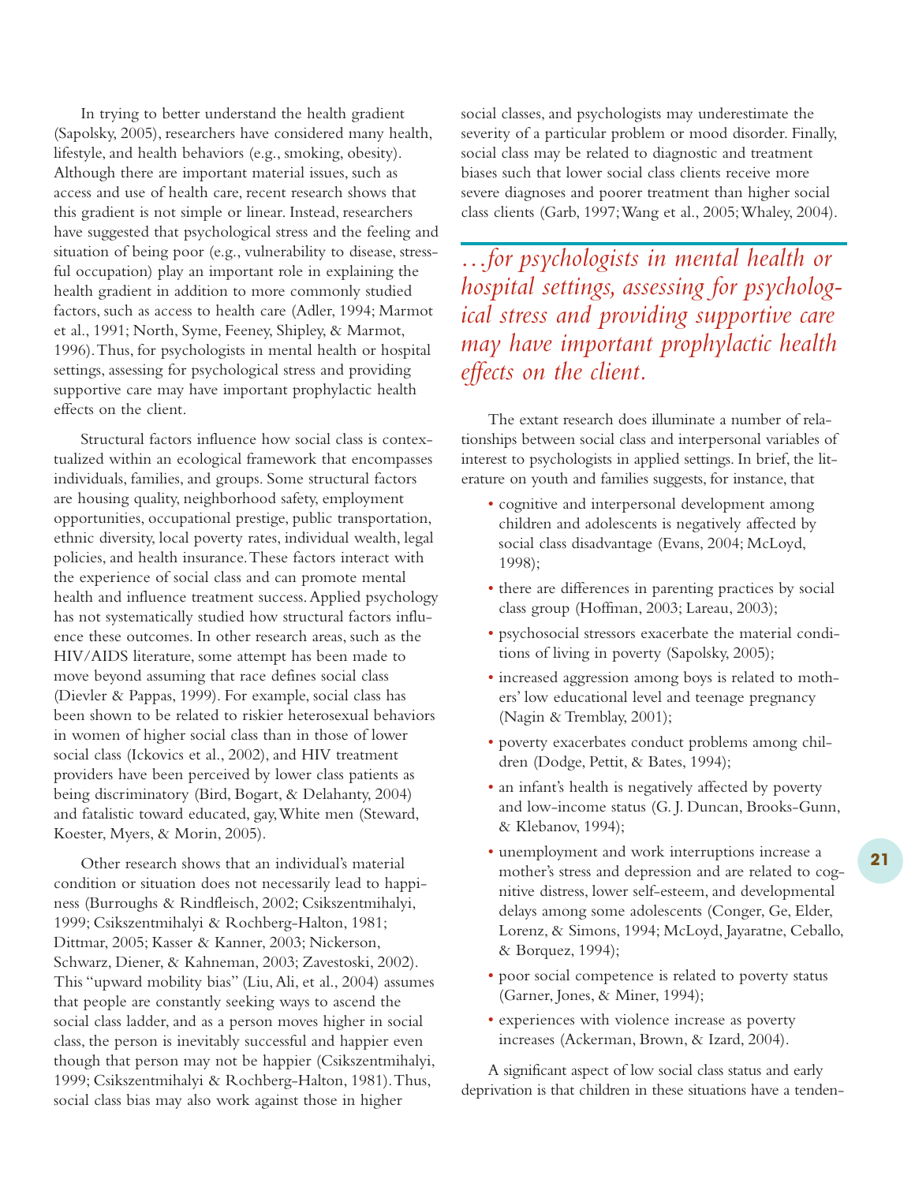In trying to better understand the health gradient (Sapolsky, 2005), researchers have considered many health, lifestyle, and health behaviors (e.g., smoking, obesity). Although there are important material issues, such as access and use of health care, recent research shows that this gradient is not simple or linear. Instead, researchers have suggested that psychological stress and the feeling and situation of being poor (e.g., vulnerability to disease, stressful occupation) play an important role in explaining the health gradient in addition to more commonly studied factors, such as access to health care (Adler, 1994; Marmot et al., 1991; North, Syme, Feeney, Shipley, & Marmot, 1996). Thus, for psychologists in mental health or hospital settings, assessing for psychological stress and providing supportive care may have important prophylactic health effects on the client.

Structural factors influence how social class is contextualized within an ecological framework that encompasses individuals, families, and groups. Some structural factors are housing quality, neighborhood safety, employment opportunities, occupational prestige, public transportation, ethnic diversity, local poverty rates, individual wealth, legal policies, and health insurance. These factors interact with the experience of social class and can promote mental health and influence treatment success. Applied psychology has not systematically studied how structural factors influence these outcomes. In other research areas, such as the HIV/AIDS literature, some attempt has been made to move beyond assuming that race defines social class (Dievler & Pappas, 1999). For example, social class has been shown to be related to riskier heterosexual behaviors in women of higher social class than in those of lower social class (Ickovics et al., 2002), and HIV treatment providers have been perceived by lower class patients as being discriminatory (Bird, Bogart, & Delahanty, 2004) and fatalistic toward educated, gay, White men (Steward, Koester, Myers, & Morin, 2005).

Other research shows that an individual's material condition or situation does not necessarily lead to happiness (Burroughs & Rindfleisch, 2002; Csikszentmihalyi, 1999; Csikszentmihalyi & Rochberg-Halton, 1981; Dittmar, 2005; Kasser & Kanner, 2003; Nickerson, Schwarz, Diener, & Kahneman, 2003; Zavestoski, 2002). This "upward mobility bias" (Liu, Ali, et al., 2004) assumes that people are constantly seeking ways to ascend the social class ladder, and as a person moves higher in social class, the person is inevitably successful and happier even though that person may not be happier (Csikszentmihalyi, 1999; Csikszentmihalyi & Rochberg-Halton, 1981). Thus, social class bias may also work against those in higher social classes, and psychologists may underestimate the severity of a particular problem or mood disorder. Finally, social class may be related to diagnostic and treatment biases such that lower social class clients receive more severe diagnoses and poorer treatment than higher social class clients (Garb, 1997; Wang et al., 2005; Whaley, 2004).

*…for psychologists in mental health or hospital settings, assessing for psychological stress and providing supportive care may have important prophylactic health effects on the client.*

The extant research does illuminate a number of relationships between social class and interpersonal variables of interest to psychologists in applied settings. In brief, the literature on youth and families suggests, for instance, that

- cognitive and interpersonal development among children and adolescents is negatively affected by social class disadvantage (Evans, 2004; McLoyd, 1998);
- there are differences in parenting practices by social class group (Hoffman, 2003; Lareau, 2003);
- psychosocial stressors exacerbate the material conditions of living in poverty (Sapolsky, 2005);
- increased aggression among boys is related to mothers' low educational level and teenage pregnancy (Nagin & Tremblay, 2001);
- poverty exacerbates conduct problems among children (Dodge, Pettit, & Bates, 1994);
- an infant's health is negatively affected by poverty and low-income status (G. J. Duncan, Brooks-Gunn, & Klebanov, 1994);
- unemployment and work interruptions increase a mother's stress and depression and are related to cognitive distress, lower self-esteem, and developmental delays among some adolescents (Conger, Ge, Elder, Lorenz, & Simons, 1994; McLoyd, Jayaratne, Ceballo, & Borquez, 1994);
- poor social competence is related to poverty status (Garner, Jones, & Miner, 1994);
- experiences with violence increase as poverty increases (Ackerman, Brown, & Izard, 2004).

A significant aspect of low social class status and early deprivation is that children in these situations have a tenden-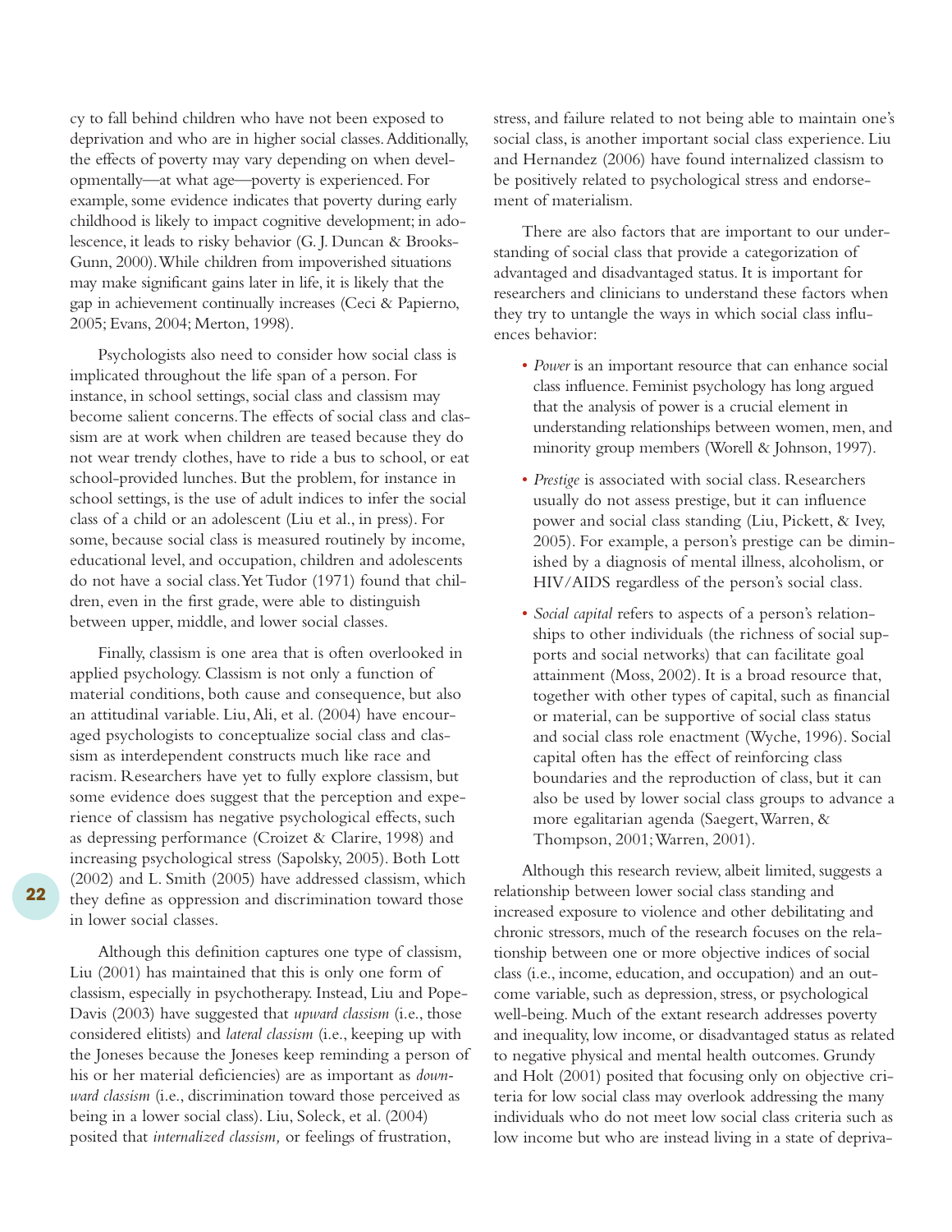cy to fall behind children who have not been exposed to deprivation and who are in higher social classes. Additionally, the effects of poverty may vary depending on when developmentally—at what age—poverty is experienced. For example, some evidence indicates that poverty during early childhood is likely to impact cognitive development; in adolescence, it leads to risky behavior (G. J. Duncan & Brooks-Gunn, 2000). While children from impoverished situations may make significant gains later in life, it is likely that the gap in achievement continually increases (Ceci & Papierno, 2005; Evans, 2004; Merton, 1998).

Psychologists also need to consider how social class is implicated throughout the life span of a person. For instance, in school settings, social class and classism may become salient concerns. The effects of social class and classism are at work when children are teased because they do not wear trendy clothes, have to ride a bus to school, or eat school-provided lunches. But the problem, for instance in school settings, is the use of adult indices to infer the social class of a child or an adolescent (Liu et al., in press). For some, because social class is measured routinely by income, educational level, and occupation, children and adolescents do not have a social class. Yet Tudor (1971) found that children, even in the first grade, were able to distinguish between upper, middle, and lower social classes.

Finally, classism is one area that is often overlooked in applied psychology. Classism is not only a function of material conditions, both cause and consequence, but also an attitudinal variable. Liu, Ali, et al. (2004) have encouraged psychologists to conceptualize social class and classism as interdependent constructs much like race and racism. Researchers have yet to fully explore classism, but some evidence does suggest that the perception and experience of classism has negative psychological effects, such as depressing performance (Croizet & Clarire, 1998) and increasing psychological stress (Sapolsky, 2005). Both Lott (2002) and L. Smith (2005) have addressed classism, which they define as oppression and discrimination toward those in lower social classes.

Although this definition captures one type of classism, Liu (2001) has maintained that this is only one form of classism, especially in psychotherapy. Instead, Liu and Pope-Davis (2003) have suggested that *upward classism* (i.e., those considered elitists) and *lateral classism* (i.e., keeping up with the Joneses because the Joneses keep reminding a person of his or her material deficiencies) are as important as *downward classism* (i.e., discrimination toward those perceived as being in a lower social class). Liu, Soleck, et al. (2004) posited that *internalized classism,* or feelings of frustration, stress, and failure related to not being able to maintain one's social class, is another important social class experience. Liu and Hernandez (2006) have found internalized classism to be positively related to psychological stress and endorsement of materialism.

There are also factors that are important to our understanding of social class that provide a categorization of advantaged and disadvantaged status. It is important for researchers and clinicians to understand these factors when they try to untangle the ways in which social class influences behavior:

- *Power* is an important resource that can enhance social class influence. Feminist psychology has long argued that the analysis of power is a crucial element in understanding relationships between women, men, and minority group members (Worell & Johnson, 1997).
- *Prestige* is associated with social class. Researchers usually do not assess prestige, but it can influence power and social class standing (Liu, Pickett, & Ivey, 2005). For example, a person's prestige can be diminished by a diagnosis of mental illness, alcoholism, or HIV/AIDS regardless of the person's social class.
- *Social capital* refers to aspects of a person's relationships to other individuals (the richness of social supports and social networks) that can facilitate goal attainment (Moss, 2002). It is a broad resource that, together with other types of capital, such as financial or material, can be supportive of social class status and social class role enactment (Wyche, 1996). Social capital often has the effect of reinforcing class boundaries and the reproduction of class, but it can also be used by lower social class groups to advance a more egalitarian agenda (Saegert, Warren, & Thompson, 2001; Warren, 2001).

Although this research review, albeit limited, suggests a relationship between lower social class standing and increased exposure to violence and other debilitating and chronic stressors, much of the research focuses on the relationship between one or more objective indices of social class (i.e., income, education, and occupation) and an outcome variable, such as depression, stress, or psychological well-being. Much of the extant research addresses poverty and inequality, low income, or disadvantaged status as related to negative physical and mental health outcomes. Grundy and Holt (2001) posited that focusing only on objective criteria for low social class may overlook addressing the many individuals who do not meet low social class criteria such as low income but who are instead living in a state of depriva-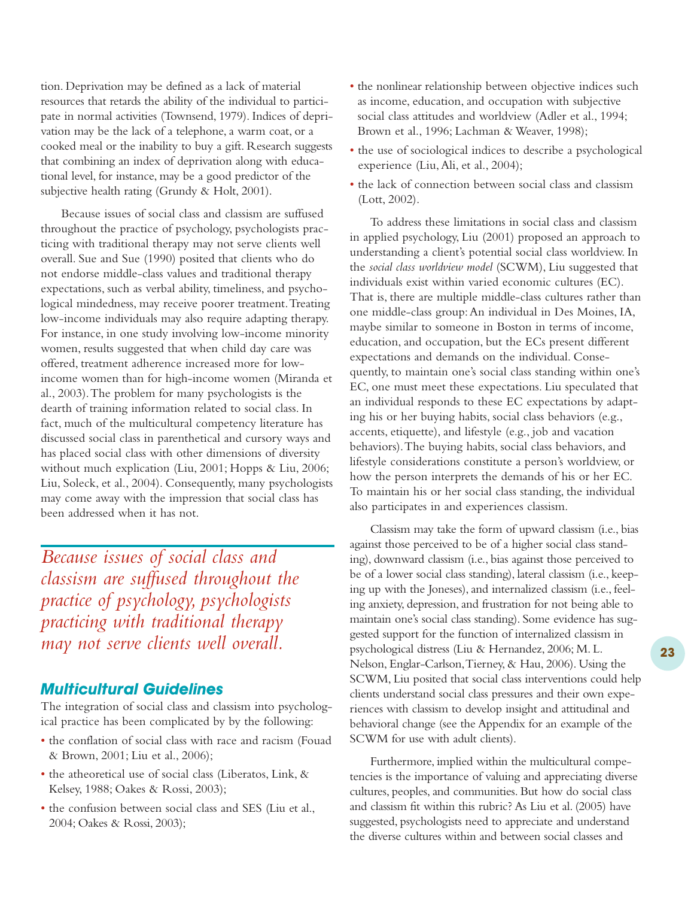tion. Deprivation may be defined as a lack of material resources that retards the ability of the individual to participate in normal activities (Townsend, 1979). Indices of deprivation may be the lack of a telephone, a warm coat, or a cooked meal or the inability to buy a gift. Research suggests that combining an index of deprivation along with educational level, for instance, may be a good predictor of the subjective health rating (Grundy & Holt, 2001).

Because issues of social class and classism are suffused throughout the practice of psychology, psychologists practicing with traditional therapy may not serve clients well overall. Sue and Sue (1990) posited that clients who do not endorse middle-class values and traditional therapy expectations, such as verbal ability, timeliness, and psychological mindedness, may receive poorer treatment. Treating low-income individuals may also require adapting therapy. For instance, in one study involving low-income minority women, results suggested that when child day care was offered, treatment adherence increased more for low-income women than for high-income women (Miranda et al., 2003). The problem for many psychologists is the dearth of training information related to social class. In fact, much of the multicultural competency literature has discussed social class in parenthetical and cursory ways and has placed social class with other dimensions of diversity without much explication (Liu, 2001; Hopps & Liu, 2006; Liu, Soleck, et al., 2004). Consequently, many psychologists may come away with the impression that social class has been addressed when it has not.

*Because issues of social class and classism are suffused throughout the practice of psychology, psychologists practicing with traditional therapy may not serve clients well overall.*

## Multicultural Guidelines

The integration of social class and classism into psychological practice has been complicated by by the following:

- the conflation of social class with race and racism (Fouad & Brown, 2001; Liu et al., 2006);
- the atheoretical use of social class (Liberatos, Link, & Kelsey, 1988; Oakes & Rossi, 2003);
- the confusion between social class and SES (Liu et al., 2004; Oakes & Rossi, 2003);
- the nonlinear relationship between objective indices such as income, education, and occupation with subjective social class attitudes and worldview (Adler et al., 1994; Brown et al., 1996; Lachman & Weaver, 1998);
- the use of sociological indices to describe a psychological experience (Liu, Ali, et al., 2004);
- the lack of connection between social class and classism (Lott, 2002).

To address these limitations in social class and classism in applied psychology, Liu (2001) proposed an approach to understanding a client's potential social class worldview. In the *social class worldview model* (SCWM), Liu suggested that individuals exist within varied economic cultures (EC). That is, there are multiple middle-class cultures rather than one middle-class group: An individual in Des Moines, IA, maybe similar to someone in Boston in terms of income, education, and occupation, but the ECs present different expectations and demands on the individual. Consequently, to maintain one's social class standing within one's EC, one must meet these expectations. Liu speculated that an individual responds to these EC expectations by adapting his or her buying habits, social class behaviors (e.g., accents, etiquette), and lifestyle (e.g., job and vacation behaviors). The buying habits, social class behaviors, and lifestyle considerations constitute a person's worldview, or how the person interprets the demands of his or her EC. To maintain his or her social class standing, the individual also participates in and experiences classism.

Classism may take the form of upward classism (i.e., bias against those perceived to be of a higher social class standing), downward classism (i.e., bias against those perceived to be of a lower social class standing), lateral classism (i.e., keeping up with the Joneses), and internalized classism (i.e., feeling anxiety, depression, and frustration for not being able to maintain one's social class standing). Some evidence has suggested support for the function of internalized classism in psychological distress (Liu & Hernandez, 2006; M. L. Nelson, Englar-Carlson, Tierney, & Hau, 2006). Using the SCWM, Liu posited that social class interventions could help clients understand social class pressures and their own experiences with classism to develop insight and attitudinal and behavioral change (see the Appendix for an example of the SCWM for use with adult clients).

Furthermore, implied within the multicultural competencies is the importance of valuing and appreciating diverse cultures, peoples, and communities. But how do social class and classism fit within this rubric? As Liu et al. (2005) have suggested, psychologists need to appreciate and understand the diverse cultures within and between social classes and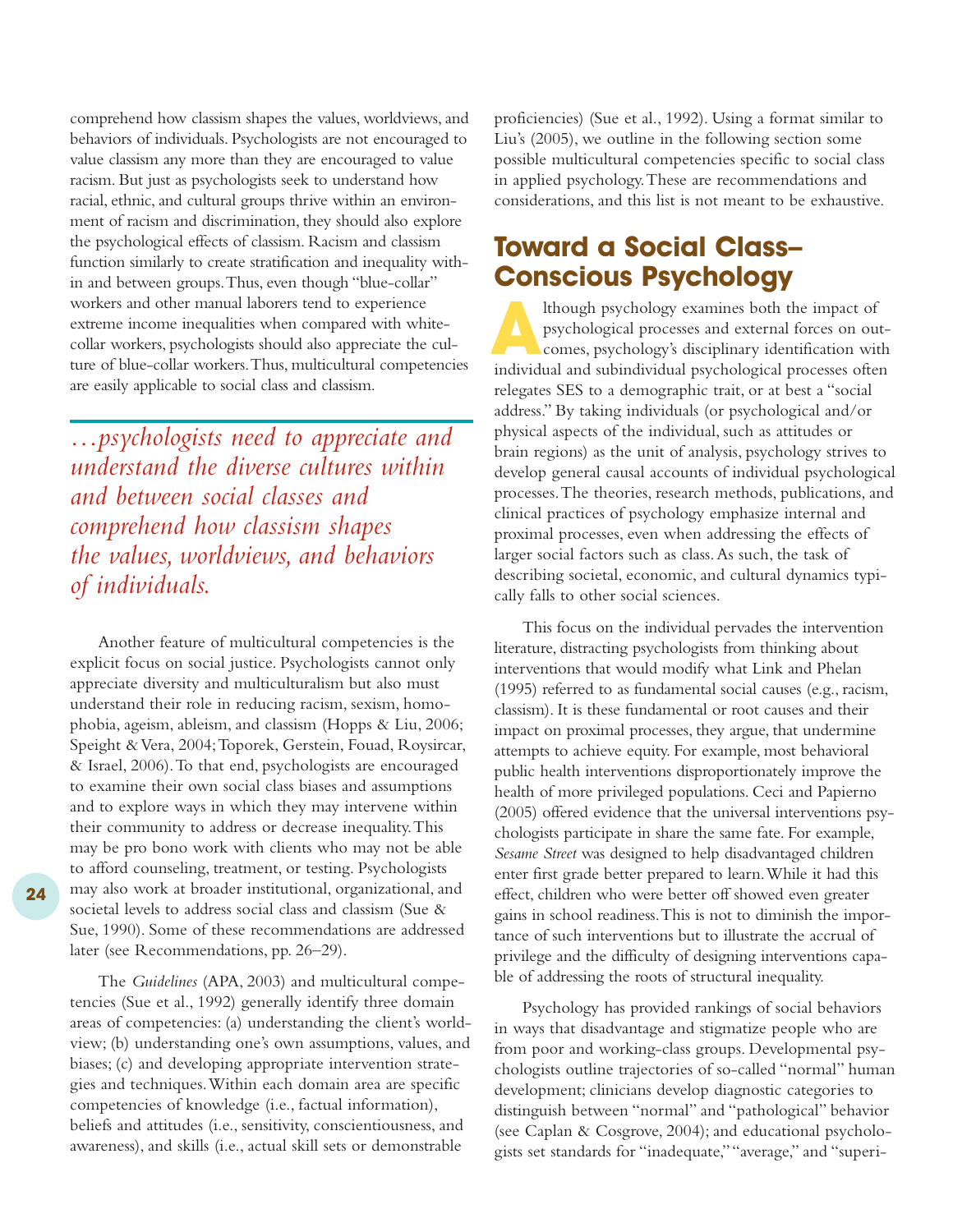comprehend how classism shapes the values, worldviews, and behaviors of individuals. Psychologists are not encouraged to value classism any more than they are encouraged to value racism. But just as psychologists seek to understand how racial, ethnic, and cultural groups thrive within an environment of racism and discrimination, they should also explore the psychological effects of classism. Racism and classism function similarly to create stratification and inequality within and between groups. Thus, even though "blue-collar" workers and other manual laborers tend to experience extreme income inequalities when compared with white-collar workers, psychologists should also appreciate the culture of blue-collar workers. Thus, multicultural competencies are easily applicable to social class and classism.

> *…psychologists need to appreciate and understand the diverse cultures within and between social classes and comprehend how classism shapes the values, worldviews, and behaviors of individuals.*

Another feature of multicultural competencies is the explicit focus on social justice. Psychologists cannot only appreciate diversity and multiculturalism but also must understand their role in reducing racism, sexism, homophobia, ageism, ableism, and classism (Hopps & Liu, 2006; Speight & Vera, 2004; Toporek, Gerstein, Fouad, Roysircar, & Israel, 2006). To that end, psychologists are encouraged to examine their own social class biases and assumptions and to explore ways in which they may intervene within their community to address or decrease inequality. This may be pro bono work with clients who may not be able to afford counseling, treatment, or testing. Psychologists may also work at broader institutional, organizational, and societal levels to address social class and classism (Sue & Sue, 1990). Some of these recommendations are addressed later (see Recommendations, pp. 26–29).

The *Guidelines* (APA, 2003) and multicultural competencies (Sue et al., 1992) generally identify three domain areas of competencies: (a) understanding the client's worldview; (b) understanding one's own assumptions, values, and biases; (c) and developing appropriate intervention strategies and techniques. Within each domain area are specific competencies of knowledge (i.e., factual information), beliefs and attitudes (i.e., sensitivity, conscientiousness, and awareness), and skills (i.e., actual skill sets or demonstrable proficiencies) (Sue et al., 1992). Using a format similar to Liu's (2005), we outline in the following section some possible multicultural competencies specific to social class in applied psychology. These are recommendations and considerations, and this list is not meant to be exhaustive.

## Toward a Social Class–Conscious Psychology

Although psychology examines both the impact of psychological processes and external forces on outcomes, psychology's disciplinary identification with individual and subindividual psychological processes often relegates SES to a demographic trait, or at best a "social address." By taking individuals (or psychological and/or physical aspects of the individual, such as attitudes or brain regions) as the unit of analysis, psychology strives to develop general causal accounts of individual psychological processes. The theories, research methods, publications, and clinical practices of psychology emphasize internal and proximal processes, even when addressing the effects of larger social factors such as class. As such, the task of describing societal, economic, and cultural dynamics typically falls to other social sciences.

This focus on the individual pervades the intervention literature, distracting psychologists from thinking about interventions that would modify what Link and Phelan (1995) referred to as fundamental social causes (e.g., racism, classism). It is these fundamental or root causes and their impact on proximal processes, they argue, that undermine attempts to achieve equity. For example, most behavioral public health interventions disproportionately improve the health of more privileged populations. Ceci and Papierno (2005) offered evidence that the universal interventions psychologists participate in share the same fate. For example, *Sesame Street* was designed to help disadvantaged children enter first grade better prepared to learn. While it had this effect, children who were better off showed even greater gains in school readiness. This is not to diminish the importance of such interventions but to illustrate the accrual of privilege and the difficulty of designing interventions capable of addressing the roots of structural inequality.

Psychology has provided rankings of social behaviors in ways that disadvantage and stigmatize people who are from poor and working-class groups. Developmental psychologists outline trajectories of so-called "normal" human development; clinicians develop diagnostic categories to distinguish between "normal" and "pathological" behavior (see Caplan & Cosgrove, 2004); and educational psychologists set standards for "inadequate," "average," and "superi-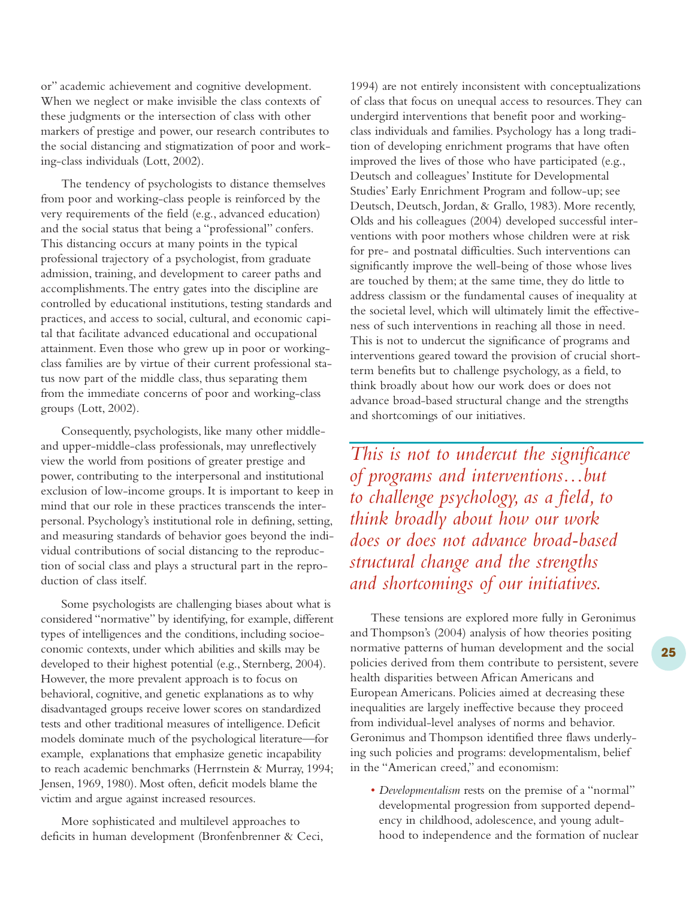or" academic achievement and cognitive development. When we neglect or make invisible the class contexts of these judgments or the intersection of class with other markers of prestige and power, our research contributes to the social distancing and stigmatization of poor and working-class individuals (Lott, 2002).

The tendency of psychologists to distance themselves from poor and working-class people is reinforced by the very requirements of the field (e.g., advanced education) and the social status that being a "professional" confers. This distancing occurs at many points in the typical professional trajectory of a psychologist, from graduate admission, training, and development to career paths and accomplishments. The entry gates into the discipline are controlled by educational institutions, testing standards and practices, and access to social, cultural, and economic capital that facilitate advanced educational and occupational attainment. Even those who grew up in poor or working-class families are by virtue of their current professional status now part of the middle class, thus separating them from the immediate concerns of poor and working-class groups (Lott, 2002).

Consequently, psychologists, like many other middle- and upper-middle-class professionals, may unreflectively view the world from positions of greater prestige and power, contributing to the interpersonal and institutional exclusion of low-income groups. It is important to keep in mind that our role in these practices transcends the interpersonal. Psychology's institutional role in defining, setting, and measuring standards of behavior goes beyond the individual contributions of social distancing to the reproduction of social class and plays a structural part in the reproduction of class itself.

Some psychologists are challenging biases about what is considered "normative" by identifying, for example, different types of intelligences and the conditions, including socioeconomic contexts, under which abilities and skills may be developed to their highest potential (e.g., Sternberg, 2004). However, the more prevalent approach is to focus on behavioral, cognitive, and genetic explanations as to why disadvantaged groups receive lower scores on standardized tests and other traditional measures of intelligence. Deficit models dominate much of the psychological literature—for example, explanations that emphasize genetic incapability to reach academic benchmarks (Herrnstein & Murray, 1994; Jensen, 1969, 1980). Most often, deficit models blame the victim and argue against increased resources.

More sophisticated and multilevel approaches to deficits in human development (Bronfenbrenner & Ceci, 1994) are not entirely inconsistent with conceptualizations of class that focus on unequal access to resources. They can undergird interventions that benefit poor and working-class individuals and families. Psychology has a long tradition of developing enrichment programs that have often improved the lives of those who have participated (e.g., Deutsch and colleagues' Institute for Developmental Studies' Early Enrichment Program and follow-up; see Deutsch, Deutsch, Jordan, & Grallo, 1983). More recently, Olds and his colleagues (2004) developed successful interventions with poor mothers whose children were at risk for pre- and postnatal difficulties. Such interventions can significantly improve the well-being of those whose lives are touched by them; at the same time, they do little to address classism or the fundamental causes of inequality at the societal level, which will ultimately limit the effectiveness of such interventions in reaching all those in need. This is not to undercut the significance of programs and interventions geared toward the provision of crucial short-term benefits but to challenge psychology, as a field, to think broadly about how our work does or does not advance broad-based structural change and the strengths and shortcomings of our initiatives.

*This is not to undercut the significance of programs and interventions…but to challenge psychology, as a field, to think broadly about how our work does or does not advance broad-based structural change and the strengths and shortcomings of our initiatives.*

These tensions are explored more fully in Geronimus and Thompson's (2004) analysis of how theories positing normative patterns of human development and the social policies derived from them contribute to persistent, severe health disparities between African Americans and European Americans. Policies aimed at decreasing these inequalities are largely ineffective because they proceed from individual-level analyses of norms and behavior. Geronimus and Thompson identified three flaws underlying such policies and programs: developmentalism, belief in the "American creed," and economism:

- *Developmentalism* rests on the premise of a "normal" developmental progression from supported dependency in childhood, adolescence, and young adulthood to independence and the formation of nuclear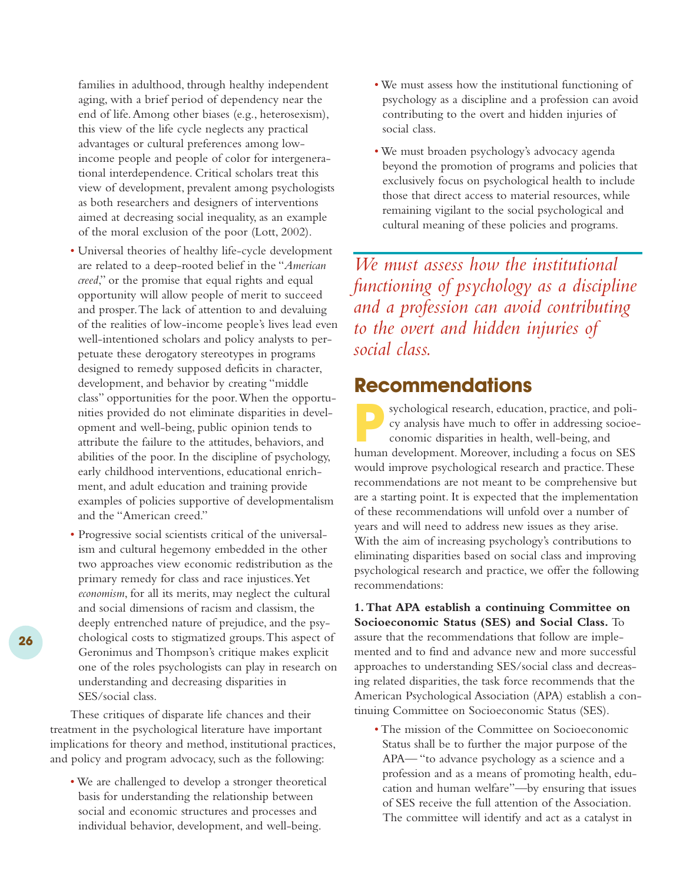families in adulthood, through healthy independent aging, with a brief period of dependency near the end of life. Among other biases (e.g., heterosexism), this view of the life cycle neglects any practical advantages or cultural preferences among low-income people and people of color for intergenerational interdependence. Critical scholars treat this view of development, prevalent among psychologists as both researchers and designers of interventions aimed at decreasing social inequality, as an example of the moral exclusion of the poor (Lott, 2002).

- Universal theories of healthy life-cycle development are related to a deep-rooted belief in the "*American creed*," or the promise that equal rights and equal opportunity will allow people of merit to succeed and prosper. The lack of attention to and devaluing of the realities of low-income people's lives lead even well-intentioned scholars and policy analysts to perpetuate these derogatory stereotypes in programs designed to remedy supposed deficits in character, development, and behavior by creating "middle class" opportunities for the poor. When the opportunities provided do not eliminate disparities in development and well-being, public opinion tends to attribute the failure to the attitudes, behaviors, and abilities of the poor. In the discipline of psychology, early childhood interventions, educational enrichment, and adult education and training provide examples of policies supportive of developmentalism and the "American creed."
- Progressive social scientists critical of the universalism and cultural hegemony embedded in the other two approaches view economic redistribution as the primary remedy for class and race injustices. Yet *economism*, for all its merits, may neglect the cultural and social dimensions of racism and classism, the deeply entrenched nature of prejudice, and the psychological costs to stigmatized groups. This aspect of Geronimus and Thompson's critique makes explicit one of the roles psychologists can play in research on understanding and decreasing disparities in SES/social class.

These critiques of disparate life chances and their treatment in the psychological literature have important implications for theory and method, institutional practices, and policy and program advocacy, such as the following:

- We are challenged to develop a stronger theoretical basis for understanding the relationship between social and economic structures and processes and individual behavior, development, and well-being.
- We must assess how the institutional functioning of psychology as a discipline and a profession can avoid contributing to the overt and hidden injuries of social class.
- We must broaden psychology's advocacy agenda beyond the promotion of programs and policies that exclusively focus on psychological health to include those that direct access to material resources, while remaining vigilant to the social psychological and cultural meaning of these policies and programs.

*We must assess how the institutional functioning of psychology as a discipline and a profession can avoid contributing to the overt and hidden injuries of social class.*

## Recommendations

Psychological research, education, practice, and policy analysis have much to offer in addressing socioeconomic disparities in health, well-being, and human development. Moreover, including a focus on SES would improve psychological research and practice. These recommendations are not meant to be comprehensive but are a starting point. It is expected that the implementation of these recommendations will unfold over a number of years and will need to address new issues as they arise. With the aim of increasing psychology's contributions to eliminating disparities based on social class and improving psychological research and practice, we offer the following recommendations:

**1. That APA establish a continuing Committee on Socioeconomic Status (SES) and Social Class.** To assure that the recommendations that follow are implemented and to find and advance new and more successful approaches to understanding SES/social class and decreasing related disparities, the task force recommends that the American Psychological Association (APA) establish a continuing Committee on Socioeconomic Status (SES).

- The mission of the Committee on Socioeconomic Status shall be to further the major purpose of the APA—"to advance psychology as a science and a profession and as a means of promoting health, education and human welfare"—by ensuring that issues of SES receive the full attention of the Association. The committee will identify and act as a catalyst in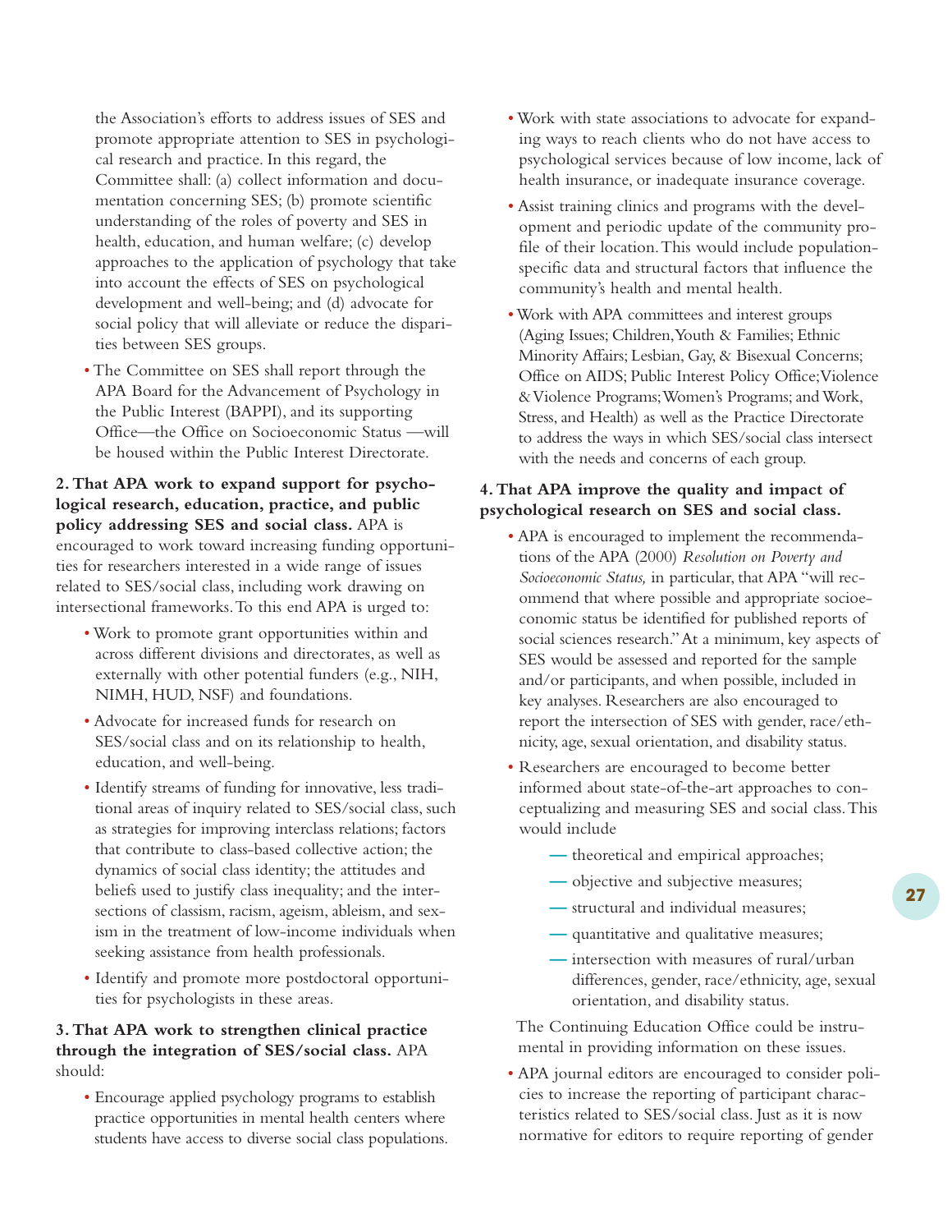the Association's efforts to address issues of SES and promote appropriate attention to SES in psychological research and practice. In this regard, the Committee shall: (a) collect information and documentation concerning SES; (b) promote scientific understanding of the roles of poverty and SES in health, education, and human welfare; (c) develop approaches to the application of psychology that take into account the effects of SES on psychological development and well-being; and (d) advocate for social policy that will alleviate or reduce the disparities between SES groups.

- The Committee on SES shall report through the APA Board for the Advancement of Psychology in the Public Interest (BAPPI), and its supporting Office—the Office on Socioeconomic Status —will be housed within the Public Interest Directorate.

**2. That APA work to expand support for psychological research, education, practice, and public policy addressing SES and social class.** APA is encouraged to work toward increasing funding opportunities for researchers interested in a wide range of issues related to SES/social class, including work drawing on intersectional frameworks. To this end APA is urged to:

- Work to promote grant opportunities within and across different divisions and directorates, as well as externally with other potential funders (e.g., NIH, NIMH, HUD, NSF) and foundations.
- Advocate for increased funds for research on SES/social class and on its relationship to health, education, and well-being.
- Identify streams of funding for innovative, less traditional areas of inquiry related to SES/social class, such as strategies for improving interclass relations; factors that contribute to class-based collective action; the dynamics of social class identity; the attitudes and beliefs used to justify class inequality; and the intersections of classism, racism, ageism, ableism, and sexism in the treatment of low-income individuals when seeking assistance from health professionals.
- Identify and promote more postdoctoral opportunities for psychologists in these areas.

**3. That APA work to strengthen clinical practice through the integration of SES/social class.** APA should:

- Encourage applied psychology programs to establish practice opportunities in mental health centers where students have access to diverse social class populations.
- Work with state associations to advocate for expanding ways to reach clients who do not have access to psychological services because of low income, lack of health insurance, or inadequate insurance coverage.
- Assist training clinics and programs with the development and periodic update of the community profile of their location. This would include population-specific data and structural factors that influence the community's health and mental health.
- Work with APA committees and interest groups (Aging Issues; Children, Youth & Families; Ethnic Minority Affairs; Lesbian, Gay, & Bisexual Concerns; Office on AIDS; Public Interest Policy Office; Violence & Violence Programs; Women's Programs; and Work, Stress, and Health) as well as the Practice Directorate to address the ways in which SES/social class intersect with the needs and concerns of each group.

**4. That APA improve the quality and impact of psychological research on SES and social class.**

- APA is encouraged to implement the recommendations of the APA (2000) *Resolution on Poverty and Socioeconomic Status,* in particular, that APA "will recommend that where possible and appropriate socioeconomic status be identified for published reports of social sciences research." At a minimum, key aspects of SES would be assessed and reported for the sample and/or participants, and when possible, included in key analyses. Researchers are also encouraged to report the intersection of SES with gender, race/ethnicity, age, sexual orientation, and disability status.
- Researchers are encouraged to become better informed about state-of-the-art approaches to conceptualizing and measuring SES and social class. This would include
  - — theoretical and empirical approaches;
  - — objective and subjective measures;
  - — structural and individual measures;
  - — quantitative and qualitative measures;
  - — intersection with measures of rural/urban differences, gender, race/ethnicity, age, sexual orientation, and disability status.

  The Continuing Education Office could be instrumental in providing information on these issues.
- APA journal editors are encouraged to consider policies to increase the reporting of participant characteristics related to SES/social class. Just as it is now normative for editors to require reporting of gender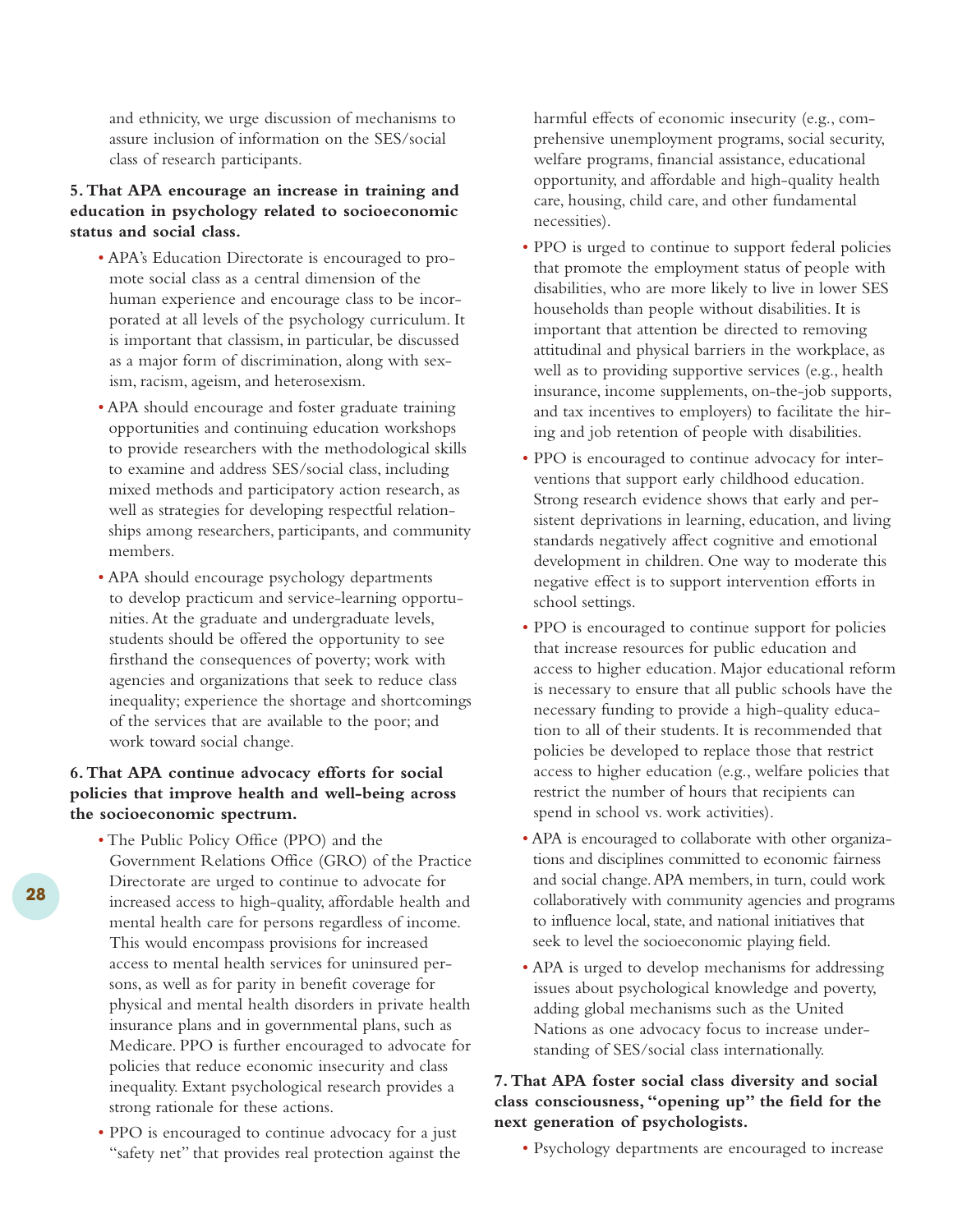and ethnicity, we urge discussion of mechanisms to assure inclusion of information on the SES/social class of research participants.

**5. That APA encourage an increase in training and education in psychology related to socioeconomic status and social class.**

- APA's Education Directorate is encouraged to promote social class as a central dimension of the human experience and encourage class to be incorporated at all levels of the psychology curriculum. It is important that classism, in particular, be discussed as a major form of discrimination, along with sexism, racism, ageism, and heterosexism.
- APA should encourage and foster graduate training opportunities and continuing education workshops to provide researchers with the methodological skills to examine and address SES/social class, including mixed methods and participatory action research, as well as strategies for developing respectful relationships among researchers, participants, and community members.
- APA should encourage psychology departments to develop practicum and service-learning opportunities. At the graduate and undergraduate levels, students should be offered the opportunity to see firsthand the consequences of poverty; work with agencies and organizations that seek to reduce class inequality; experience the shortage and shortcomings of the services that are available to the poor; and work toward social change.

**6. That APA continue advocacy efforts for social policies that improve health and well-being across the socioeconomic spectrum.**

- The Public Policy Office (PPO) and the Government Relations Office (GRO) of the Practice Directorate are urged to continue to advocate for increased access to high-quality, affordable health and mental health care for persons regardless of income. This would encompass provisions for increased access to mental health services for uninsured persons, as well as for parity in benefit coverage for physical and mental health disorders in private health insurance plans and in governmental plans, such as Medicare. PPO is further encouraged to advocate for policies that reduce economic insecurity and class inequality. Extant psychological research provides a strong rationale for these actions.
- PPO is encouraged to continue advocacy for a just "safety net" that provides real protection against the harmful effects of economic insecurity (e.g., comprehensive unemployment programs, social security, welfare programs, financial assistance, educational opportunity, and affordable and high-quality health care, housing, child care, and other fundamental necessities).
- PPO is urged to continue to support federal policies that promote the employment status of people with disabilities, who are more likely to live in lower SES households than people without disabilities. It is important that attention be directed to removing attitudinal and physical barriers in the workplace, as well as to providing supportive services (e.g., health insurance, income supplements, on-the-job supports, and tax incentives to employers) to facilitate the hiring and job retention of people with disabilities.
- PPO is encouraged to continue advocacy for interventions that support early childhood education. Strong research evidence shows that early and persistent deprivations in learning, education, and living standards negatively affect cognitive and emotional development in children. One way to moderate this negative effect is to support intervention efforts in school settings.
- PPO is encouraged to continue support for policies that increase resources for public education and access to higher education. Major educational reform is necessary to ensure that all public schools have the necessary funding to provide a high-quality education to all of their students. It is recommended that policies be developed to replace those that restrict access to higher education (e.g., welfare policies that restrict the number of hours that recipients can spend in school vs. work activities).
- APA is encouraged to collaborate with other organizations and disciplines committed to economic fairness and social change. APA members, in turn, could work collaboratively with community agencies and programs to influence local, state, and national initiatives that seek to level the socioeconomic playing field.
- APA is urged to develop mechanisms for addressing issues about psychological knowledge and poverty, adding global mechanisms such as the United Nations as one advocacy focus to increase understanding of SES/social class internationally.

**7. That APA foster social class diversity and social class consciousness, "opening up" the field for the next generation of psychologists.**

- Psychology departments are encouraged to increase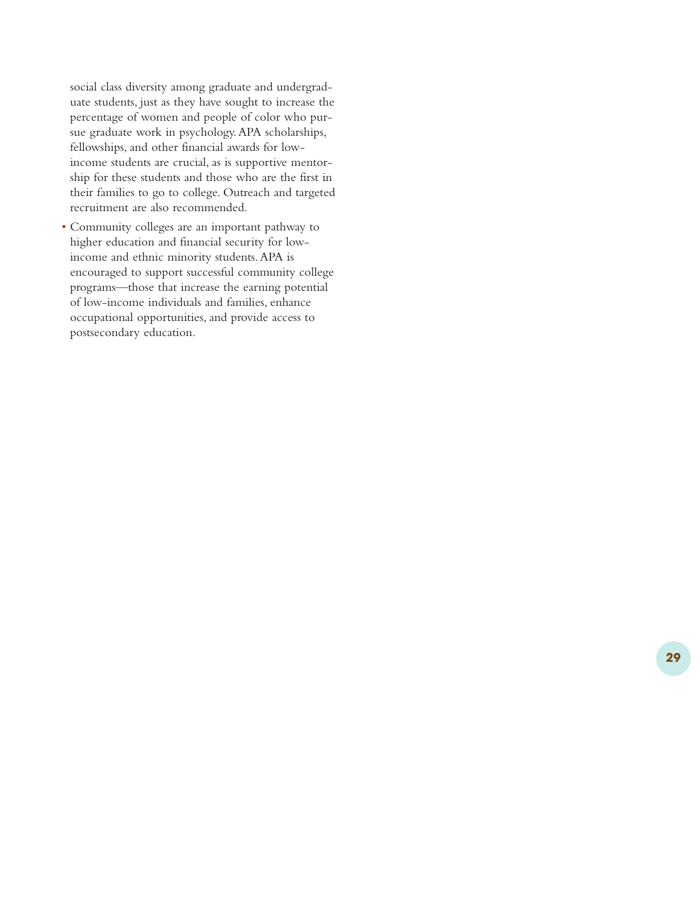social class diversity among graduate and undergraduate students, just as they have sought to increase the percentage of women and people of color who pursue graduate work in psychology. APA scholarships, fellowships, and other financial awards for low-income students are crucial, as is supportive mentorship for these students and those who are the first in their families to go to college. Outreach and targeted recruitment are also recommended.

- Community colleges are an important pathway to higher education and financial security for low-income and ethnic minority students. APA is encouraged to support successful community college programs—those that increase the earning potential of low-income individuals and families, enhance occupational opportunities, and provide access to postsecondary education.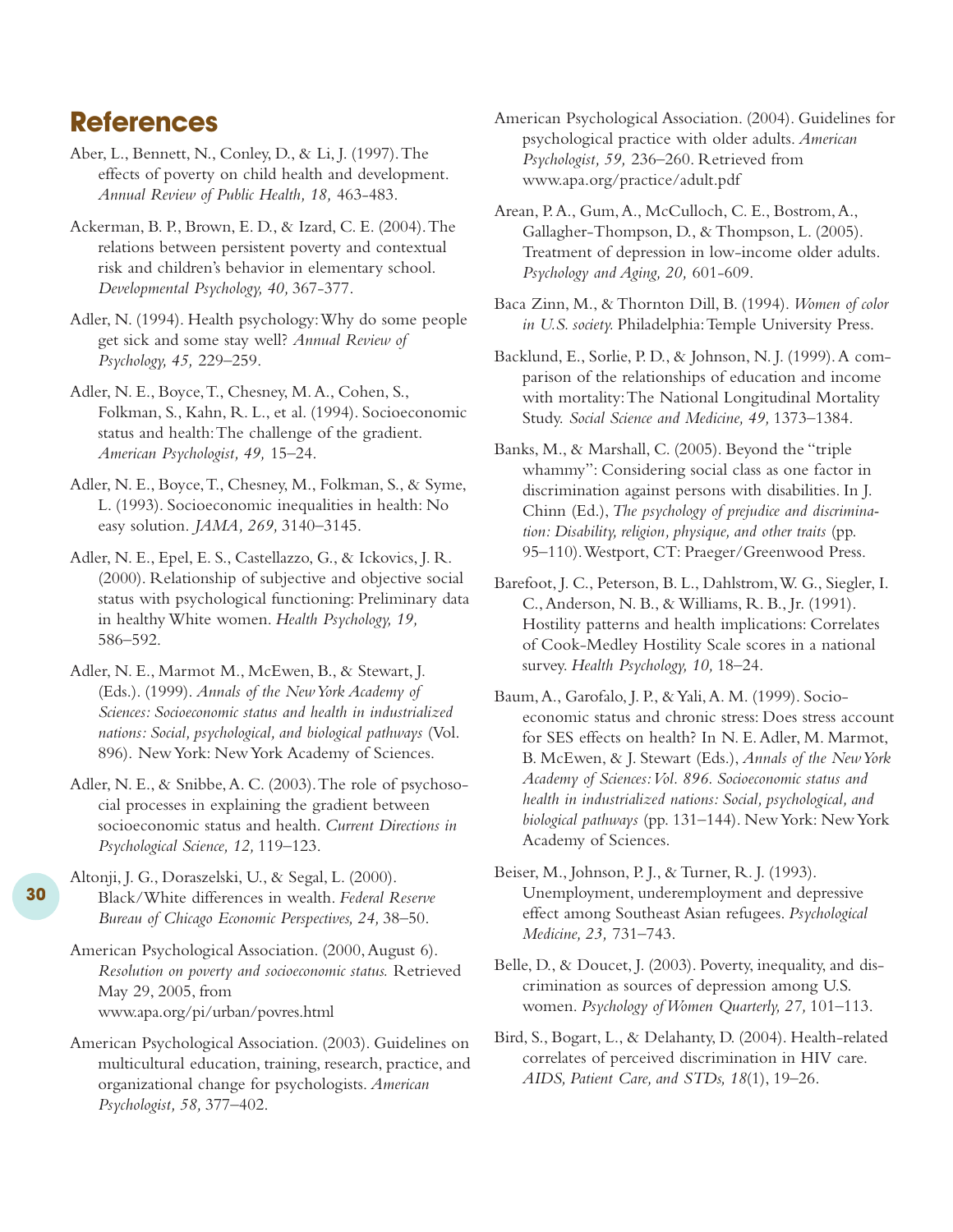## References

Aber, L., Bennett, N., Conley, D., & Li, J. (1997). The effects of poverty on child health and development. *Annual Review of Public Health, 18,* 463-483.

Ackerman, B. P., Brown, E. D., & Izard, C. E. (2004). The relations between persistent poverty and contextual risk and children's behavior in elementary school. *Developmental Psychology, 40,* 367-377.

Adler, N. (1994). Health psychology: Why do some people get sick and some stay well? *Annual Review of Psychology, 45,* 229–259.

Adler, N. E., Boyce, T., Chesney, M. A., Cohen, S., Folkman, S., Kahn, R. L., et al. (1994). Socioeconomic status and health: The challenge of the gradient. *American Psychologist, 49,* 15–24.

Adler, N. E., Boyce, T., Chesney, M., Folkman, S., & Syme, L. (1993). Socioeconomic inequalities in health: No easy solution. *JAMA, 269,* 3140–3145.

Adler, N. E., Epel, E. S., Castellazzo, G., & Ickovics, J. R. (2000). Relationship of subjective and objective social status with psychological functioning: Preliminary data in healthy White women. *Health Psychology, 19,* 586–592.

Adler, N. E., Marmot M., McEwen, B., & Stewart, J. (Eds.). (1999). *Annals of the New York Academy of Sciences: Socioeconomic status and health in industrialized nations: Social, psychological, and biological pathways* (Vol. 896). New York: New York Academy of Sciences.

Adler, N. E., & Snibbe, A. C. (2003). The role of psychosocial processes in explaining the gradient between socioeconomic status and health. *Current Directions in Psychological Science, 12,* 119–123.

Altonji, J. G., Doraszelski, U., & Segal, L. (2000). Black/White differences in wealth. *Federal Reserve Bureau of Chicago Economic Perspectives, 24,* 38–50.

American Psychological Association. (2000, August 6). *Resolution on poverty and socioeconomic status.* Retrieved May 29, 2005, from www.apa.org/pi/urban/povres.html

American Psychological Association. (2003). Guidelines on multicultural education, training, research, practice, and organizational change for psychologists. *American Psychologist, 58,* 377–402.

American Psychological Association. (2004). Guidelines for psychological practice with older adults. *American Psychologist, 59,* 236–260. Retrieved from www.apa.org/practice/adult.pdf

Arean, P. A., Gum, A., McCulloch, C. E., Bostrom, A., Gallagher-Thompson, D., & Thompson, L. (2005). Treatment of depression in low-income older adults. *Psychology and Aging, 20,* 601-609.

Baca Zinn, M., & Thornton Dill, B. (1994). *Women of color in U.S. society.* Philadelphia: Temple University Press.

Backlund, E., Sorlie, P. D., & Johnson, N. J. (1999). A comparison of the relationships of education and income with mortality: The National Longitudinal Mortality Study. *Social Science and Medicine, 49,* 1373–1384.

Banks, M., & Marshall, C. (2005). Beyond the "triple whammy": Considering social class as one factor in discrimination against persons with disabilities. In J. Chinn (Ed.), *The psychology of prejudice and discrimination: Disability, religion, physique, and other traits* (pp. 95–110). Westport, CT: Praeger/Greenwood Press.

Barefoot, J. C., Peterson, B. L., Dahlstrom, W. G., Siegler, I. C., Anderson, N. B., & Williams, R. B., Jr. (1991). Hostility patterns and health implications: Correlates of Cook-Medley Hostility Scale scores in a national survey. *Health Psychology, 10,* 18–24.

Baum, A., Garofalo, J. P., & Yali, A. M. (1999). Socioeconomic status and chronic stress: Does stress account for SES effects on health? In N. E. Adler, M. Marmot, B. McEwen, & J. Stewart (Eds.), *Annals of the New York Academy of Sciences: Vol. 896. Socioeconomic status and health in industrialized nations: Social, psychological, and biological pathways* (pp. 131–144). New York: New York Academy of Sciences.

Beiser, M., Johnson, P. J., & Turner, R. J. (1993). Unemployment, underemployment and depressive effect among Southeast Asian refugees. *Psychological Medicine, 23,* 731–743.

Belle, D., & Doucet, J. (2003). Poverty, inequality, and discrimination as sources of depression among U.S. women. *Psychology of Women Quarterly, 27,* 101–113.

Bird, S., Bogart, L., & Delahanty, D. (2004). Health-related correlates of perceived discrimination in HIV care. *AIDS, Patient Care, and STDs, 18*(1), 19–26.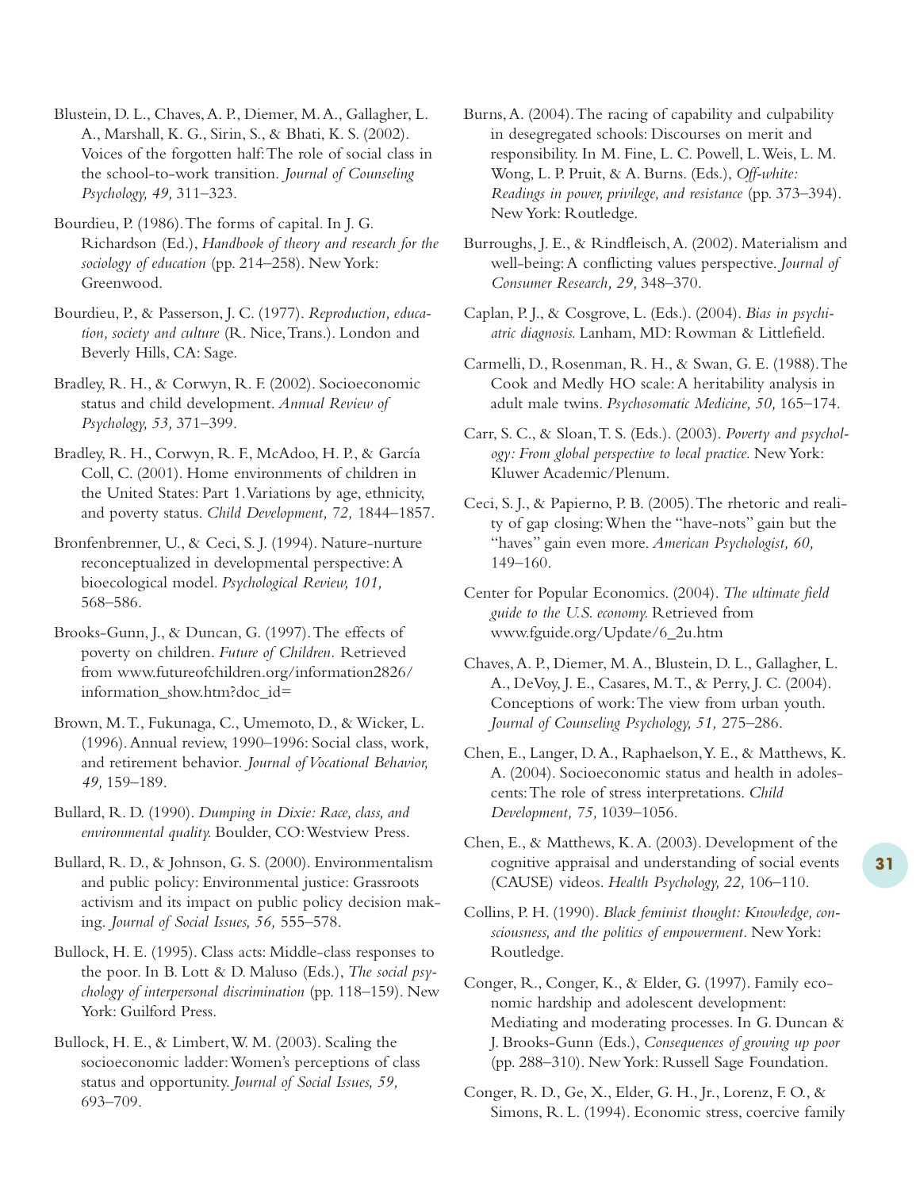Blustein, D. L., Chaves, A. P., Diemer, M. A., Gallagher, L. A., Marshall, K. G., Sirin, S., & Bhati, K. S. (2002). Voices of the forgotten half: The role of social class in the school-to-work transition. *Journal of Counseling Psychology, 49,* 311–323.

Bourdieu, P. (1986). The forms of capital. In J. G. Richardson (Ed.), *Handbook of theory and research for the sociology of education* (pp. 214–258). New York: Greenwood.

Bourdieu, P., & Passerson, J. C. (1977). *Reproduction, education, society and culture* (R. Nice, Trans.). London and Beverly Hills, CA: Sage.

Bradley, R. H., & Corwyn, R. F. (2002). Socioeconomic status and child development. *Annual Review of Psychology, 53,* 371–399.

Bradley, R. H., Corwyn, R. F., McAdoo, H. P., & García Coll, C. (2001). Home environments of children in the United States: Part 1. Variations by age, ethnicity, and poverty status. *Child Development, 72,* 1844–1857.

Bronfenbrenner, U., & Ceci, S. J. (1994). Nature-nurture reconceptualized in developmental perspective: A bioecological model. *Psychological Review, 101,* 568–586.

Brooks-Gunn, J., & Duncan, G. (1997). The effects of poverty on children. *Future of Children.* Retrieved from www.futureofchildren.org/information2826/information_show.htm?doc_id=

Brown, M. T., Fukunaga, C., Umemoto, D., & Wicker, L. (1996). Annual review, 1990–1996: Social class, work, and retirement behavior. *Journal of Vocational Behavior, 49,* 159–189.

Bullard, R. D. (1990). *Dumping in Dixie: Race, class, and environmental quality.* Boulder, CO: Westview Press.

Bullard, R. D., & Johnson, G. S. (2000). Environmentalism and public policy: Environmental justice: Grassroots activism and its impact on public policy decision making. *Journal of Social Issues, 56,* 555–578.

Bullock, H. E. (1995). Class acts: Middle-class responses to the poor. In B. Lott & D. Maluso (Eds.), *The social psychology of interpersonal discrimination* (pp. 118–159). New York: Guilford Press.

Bullock, H. E., & Limbert, W. M. (2003). Scaling the socioeconomic ladder: Women's perceptions of class status and opportunity. *Journal of Social Issues, 59,* 693–709.

Burns, A. (2004). The racing of capability and culpability in desegregated schools: Discourses on merit and responsibility. In M. Fine, L. C. Powell, L. Weis, L. M. Wong, L. P. Pruit, & A. Burns. (Eds.), *Off-white: Readings in power, privilege, and resistance* (pp. 373–394). New York: Routledge.

Burroughs, J. E., & Rindfleisch, A. (2002). Materialism and well-being: A conflicting values perspective. *Journal of Consumer Research, 29,* 348–370.

Caplan, P. J., & Cosgrove, L. (Eds.). (2004). *Bias in psychiatric diagnosis.* Lanham, MD: Rowman & Littlefield.

Carmelli, D., Rosenman, R. H., & Swan, G. E. (1988). The Cook and Medly HO scale: A heritability analysis in adult male twins. *Psychosomatic Medicine, 50,* 165–174.

Carr, S. C., & Sloan, T. S. (Eds.). (2003). *Poverty and psychology: From global perspective to local practice.* New York: Kluwer Academic/Plenum.

Ceci, S. J., & Papierno, P. B. (2005). The rhetoric and reality of gap closing: When the "have-nots" gain but the "haves" gain even more. *American Psychologist, 60,* 149–160.

Center for Popular Economics. (2004). *The ultimate field guide to the U.S. economy.* Retrieved from www.fguide.org/Update/6_2u.htm

Chaves, A. P., Diemer, M. A., Blustein, D. L., Gallagher, L. A., DeVoy, J. E., Casares, M. T., & Perry, J. C. (2004). Conceptions of work: The view from urban youth. *Journal of Counseling Psychology, 51,* 275–286.

Chen, E., Langer, D. A., Raphaelson, Y. E., & Matthews, K. A. (2004). Socioeconomic status and health in adolescents: The role of stress interpretations. *Child Development, 75,* 1039–1056.

Chen, E., & Matthews, K. A. (2003). Development of the cognitive appraisal and understanding of social events (CAUSE) videos. *Health Psychology, 22,* 106–110.

Collins, P. H. (1990). *Black feminist thought: Knowledge, consciousness, and the politics of empowerment.* New York: Routledge.

Conger, R., Conger, K., & Elder, G. (1997). Family economic hardship and adolescent development: Mediating and moderating processes. In G. Duncan & J. Brooks-Gunn (Eds.), *Consequences of growing up poor* (pp. 288–310). New York: Russell Sage Foundation.

Conger, R. D., Ge, X., Elder, G. H., Jr., Lorenz, F. O., & Simons, R. L. (1994). Economic stress, coercive family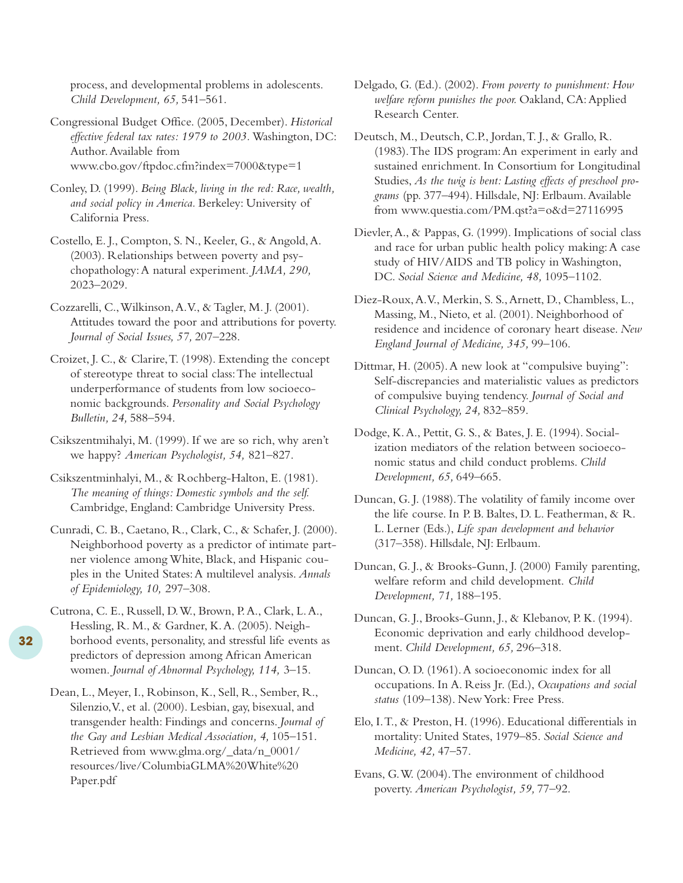process, and developmental problems in adolescents. *Child Development, 65,* 541–561.

Congressional Budget Office. (2005, December). *Historical effective federal tax rates: 1979 to 2003.* Washington, DC: Author. Available from www.cbo.gov/ftpdoc.cfm?index=7000&type=1

Conley, D. (1999). *Being Black, living in the red: Race, wealth, and social policy in America.* Berkeley: University of California Press.

Costello, E. J., Compton, S. N., Keeler, G., & Angold, A. (2003). Relationships between poverty and psychopathology: A natural experiment. *JAMA, 290,* 2023–2029.

Cozzarelli, C., Wilkinson, A. V., & Tagler, M. J. (2001). Attitudes toward the poor and attributions for poverty. *Journal of Social Issues, 57,* 207–228.

Croizet, J. C., & Clarire, T. (1998). Extending the concept of stereotype threat to social class: The intellectual underperformance of students from low socioeconomic backgrounds. *Personality and Social Psychology Bulletin, 24,* 588–594.

Csikszentmihalyi, M. (1999). If we are so rich, why aren't we happy? *American Psychologist, 54,* 821–827.

Csikszentminhalyi, M., & Rochberg-Halton, E. (1981). *The meaning of things: Domestic symbols and the self.* Cambridge, England: Cambridge University Press.

Cunradi, C. B., Caetano, R., Clark, C., & Schafer, J. (2000). Neighborhood poverty as a predictor of intimate partner violence among White, Black, and Hispanic couples in the United States: A multilevel analysis. *Annals of Epidemiology, 10,* 297–308.

Cutrona, C. E., Russell, D. W., Brown, P. A., Clark, L. A., Hessling, R. M., & Gardner, K. A. (2005). Neighborhood events, personality, and stressful life events as predictors of depression among African American women. *Journal of Abnormal Psychology, 114,* 3–15.

Dean, L., Meyer, I., Robinson, K., Sell, R., Sember, R., Silenzio, V., et al. (2000). Lesbian, gay, bisexual, and transgender health: Findings and concerns. *Journal of the Gay and Lesbian Medical Association, 4,* 105–151. Retrieved from www.glma.org/_data/n_0001/resources/live/ColumbiaGLMA%20White%20Paper.pdf

Delgado, G. (Ed.). (2002). *From poverty to punishment: How welfare reform punishes the poor.* Oakland, CA: Applied Research Center.

Deutsch, M., Deutsch, C.P., Jordan, T. J., & Grallo, R. (1983). The IDS program: An experiment in early and sustained enrichment. In Consortium for Longitudinal Studies, *As the twig is bent: Lasting effects of preschool programs* (pp. 377–494). Hillsdale, NJ: Erlbaum. Available from www.questia.com/PM.qst?a=o&d=27116995

Dievler, A., & Pappas, G. (1999). Implications of social class and race for urban public health policy making: A case study of HIV/AIDS and TB policy in Washington, DC. *Social Science and Medicine, 48,* 1095–1102.

Diez-Roux, A.V., Merkin, S. S., Arnett, D., Chambless, L., Massing, M., Nieto, et al. (2001). Neighborhood of residence and incidence of coronary heart disease. *New England Journal of Medicine, 345,* 99–106.

Dittmar, H. (2005). A new look at "compulsive buying": Self-discrepancies and materialistic values as predictors of compulsive buying tendency. *Journal of Social and Clinical Psychology, 24,* 832–859.

Dodge, K. A., Pettit, G. S., & Bates, J. E. (1994). Socialization mediators of the relation between socioeconomic status and child conduct problems. *Child Development, 65,* 649–665.

Duncan, G. J. (1988). The volatility of family income over the life course. In P. B. Baltes, D. L. Featherman, & R. L. Lerner (Eds.), *Life span development and behavior* (317–358). Hillsdale, NJ: Erlbaum.

Duncan, G. J., & Brooks-Gunn, J. (2000) Family parenting, welfare reform and child development. *Child Development, 71,* 188–195.

Duncan, G. J., Brooks-Gunn, J., & Klebanov, P. K. (1994). Economic deprivation and early childhood development. *Child Development, 65,* 296–318.

Duncan, O. D. (1961). A socioeconomic index for all occupations. In A. Reiss Jr. (Ed.), *Occupations and social status* (109–138). New York: Free Press.

Elo, I. T., & Preston, H. (1996). Educational differentials in mortality: United States, 1979–85. *Social Science and Medicine, 42,* 47–57.

Evans, G. W. (2004). The environment of childhood poverty. *American Psychologist, 59,* 77–92.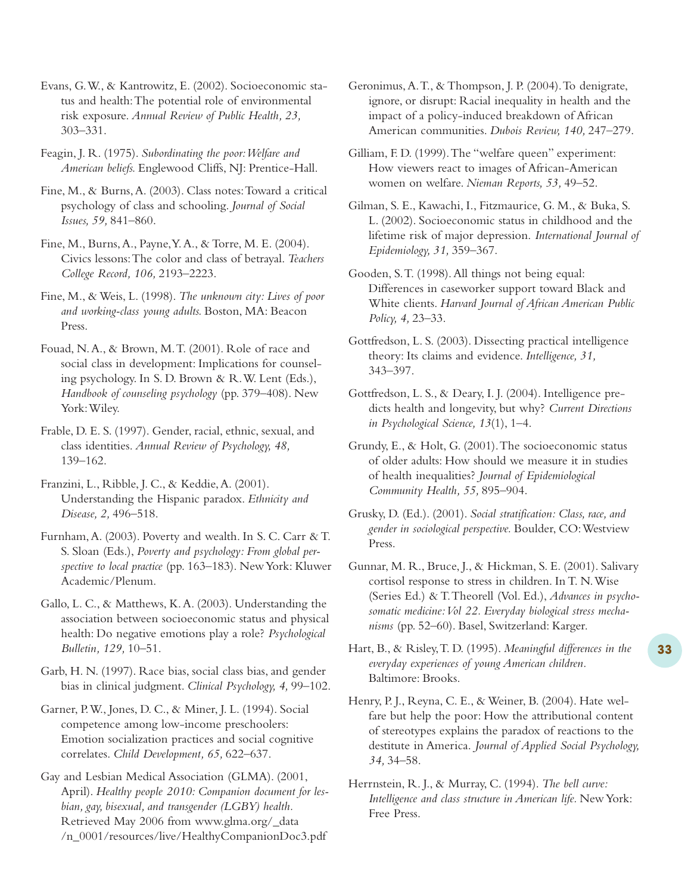Evans, G. W., & Kantrowitz, E. (2002). Socioeconomic status and health: The potential role of environmental risk exposure. *Annual Review of Public Health, 23,* 303–331.

Feagin, J. R. (1975). *Subordinating the poor: Welfare and American beliefs.* Englewood Cliffs, NJ: Prentice-Hall.

Fine, M., & Burns, A. (2003). Class notes: Toward a critical psychology of class and schooling. *Journal of Social Issues, 59,* 841–860.

Fine, M., Burns, A., Payne, Y. A., & Torre, M. E. (2004). Civics lessons: The color and class of betrayal. *Teachers College Record, 106,* 2193–2223.

Fine, M., & Weis, L. (1998). *The unknown city: Lives of poor and working-class young adults.* Boston, MA: Beacon Press.

Fouad, N. A., & Brown, M. T. (2001). Role of race and social class in development: Implications for counseling psychology. In S. D. Brown & R. W. Lent (Eds.), *Handbook of counseling psychology* (pp. 379–408). New York: Wiley.

Frable, D. E. S. (1997). Gender, racial, ethnic, sexual, and class identities. *Annual Review of Psychology, 48,* 139–162.

Franzini, L., Ribble, J. C., & Keddie, A. (2001). Understanding the Hispanic paradox. *Ethnicity and Disease, 2,* 496–518.

Furnham, A. (2003). Poverty and wealth. In S. C. Carr & T. S. Sloan (Eds.), *Poverty and psychology: From global perspective to local practice* (pp. 163–183). New York: Kluwer Academic/Plenum.

Gallo, L. C., & Matthews, K. A. (2003). Understanding the association between socioeconomic status and physical health: Do negative emotions play a role? *Psychological Bulletin, 129,* 10–51.

Garb, H. N. (1997). Race bias, social class bias, and gender bias in clinical judgment. *Clinical Psychology, 4,* 99–102.

Garner, P. W., Jones, D. C., & Miner, J. L. (1994). Social competence among low-income preschoolers: Emotion socialization practices and social cognitive correlates. *Child Development, 65,* 622–637.

Gay and Lesbian Medical Association (GLMA). (2001, April). *Healthy people 2010: Companion document for lesbian, gay, bisexual, and transgender (LGBY) health.* Retrieved May 2006 from www.glma.org/_data/n_0001/resources/live/HealthyCompanionDoc3.pdf

Geronimus, A. T., & Thompson, J. P. (2004). To denigrate, ignore, or disrupt: Racial inequality in health and the impact of a policy-induced breakdown of African American communities. *Dubois Review, 140,* 247–279.

Gilliam, F. D. (1999). The "welfare queen" experiment: How viewers react to images of African-American women on welfare. *Nieman Reports, 53,* 49–52.

Gilman, S. E., Kawachi, I., Fitzmaurice, G. M., & Buka, S. L. (2002). Socioeconomic status in childhood and the lifetime risk of major depression. *International Journal of Epidemiology, 31,* 359–367.

Gooden, S. T. (1998). All things not being equal: Differences in caseworker support toward Black and White clients. *Harvard Journal of African American Public Policy, 4,* 23–33.

Gottfredson, L. S. (2003). Dissecting practical intelligence theory: Its claims and evidence. *Intelligence, 31,* 343–397.

Gottfredson, L. S., & Deary, I. J. (2004). Intelligence predicts health and longevity, but why? *Current Directions in Psychological Science, 13*(1), 1–4.

Grundy, E., & Holt, G. (2001). The socioeconomic status of older adults: How should we measure it in studies of health inequalities? *Journal of Epidemiological Community Health, 55,* 895–904.

Grusky, D. (Ed.). (2001). *Social stratification: Class, race, and gender in sociological perspective.* Boulder, CO: Westview Press.

Gunnar, M. R., Bruce, J., & Hickman, S. E. (2001). Salivary cortisol response to stress in children. In T. N. Wise (Series Ed.) & T. Theorell (Vol. Ed.), *Advances in psychosomatic medicine: Vol 22. Everyday biological stress mechanisms* (pp. 52–60). Basel, Switzerland: Karger.

Hart, B., & Risley, T. D. (1995). *Meaningful differences in the everyday experiences of young American children.* Baltimore: Brooks.

Henry, P. J., Reyna, C. E., & Weiner, B. (2004). Hate welfare but help the poor: How the attributional content of stereotypes explains the paradox of reactions to the destitute in America. *Journal of Applied Social Psychology, 34,* 34–58.

Herrnstein, R. J., & Murray, C. (1994). *The bell curve: Intelligence and class structure in American life.* New York: Free Press.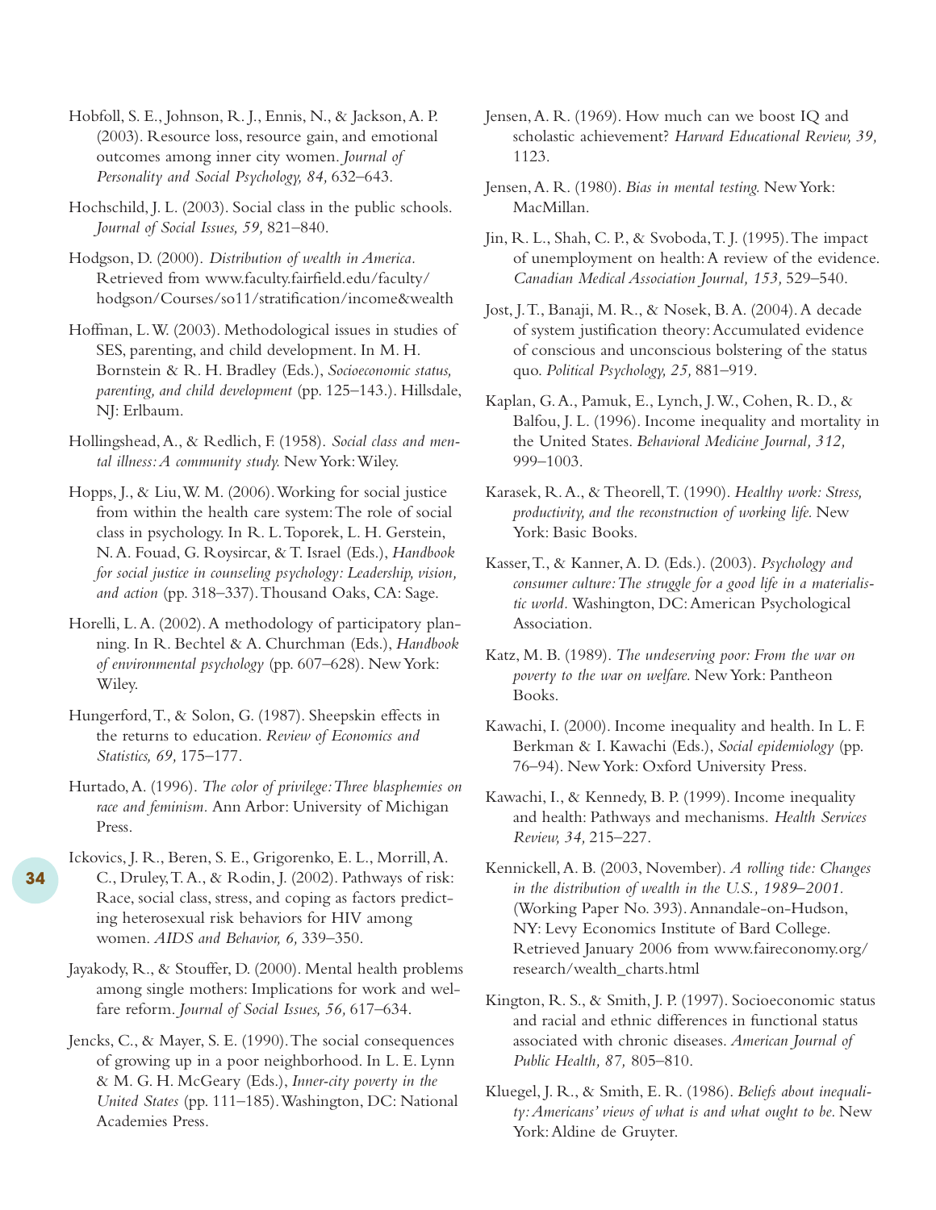Hobfoll, S. E., Johnson, R. J., Ennis, N., & Jackson, A. P. (2003). Resource loss, resource gain, and emotional outcomes among inner city women. *Journal of Personality and Social Psychology, 84,* 632–643.

Hochschild, J. L. (2003). Social class in the public schools. *Journal of Social Issues, 59,* 821–840.

Hodgson, D. (2000). *Distribution of wealth in America.* Retrieved from www.faculty.fairfield.edu/faculty/hodgson/Courses/so11/stratification/income&wealth

Hoffman, L. W. (2003). Methodological issues in studies of SES, parenting, and child development. In M. H. Bornstein & R. H. Bradley (Eds.), *Socioeconomic status, parenting, and child development* (pp. 125–143.). Hillsdale, NJ: Erlbaum.

Hollingshead, A., & Redlich, F. (1958). *Social class and mental illness: A community study.* New York: Wiley.

Hopps, J., & Liu, W. M. (2006). Working for social justice from within the health care system: The role of social class in psychology. In R. L. Toporek, L. H. Gerstein, N. A. Fouad, G. Roysircar, & T. Israel (Eds.), *Handbook for social justice in counseling psychology: Leadership, vision, and action* (pp. 318–337). Thousand Oaks, CA: Sage.

Horelli, L. A. (2002). A methodology of participatory planning. In R. Bechtel & A. Churchman (Eds.), *Handbook of environmental psychology* (pp. 607–628). New York: Wiley.

Hungerford, T., & Solon, G. (1987). Sheepskin effects in the returns to education. *Review of Economics and Statistics, 69,* 175–177.

Hurtado, A. (1996). *The color of privilege: Three blasphemies on race and feminism.* Ann Arbor: University of Michigan Press.

Ickovics, J. R., Beren, S. E., Grigorenko, E. L., Morrill, A. C., Druley, T. A., & Rodin, J. (2002). Pathways of risk: Race, social class, stress, and coping as factors predicting heterosexual risk behaviors for HIV among women. *AIDS and Behavior, 6,* 339–350.

Jayakody, R., & Stouffer, D. (2000). Mental health problems among single mothers: Implications for work and welfare reform. *Journal of Social Issues, 56,* 617–634.

Jencks, C., & Mayer, S. E. (1990). The social consequences of growing up in a poor neighborhood. In L. E. Lynn & M. G. H. McGeary (Eds.), *Inner-city poverty in the United States* (pp. 111–185). Washington, DC: National Academies Press.

Jensen, A. R. (1969). How much can we boost IQ and scholastic achievement? *Harvard Educational Review, 39,* 1123.

Jensen, A. R. (1980). *Bias in mental testing.* New York: MacMillan.

Jin, R. L., Shah, C. P., & Svoboda, T. J. (1995). The impact of unemployment on health: A review of the evidence. *Canadian Medical Association Journal, 153,* 529–540.

Jost, J. T., Banaji, M. R., & Nosek, B. A. (2004). A decade of system justification theory: Accumulated evidence of conscious and unconscious bolstering of the status quo. *Political Psychology, 25,* 881–919.

Kaplan, G. A., Pamuk, E., Lynch, J. W., Cohen, R. D., & Balfou, J. L. (1996). Income inequality and mortality in the United States. *Behavioral Medicine Journal, 312,* 999–1003.

Karasek, R. A., & Theorell, T. (1990). *Healthy work: Stress, productivity, and the reconstruction of working life.* New York: Basic Books.

Kasser, T., & Kanner, A. D. (Eds.). (2003). *Psychology and consumer culture: The struggle for a good life in a materialistic world.* Washington, DC: American Psychological Association.

Katz, M. B. (1989). *The undeserving poor: From the war on poverty to the war on welfare.* New York: Pantheon Books.

Kawachi, I. (2000). Income inequality and health. In L. F. Berkman & I. Kawachi (Eds.), *Social epidemiology* (pp. 76–94). New York: Oxford University Press.

Kawachi, I., & Kennedy, B. P. (1999). Income inequality and health: Pathways and mechanisms. *Health Services Review, 34,* 215–227.

Kennickell, A. B. (2003, November). *A rolling tide: Changes in the distribution of wealth in the U.S., 1989–2001.* (Working Paper No. 393). Annandale-on-Hudson, NY: Levy Economics Institute of Bard College. Retrieved January 2006 from www.faireconomy.org/research/wealth_charts.html

Kington, R. S., & Smith, J. P. (1997). Socioeconomic status and racial and ethnic differences in functional status associated with chronic diseases. *American Journal of Public Health, 87,* 805–810.

Kluegel, J. R., & Smith, E. R. (1986). *Beliefs about inequality: Americans' views of what is and what ought to be.* New York: Aldine de Gruyter.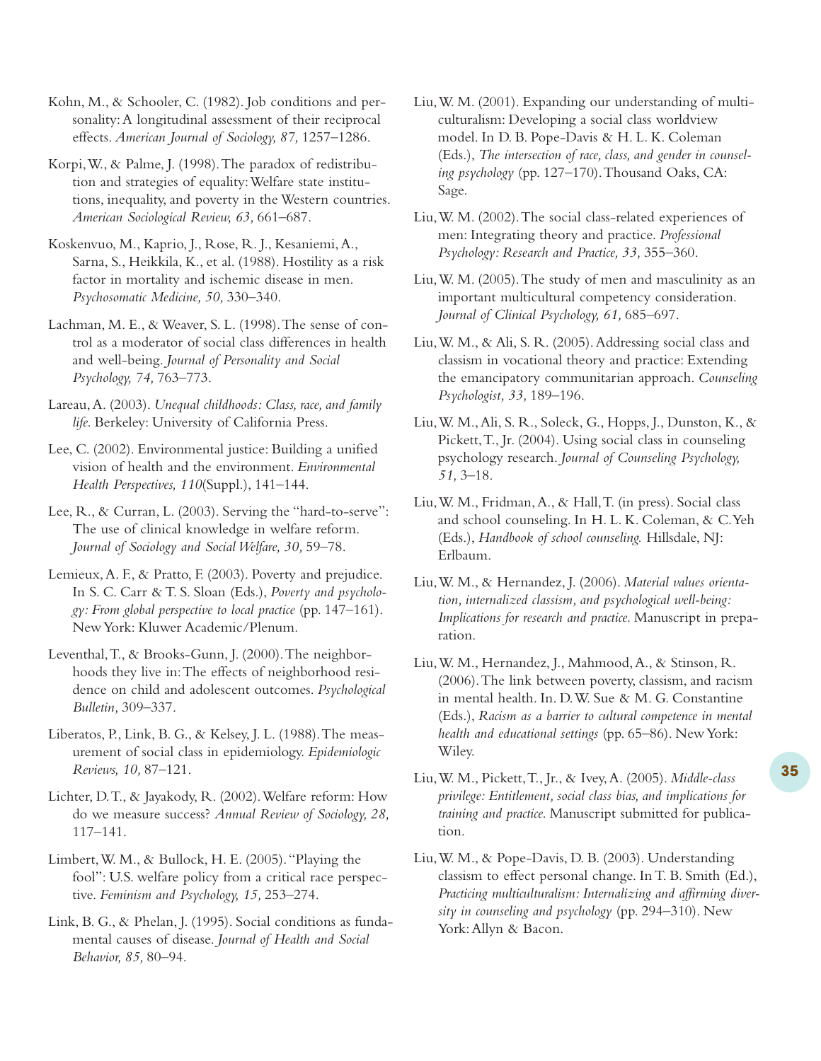Kohn, M., & Schooler, C. (1982). Job conditions and personality: A longitudinal assessment of their reciprocal effects. *American Journal of Sociology, 87,* 1257–1286.

Korpi, W., & Palme, J. (1998). The paradox of redistribution and strategies of equality: Welfare state institutions, inequality, and poverty in the Western countries. *American Sociological Review, 63,* 661–687.

Koskenvuo, M., Kaprio, J., Rose, R. J., Kesaniemi, A., Sarna, S., Heikkila, K., et al. (1988). Hostility as a risk factor in mortality and ischemic disease in men. *Psychosomatic Medicine, 50,* 330–340.

Lachman, M. E., & Weaver, S. L. (1998). The sense of control as a moderator of social class differences in health and well-being. *Journal of Personality and Social Psychology, 74,* 763–773.

Lareau, A. (2003). *Unequal childhoods: Class, race, and family life.* Berkeley: University of California Press.

Lee, C. (2002). Environmental justice: Building a unified vision of health and the environment. *Environmental Health Perspectives, 110*(Suppl.), 141–144.

Lee, R., & Curran, L. (2003). Serving the "hard-to-serve": The use of clinical knowledge in welfare reform. *Journal of Sociology and Social Welfare, 30,* 59–78.

Lemieux, A. F., & Pratto, F. (2003). Poverty and prejudice. In S. C. Carr & T. S. Sloan (Eds.), *Poverty and psychology: From global perspective to local practice* (pp. 147–161). New York: Kluwer Academic/Plenum.

Leventhal, T., & Brooks-Gunn, J. (2000). The neighborhoods they live in: The effects of neighborhood residence on child and adolescent outcomes. *Psychological Bulletin,* 309–337.

Liberatos, P., Link, B. G., & Kelsey, J. L. (1988). The measurement of social class in epidemiology. *Epidemiologic Reviews, 10,* 87–121.

Lichter, D. T., & Jayakody, R. (2002). Welfare reform: How do we measure success? *Annual Review of Sociology, 28,* 117–141.

Limbert, W. M., & Bullock, H. E. (2005). "Playing the fool": U.S. welfare policy from a critical race perspective. *Feminism and Psychology, 15,* 253–274.

Link, B. G., & Phelan, J. (1995). Social conditions as fundamental causes of disease. *Journal of Health and Social Behavior, 85,* 80–94.

Liu, W. M. (2001). Expanding our understanding of multiculturalism: Developing a social class worldview model. In D. B. Pope-Davis & H. L. K. Coleman (Eds.), *The intersection of race, class, and gender in counseling psychology* (pp. 127–170). Thousand Oaks, CA: Sage.

Liu, W. M. (2002). The social class-related experiences of men: Integrating theory and practice. *Professional Psychology: Research and Practice, 33,* 355–360.

Liu, W. M. (2005). The study of men and masculinity as an important multicultural competency consideration. *Journal of Clinical Psychology, 61,* 685–697.

Liu, W. M., & Ali, S. R. (2005). Addressing social class and classism in vocational theory and practice: Extending the emancipatory communitarian approach. *Counseling Psychologist, 33,* 189–196.

Liu, W. M., Ali, S. R., Soleck, G., Hopps, J., Dunston, K., & Pickett, T., Jr. (2004). Using social class in counseling psychology research. *Journal of Counseling Psychology, 51,* 3–18.

Liu, W. M., Fridman, A., & Hall, T. (in press). Social class and school counseling. In H. L. K. Coleman, & C. Yeh (Eds.), *Handbook of school counseling.* Hillsdale, NJ: Erlbaum.

Liu, W. M., & Hernandez, J. (2006). *Material values orientation, internalized classism, and psychological well-being: Implications for research and practice.* Manuscript in preparation.

Liu, W. M., Hernandez, J., Mahmood, A., & Stinson, R. (2006). The link between poverty, classism, and racism in mental health. In. D. W. Sue & M. G. Constantine (Eds.), *Racism as a barrier to cultural competence in mental health and educational settings* (pp. 65–86). New York: Wiley.

Liu, W. M., Pickett, T., Jr., & Ivey, A. (2005). *Middle-class privilege: Entitlement, social class bias, and implications for training and practice.* Manuscript submitted for publication.

Liu, W. M., & Pope-Davis, D. B. (2003). Understanding classism to effect personal change. In T. B. Smith (Ed.), *Practicing multiculturalism: Internalizing and affirming diversity in counseling and psychology* (pp. 294–310). New York: Allyn & Bacon.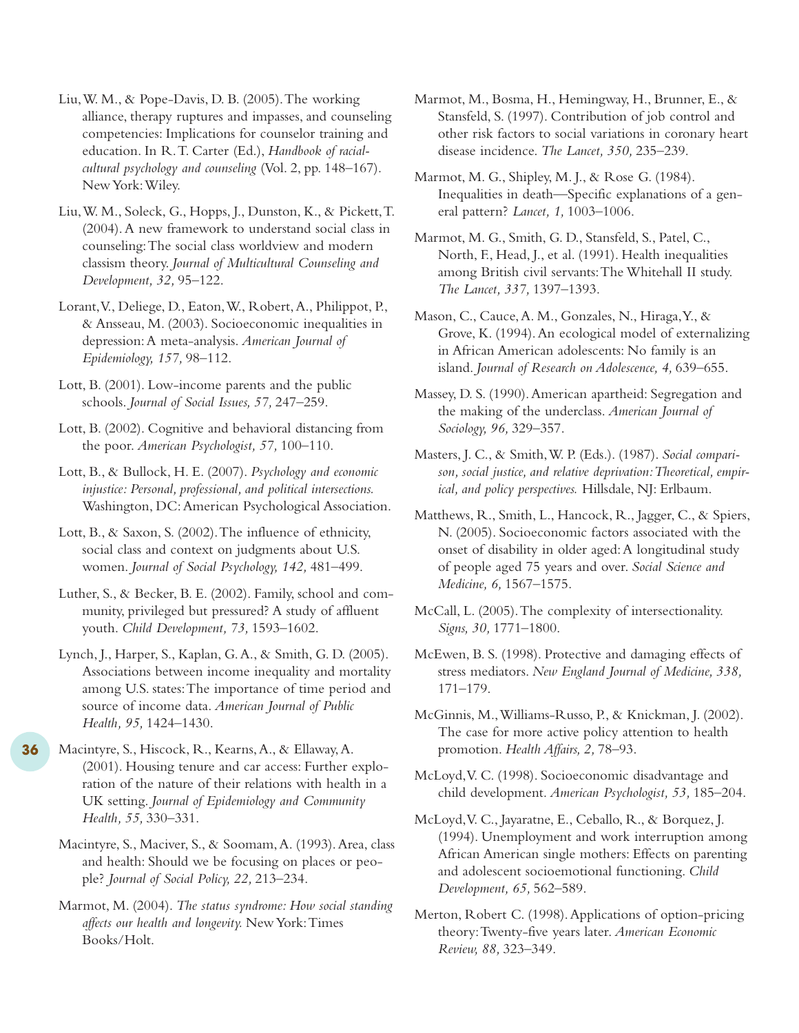Liu, W. M., & Pope-Davis, D. B. (2005). The working alliance, therapy ruptures and impasses, and counseling competencies: Implications for counselor training and education. In R. T. Carter (Ed.), *Handbook of racial-cultural psychology and counseling* (Vol. 2, pp. 148–167). New York: Wiley.

Liu, W. M., Soleck, G., Hopps, J., Dunston, K., & Pickett, T. (2004). A new framework to understand social class in counseling: The social class worldview and modern classism theory. *Journal of Multicultural Counseling and Development, 32,* 95–122.

Lorant, V., Deliege, D., Eaton, W., Robert, A., Philippot, P., & Ansseau, M. (2003). Socioeconomic inequalities in depression: A meta-analysis. *American Journal of Epidemiology, 157,* 98–112.

Lott, B. (2001). Low-income parents and the public schools. *Journal of Social Issues, 57,* 247–259.

Lott, B. (2002). Cognitive and behavioral distancing from the poor. *American Psychologist, 57,* 100–110.

Lott, B., & Bullock, H. E. (2007). *Psychology and economic injustice: Personal, professional, and political intersections.* Washington, DC: American Psychological Association.

Lott, B., & Saxon, S. (2002). The influence of ethnicity, social class and context on judgments about U.S. women. *Journal of Social Psychology, 142,* 481–499.

Luther, S., & Becker, B. E. (2002). Family, school and community, privileged but pressured? A study of affluent youth. *Child Development, 73,* 1593–1602.

Lynch, J., Harper, S., Kaplan, G. A., & Smith, G. D. (2005). Associations between income inequality and mortality among U.S. states: The importance of time period and source of income data. *American Journal of Public Health, 95,* 1424–1430.

Macintyre, S., Hiscock, R., Kearns, A., & Ellaway, A. (2001). Housing tenure and car access: Further exploration of the nature of their relations with health in a UK setting. *Journal of Epidemiology and Community Health, 55,* 330–331.

Macintyre, S., Maciver, S., & Soomam, A. (1993). Area, class and health: Should we be focusing on places or people? *Journal of Social Policy, 22,* 213–234.

Marmot, M. (2004). *The status syndrome: How social standing affects our health and longevity.* New York: Times Books/Holt.

Marmot, M., Bosma, H., Hemingway, H., Brunner, E., & Stansfeld, S. (1997). Contribution of job control and other risk factors to social variations in coronary heart disease incidence. *The Lancet, 350,* 235–239.

Marmot, M. G., Shipley, M. J., & Rose G. (1984). Inequalities in death—Specific explanations of a general pattern? *Lancet, 1,* 1003–1006.

Marmot, M. G., Smith, G. D., Stansfeld, S., Patel, C., North, F., Head, J., et al. (1991). Health inequalities among British civil servants: The Whitehall II study. *The Lancet, 337,* 1397–1393.

Mason, C., Cauce, A. M., Gonzales, N., Hiraga, Y., & Grove, K. (1994). An ecological model of externalizing in African American adolescents: No family is an island. *Journal of Research on Adolescence, 4,* 639–655.

Massey, D. S. (1990). American apartheid: Segregation and the making of the underclass. *American Journal of Sociology, 96,* 329–357.

Masters, J. C., & Smith, W. P. (Eds.). (1987). *Social comparison, social justice, and relative deprivation: Theoretical, empirical, and policy perspectives.* Hillsdale, NJ: Erlbaum.

Matthews, R., Smith, L., Hancock, R., Jagger, C., & Spiers, N. (2005). Socioeconomic factors associated with the onset of disability in older aged: A longitudinal study of people aged 75 years and over. *Social Science and Medicine, 6,* 1567–1575.

McCall, L. (2005). The complexity of intersectionality. *Signs, 30,* 1771–1800.

McEwen, B. S. (1998). Protective and damaging effects of stress mediators. *New England Journal of Medicine, 338,* 171–179.

McGinnis, M., Williams-Russo, P., & Knickman, J. (2002). The case for more active policy attention to health promotion. *Health Affairs, 2,* 78–93.

McLoyd, V. C. (1998). Socioeconomic disadvantage and child development. *American Psychologist, 53,* 185–204.

McLoyd, V. C., Jayaratne, E., Ceballo, R., & Borquez, J. (1994). Unemployment and work interruption among African American single mothers: Effects on parenting and adolescent socioemotional functioning. *Child Development, 65,* 562–589.

Merton, Robert C. (1998). Applications of option-pricing theory: Twenty-five years later. *American Economic Review, 88,* 323–349.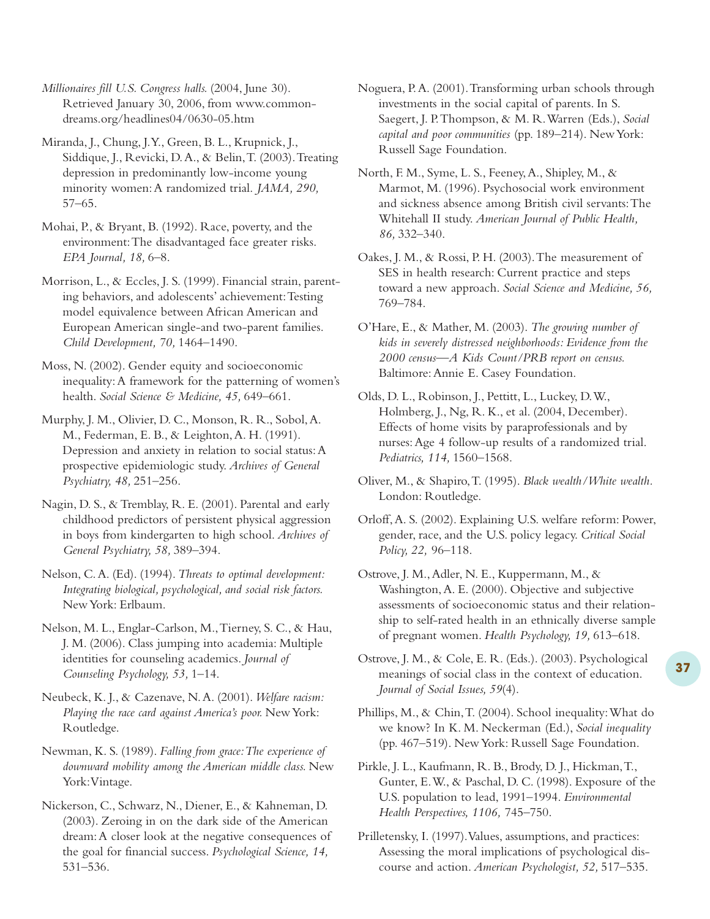*Millionaires fill U.S. Congress halls.* (2004, June 30). Retrieved January 30, 2006, from www.commondreams.org/headlines04/0630-05.htm

Miranda, J., Chung, J. Y., Green, B. L., Krupnick, J., Siddique, J., Revicki, D. A., & Belin, T. (2003). Treating depression in predominantly low-income young minority women: A randomized trial. *JAMA, 290,* 57–65.

Mohai, P., & Bryant, B. (1992). Race, poverty, and the environment: The disadvantaged face greater risks. *EPA Journal, 18,* 6–8.

Morrison, L., & Eccles, J. S. (1999). Financial strain, parenting behaviors, and adolescents' achievement: Testing model equivalence between African American and European American single-and two-parent families. *Child Development, 70,* 1464–1490.

Moss, N. (2002). Gender equity and socioeconomic inequality: A framework for the patterning of women's health. *Social Science & Medicine, 45,* 649–661.

Murphy, J. M., Olivier, D. C., Monson, R. R., Sobol, A. M., Federman, E. B., & Leighton, A. H. (1991). Depression and anxiety in relation to social status: A prospective epidemiologic study. *Archives of General Psychiatry, 48,* 251–256.

Nagin, D. S., & Tremblay, R. E. (2001). Parental and early childhood predictors of persistent physical aggression in boys from kindergarten to high school. *Archives of General Psychiatry, 58,* 389–394.

Nelson, C. A. (Ed). (1994). *Threats to optimal development: Integrating biological, psychological, and social risk factors.* New York: Erlbaum.

Nelson, M. L., Englar-Carlson, M., Tierney, S. C., & Hau, J. M. (2006). Class jumping into academia: Multiple identities for counseling academics. *Journal of Counseling Psychology, 53,* 1–14.

Neubeck, K. J., & Cazenave, N. A. (2001). *Welfare racism: Playing the race card against America's poor.* New York: Routledge.

Newman, K. S. (1989). *Falling from grace: The experience of downward mobility among the American middle class.* New York: Vintage.

Nickerson, C., Schwarz, N., Diener, E., & Kahneman, D. (2003). Zeroing in on the dark side of the American dream: A closer look at the negative consequences of the goal for financial success. *Psychological Science, 14,* 531–536.

Noguera, P. A. (2001). Transforming urban schools through investments in the social capital of parents. In S. Saegert, J. P. Thompson, & M. R. Warren (Eds.), *Social capital and poor communities* (pp. 189–214). New York: Russell Sage Foundation.

North, F. M., Syme, L. S., Feeney, A., Shipley, M., & Marmot, M. (1996). Psychosocial work environment and sickness absence among British civil servants: The Whitehall II study. *American Journal of Public Health, 86,* 332–340.

Oakes, J. M., & Rossi, P. H. (2003). The measurement of SES in health research: Current practice and steps toward a new approach. *Social Science and Medicine, 56,* 769–784.

O'Hare, E., & Mather, M. (2003). *The growing number of kids in severely distressed neighborhoods: Evidence from the 2000 census—A Kids Count/PRB report on census.* Baltimore: Annie E. Casey Foundation.

Olds, D. L., Robinson, J., Pettitt, L., Luckey, D. W., Holmberg, J., Ng, R. K., et al. (2004, December). Effects of home visits by paraprofessionals and by nurses: Age 4 follow-up results of a randomized trial. *Pediatrics, 114,* 1560–1568.

Oliver, M., & Shapiro, T. (1995). *Black wealth/White wealth.* London: Routledge.

Orloff, A. S. (2002). Explaining U.S. welfare reform: Power, gender, race, and the U.S. policy legacy. *Critical Social Policy, 22,* 96–118.

Ostrove, J. M., Adler, N. E., Kuppermann, M., & Washington, A. E. (2000). Objective and subjective assessments of socioeconomic status and their relationship to self-rated health in an ethnically diverse sample of pregnant women. *Health Psychology, 19,* 613–618.

Ostrove, J. M., & Cole, E. R. (Eds.). (2003). Psychological meanings of social class in the context of education. *Journal of Social Issues, 59*(4).

Phillips, M., & Chin, T. (2004). School inequality: What do we know? In K. M. Neckerman (Ed.), *Social inequality* (pp. 467–519). New York: Russell Sage Foundation.

Pirkle, J. L., Kaufmann, R. B., Brody, D. J., Hickman, T., Gunter, E. W., & Paschal, D. C. (1998). Exposure of the U.S. population to lead, 1991–1994. *Environmental Health Perspectives, 1106,* 745–750.

Prilletensky, I. (1997). Values, assumptions, and practices: Assessing the moral implications of psychological discourse and action. *American Psychologist, 52,* 517–535.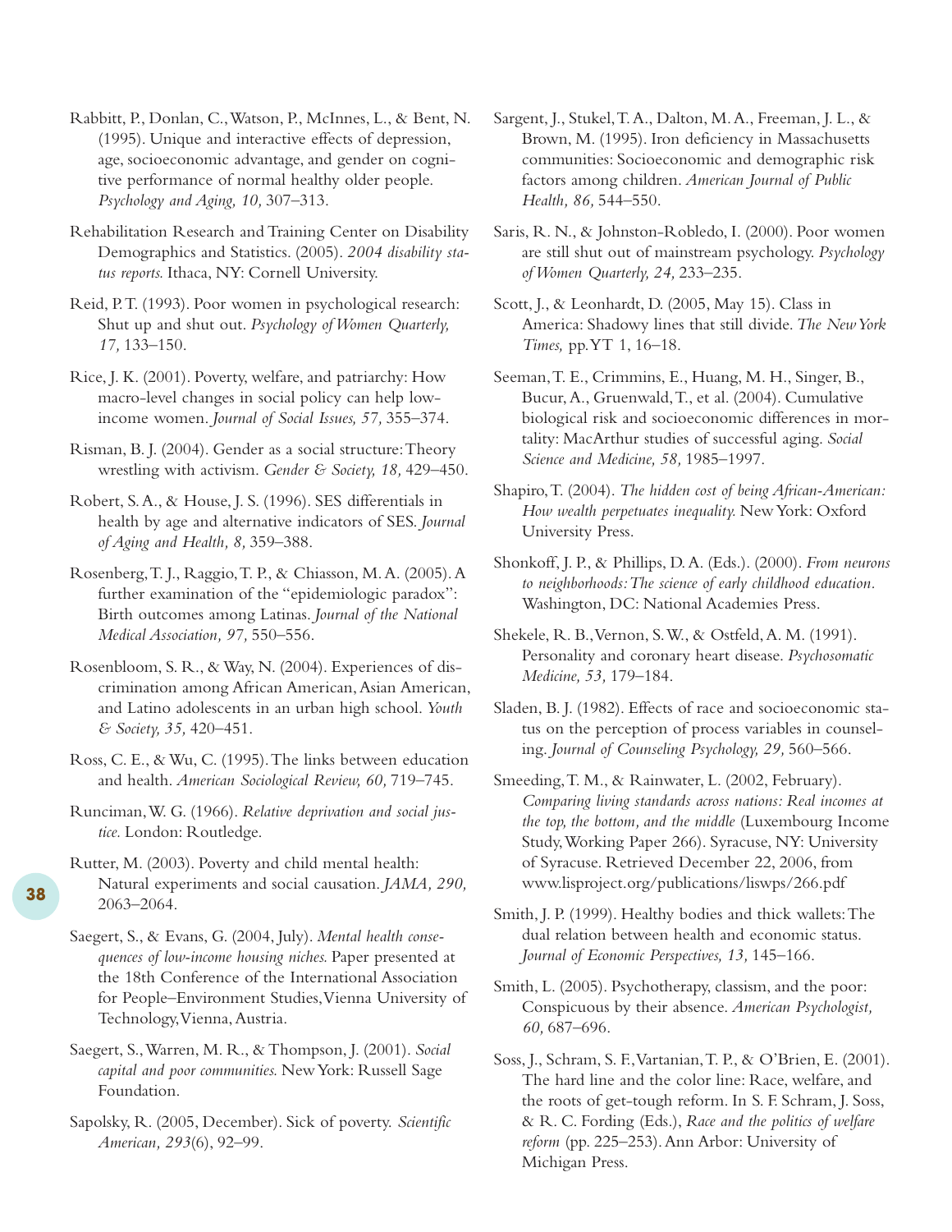Rabbitt, P., Donlan, C., Watson, P., McInnes, L., & Bent, N. (1995). Unique and interactive effects of depression, age, socioeconomic advantage, and gender on cognitive performance of normal healthy older people. *Psychology and Aging, 10,* 307–313.

Rehabilitation Research and Training Center on Disability Demographics and Statistics. (2005). *2004 disability status reports.* Ithaca, NY: Cornell University.

Reid, P. T. (1993). Poor women in psychological research: Shut up and shut out. *Psychology of Women Quarterly, 17,* 133–150.

Rice, J. K. (2001). Poverty, welfare, and patriarchy: How macro-level changes in social policy can help low-income women. *Journal of Social Issues, 57,* 355–374.

Risman, B. J. (2004). Gender as a social structure: Theory wrestling with activism. *Gender & Society, 18,* 429–450.

Robert, S. A., & House, J. S. (1996). SES differentials in health by age and alternative indicators of SES. *Journal of Aging and Health, 8,* 359–388.

Rosenberg, T. J., Raggio, T. P., & Chiasson, M. A. (2005). A further examination of the "epidemiologic paradox": Birth outcomes among Latinas. *Journal of the National Medical Association, 97,* 550–556.

Rosenbloom, S. R., & Way, N. (2004). Experiences of discrimination among African American, Asian American, and Latino adolescents in an urban high school. *Youth & Society, 35,* 420–451.

Ross, C. E., & Wu, C. (1995). The links between education and health. *American Sociological Review, 60,* 719–745.

Runciman, W. G. (1966). *Relative deprivation and social justice.* London: Routledge.

Rutter, M. (2003). Poverty and child mental health: Natural experiments and social causation. *JAMA, 290,* 2063–2064.

Saegert, S., & Evans, G. (2004, July). *Mental health consequences of low-income housing niches.* Paper presented at the 18th Conference of the International Association for People–Environment Studies, Vienna University of Technology, Vienna, Austria.

Saegert, S., Warren, M. R., & Thompson, J. (2001). *Social capital and poor communities.* New York: Russell Sage Foundation.

Sapolsky, R. (2005, December). Sick of poverty. *Scientific American, 293*(6), 92–99.

Sargent, J., Stukel, T. A., Dalton, M. A., Freeman, J. L., & Brown, M. (1995). Iron deficiency in Massachusetts communities: Socioeconomic and demographic risk factors among children. *American Journal of Public Health, 86,* 544–550.

Saris, R. N., & Johnston-Robledo, I. (2000). Poor women are still shut out of mainstream psychology. *Psychology of Women Quarterly, 24,* 233–235.

Scott, J., & Leonhardt, D. (2005, May 15). Class in America: Shadowy lines that still divide. *The New York Times,* pp. YT 1, 16–18.

Seeman, T. E., Crimmins, E., Huang, M. H., Singer, B., Bucur, A., Gruenwald, T., et al. (2004). Cumulative biological risk and socioeconomic differences in mortality: MacArthur studies of successful aging. *Social Science and Medicine, 58,* 1985–1997.

Shapiro, T. (2004). *The hidden cost of being African-American: How wealth perpetuates inequality.* New York: Oxford University Press.

Shonkoff, J. P., & Phillips, D. A. (Eds.). (2000). *From neurons to neighborhoods: The science of early childhood education.* Washington, DC: National Academies Press.

Shekele, R. B., Vernon, S. W., & Ostfeld, A. M. (1991). Personality and coronary heart disease. *Psychosomatic Medicine, 53,* 179–184.

Sladen, B. J. (1982). Effects of race and socioeconomic status on the perception of process variables in counseling. *Journal of Counseling Psychology, 29,* 560–566.

Smeeding, T. M., & Rainwater, L. (2002, February). *Comparing living standards across nations: Real incomes at the top, the bottom, and the middle* (Luxembourg Income Study, Working Paper 266). Syracuse, NY: University of Syracuse. Retrieved December 22, 2006, from www.lisproject.org/publications/liswps/266.pdf

Smith, J. P. (1999). Healthy bodies and thick wallets: The dual relation between health and economic status. *Journal of Economic Perspectives, 13,* 145–166.

Smith, L. (2005). Psychotherapy, classism, and the poor: Conspicuous by their absence. *American Psychologist, 60,* 687–696.

Soss, J., Schram, S. F., Vartanian, T. P., & O'Brien, E. (2001). The hard line and the color line: Race, welfare, and the roots of get-tough reform. In S. F. Schram, J. Soss, & R. C. Fording (Eds.), *Race and the politics of welfare reform* (pp. 225–253). Ann Arbor: University of Michigan Press.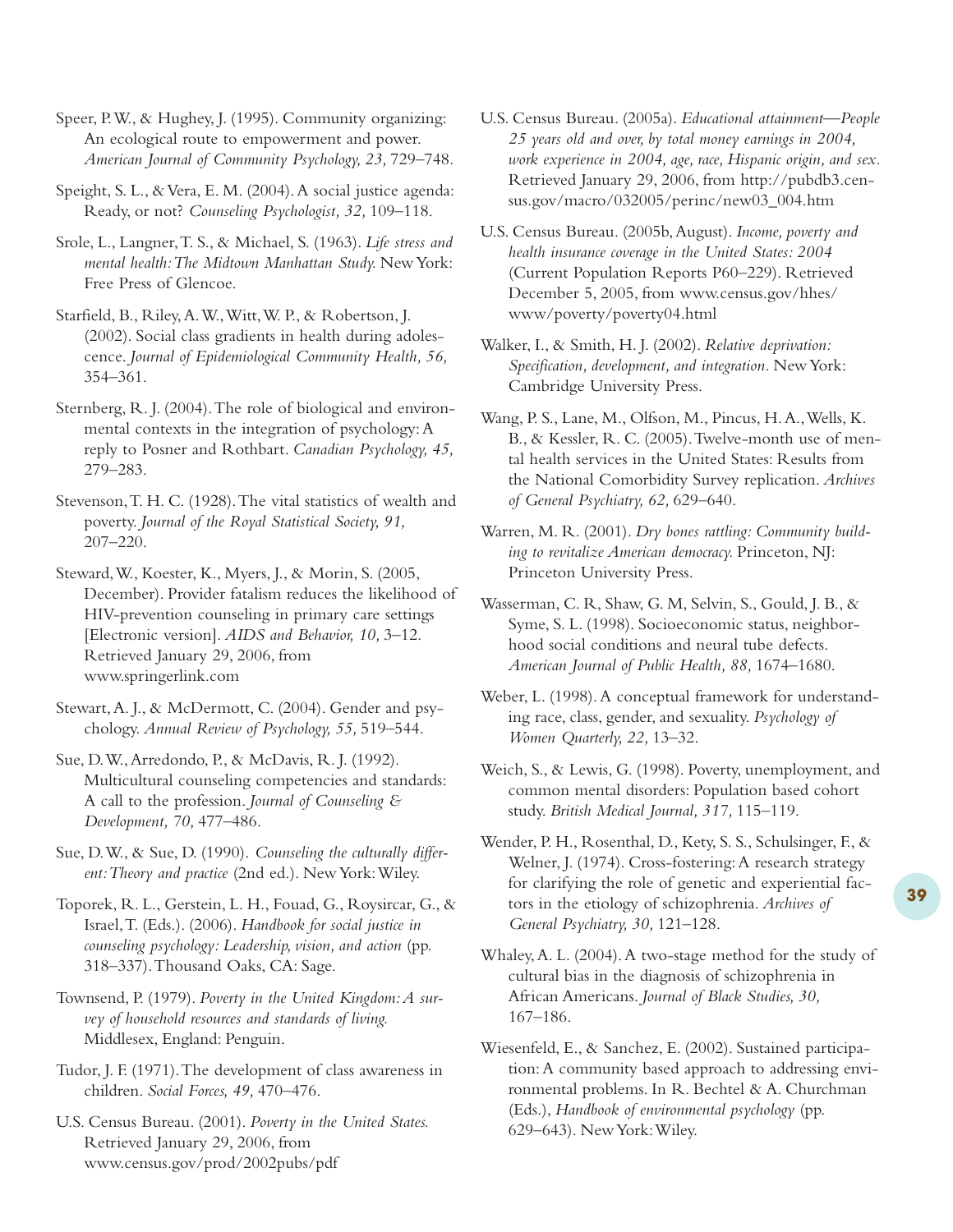Speer, P. W., & Hughey, J. (1995). Community organizing: An ecological route to empowerment and power. *American Journal of Community Psychology, 23,* 729–748.

Speight, S. L., & Vera, E. M. (2004). A social justice agenda: Ready, or not? *Counseling Psychologist, 32,* 109–118.

Srole, L., Langner, T. S., & Michael, S. (1963). *Life stress and mental health: The Midtown Manhattan Study.* New York: Free Press of Glencoe.

Starfield, B., Riley, A. W., Witt, W. P., & Robertson, J. (2002). Social class gradients in health during adolescence. *Journal of Epidemiological Community Health, 56,* 354–361.

Sternberg, R. J. (2004). The role of biological and environmental contexts in the integration of psychology: A reply to Posner and Rothbart. *Canadian Psychology, 45,* 279–283.

Stevenson, T. H. C. (1928). The vital statistics of wealth and poverty. *Journal of the Royal Statistical Society, 91,* 207–220.

Steward, W., Koester, K., Myers, J., & Morin, S. (2005, December). Provider fatalism reduces the likelihood of HIV-prevention counseling in primary care settings [Electronic version]. *AIDS and Behavior, 10,* 3–12. Retrieved January 29, 2006, from www.springerlink.com

Stewart, A. J., & McDermott, C. (2004). Gender and psychology. *Annual Review of Psychology, 55,* 519–544.

Sue, D. W., Arredondo, P., & McDavis, R. J. (1992). Multicultural counseling competencies and standards: A call to the profession. *Journal of Counseling & Development, 70,* 477–486.

Sue, D. W., & Sue, D. (1990). *Counseling the culturally different: Theory and practice* (2nd ed.). New York: Wiley.

Toporek, R. L., Gerstein, L. H., Fouad, G., Roysircar, G., & Israel, T. (Eds.). (2006). *Handbook for social justice in counseling psychology: Leadership, vision, and action* (pp. 318–337). Thousand Oaks, CA: Sage.

Townsend, P. (1979). *Poverty in the United Kingdom: A survey of household resources and standards of living.* Middlesex, England: Penguin.

Tudor, J. F. (1971). The development of class awareness in children. *Social Forces, 49,* 470–476.

U.S. Census Bureau. (2001). *Poverty in the United States.* Retrieved January 29, 2006, from www.census.gov/prod/2002pubs/pdf

U.S. Census Bureau. (2005a). *Educational attainment—People 25 years old and over, by total money earnings in 2004, work experience in 2004, age, race, Hispanic origin, and sex.* Retrieved January 29, 2006, from http://pubdb3.census.gov/macro/032005/perinc/new03_004.htm

U.S. Census Bureau. (2005b, August). *Income, poverty and health insurance coverage in the United States: 2004* (Current Population Reports P60–229). Retrieved December 5, 2005, from www.census.gov/hhes/www/poverty/poverty04.html

Walker, I., & Smith, H. J. (2002). *Relative deprivation: Specification, development, and integration.* New York: Cambridge University Press.

Wang, P. S., Lane, M., Olfson, M., Pincus, H. A., Wells, K. B., & Kessler, R. C. (2005). Twelve-month use of mental health services in the United States: Results from the National Comorbidity Survey replication. *Archives of General Psychiatry, 62,* 629–640.

Warren, M. R. (2001). *Dry bones rattling: Community building to revitalize American democracy.* Princeton, NJ: Princeton University Press.

Wasserman, C. R, Shaw, G. M, Selvin, S., Gould, J. B., & Syme, S. L. (1998). Socioeconomic status, neighborhood social conditions and neural tube defects. *American Journal of Public Health, 88,* 1674–1680.

Weber, L. (1998). A conceptual framework for understanding race, class, gender, and sexuality. *Psychology of Women Quarterly, 22,* 13–32.

Weich, S., & Lewis, G. (1998). Poverty, unemployment, and common mental disorders: Population based cohort study. *British Medical Journal, 317,* 115–119.

Wender, P. H., Rosenthal, D., Kety, S. S., Schulsinger, F., & Welner, J. (1974). Cross-fostering: A research strategy for clarifying the role of genetic and experiential factors in the etiology of schizophrenia. *Archives of General Psychiatry, 30,* 121–128.

Whaley, A. L. (2004). A two-stage method for the study of cultural bias in the diagnosis of schizophrenia in African Americans. *Journal of Black Studies, 30,* 167–186.

Wiesenfeld, E., & Sanchez, E. (2002). Sustained participation: A community based approach to addressing environmental problems. In R. Bechtel & A. Churchman (Eds.), *Handbook of environmental psychology* (pp. 629–643). New York: Wiley.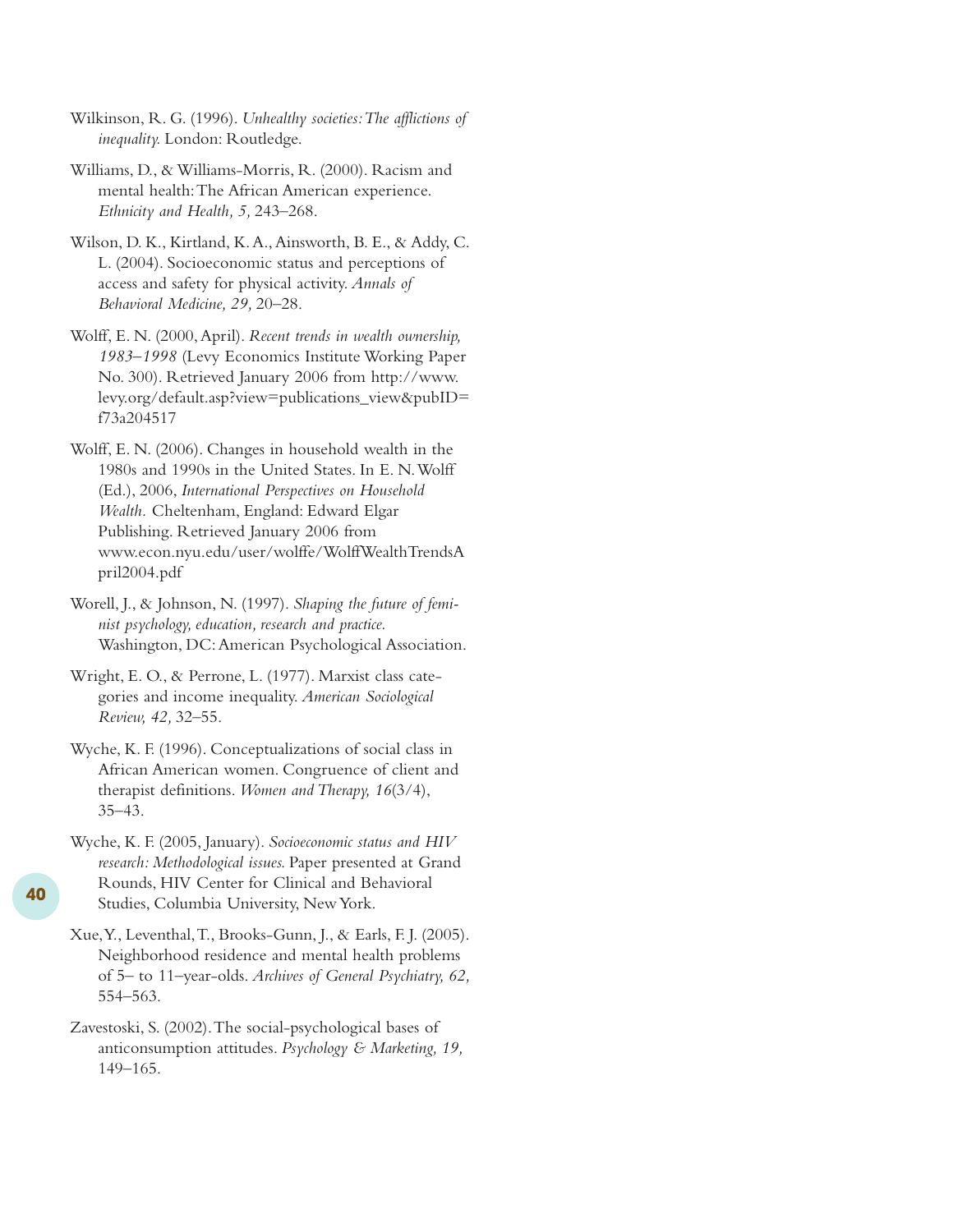Wilkinson, R. G. (1996). *Unhealthy societies: The afflictions of inequality.* London: Routledge.

Williams, D., & Williams-Morris, R. (2000). Racism and mental health: The African American experience. *Ethnicity and Health, 5,* 243–268.

Wilson, D. K., Kirtland, K. A., Ainsworth, B. E., & Addy, C. L. (2004). Socioeconomic status and perceptions of access and safety for physical activity. *Annals of Behavioral Medicine, 29,* 20–28.

Wolff, E. N. (2000, April). *Recent trends in wealth ownership, 1983–1998* (Levy Economics Institute Working Paper No. 300). Retrieved January 2006 from http://www.levy.org/default.asp?view=publications_view&pubID=f73a204517

Wolff, E. N. (2006). Changes in household wealth in the 1980s and 1990s in the United States. In E. N. Wolff (Ed.), 2006, *International Perspectives on Household Wealth.* Cheltenham, England: Edward Elgar Publishing. Retrieved January 2006 from www.econ.nyu.edu/user/wolffe/WolffWealthTrendsApril2004.pdf

Worell, J., & Johnson, N. (1997). *Shaping the future of feminist psychology, education, research and practice.* Washington, DC: American Psychological Association.

Wright, E. O., & Perrone, L. (1977). Marxist class categories and income inequality. *American Sociological Review, 42,* 32–55.

Wyche, K. F. (1996). Conceptualizations of social class in African American women. Congruence of client and therapist definitions. *Women and Therapy, 16*(3/4), 35–43.

Wyche, K. F. (2005, January). *Socioeconomic status and HIV research: Methodological issues.* Paper presented at Grand Rounds, HIV Center for Clinical and Behavioral Studies, Columbia University, New York.

Xue, Y., Leventhal, T., Brooks-Gunn, J., & Earls, F. J. (2005). Neighborhood residence and mental health problems of 5– to 11–year-olds. *Archives of General Psychiatry, 62,* 554–563.

Zavestoski, S. (2002). The social-psychological bases of anticonsumption attitudes. *Psychology & Marketing, 19,* 149–165.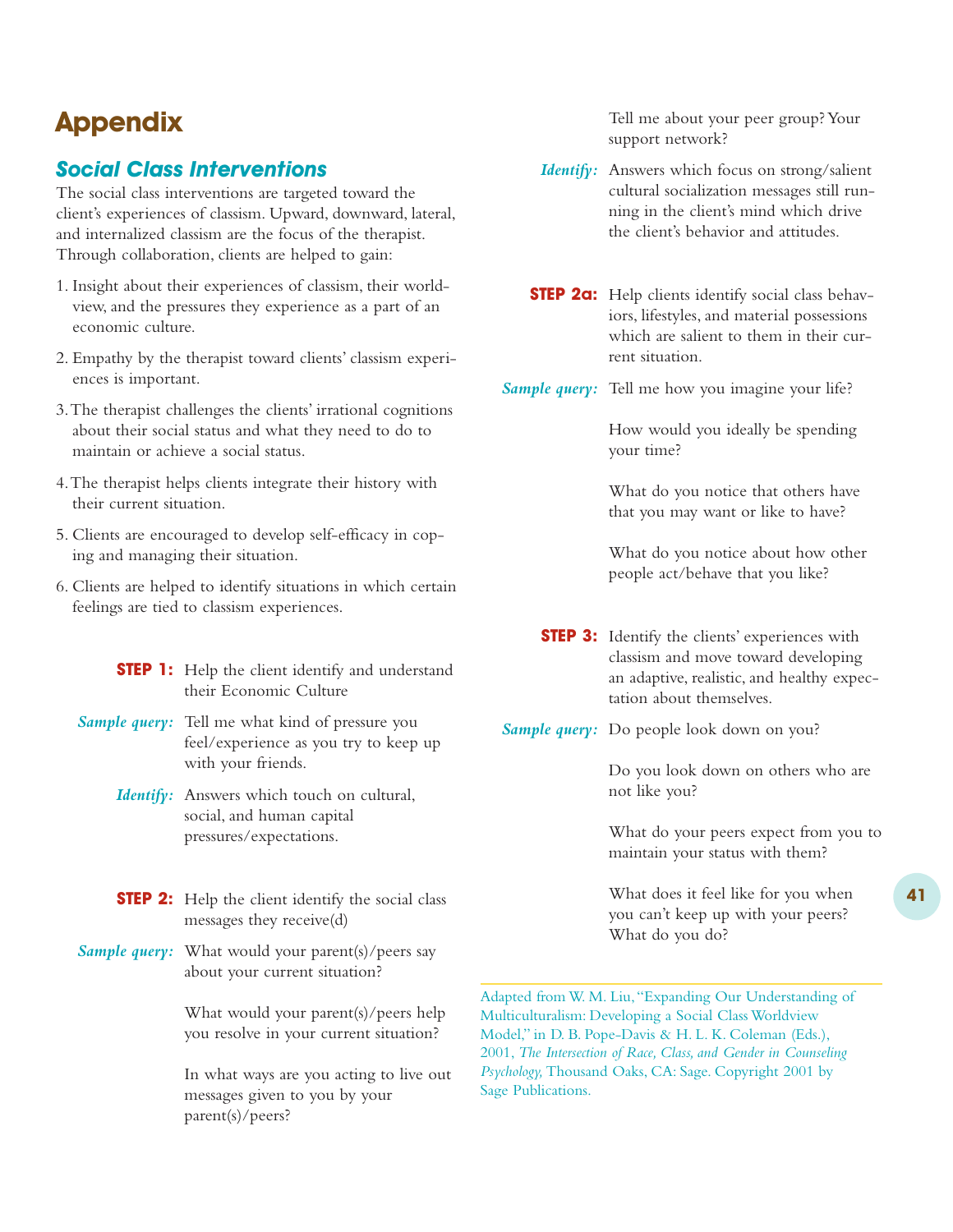# Appendix

## *Social Class Interventions*

The social class interventions are targeted toward the client's experiences of classism. Upward, downward, lateral, and internalized classism are the focus of the therapist. Through collaboration, clients are helped to gain:

1. Insight about their experiences of classism, their worldview, and the pressures they experience as a part of an economic culture.
2. Empathy by the therapist toward clients' classism experiences is important.
3. The therapist challenges the clients' irrational cognitions about their social status and what they need to do to maintain or achieve a social status.
4. The therapist helps clients integrate their history with their current situation.
5. Clients are encouraged to develop self-efficacy in coping and managing their situation.
6. Clients are helped to identify situations in which certain feelings are tied to classism experiences.

**STEP 1:** Help the client identify and understand their Economic Culture

*Sample query:* Tell me what kind of pressure you feel/experience as you try to keep up with your friends.

*Identify:* Answers which touch on cultural, social, and human capital pressures/expectations.

**STEP 2:** Help the client identify the social class messages they receive(d)

*Sample query:* What would your parent(s)/peers say about your current situation?

What would your parent(s)/peers help you resolve in your current situation?

In what ways are you acting to live out messages given to you by your parent(s)/peers?

Tell me about your peer group? Your support network?

*Identify:* Answers which focus on strong/salient cultural socialization messages still running in the client's mind which drive the client's behavior and attitudes.

**STEP 2a:** Help clients identify social class behaviors, lifestyles, and material possessions which are salient to them in their current situation.

*Sample query:* Tell me how you imagine your life?

How would you ideally be spending your time?

What do you notice that others have that you may want or like to have?

What do you notice about how other people act/behave that you like?

**STEP 3:** Identify the clients' experiences with classism and move toward developing an adaptive, realistic, and healthy expectation about themselves.

*Sample query:* Do people look down on you?

Do you look down on others who are not like you?

What do your peers expect from you to maintain your status with them?

What does it feel like for you when you can't keep up with your peers? What do you do?

Adapted from W. M. Liu, "Expanding Our Understanding of Multiculturalism: Developing a Social Class Worldview Model," in D. B. Pope-Davis & H. L. K. Coleman (Eds.), 2001, *The Intersection of Race, Class, and Gender in Counseling Psychology,* Thousand Oaks, CA: Sage. Copyright 2001 by Sage Publications.